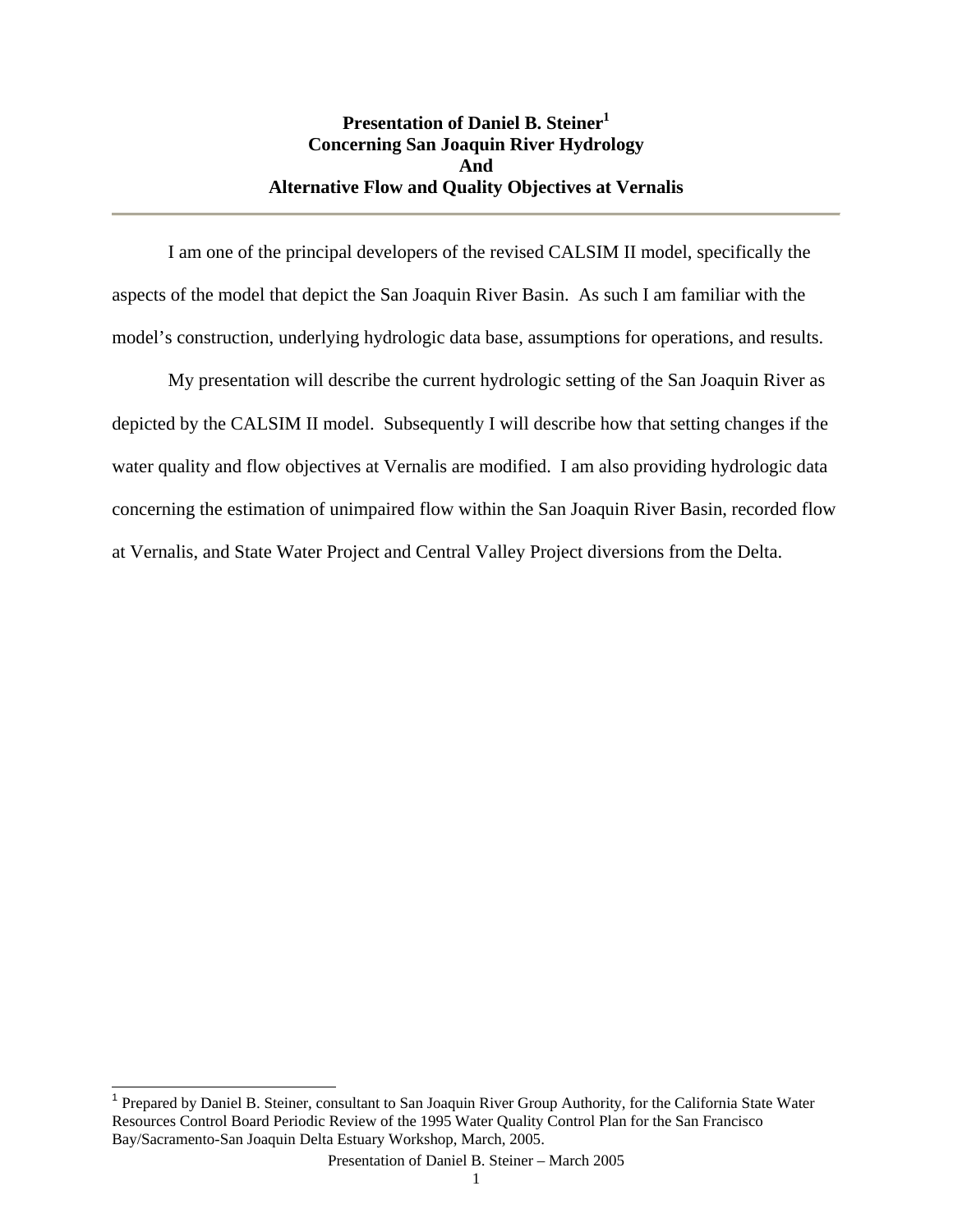# Presentation of Daniel B. Steiner[1] Concerning San Joaquin River Hydrology And Alternative Flow and Quality Objectives at Vernalis

---

I am one of the principal developers of the revised CALSIM II model, specifically the aspects of the model that depict the San Joaquin River Basin. As such I am familiar with the model's construction, underlying hydrologic data base, assumptions for operations, and results.

My presentation will describe the current hydrologic setting of the San Joaquin River as depicted by the CALSIM II model. Subsequently I will describe how that setting changes if the water quality and flow objectives at Vernalis are modified. I am also providing hydrologic data concerning the estimation of unimpaired flow within the San Joaquin River Basin, recorded flow at Vernalis, and State Water Project and Central Valley Project diversions from the Delta.

---

[1] Prepared by Daniel B. Steiner, consultant to San Joaquin River Group Authority, for the California State Water Resources Control Board Periodic Review of the 1995 Water Quality Control Plan for the San Francisco Bay/Sacramento-San Joaquin Delta Estuary Workshop, March, 2005.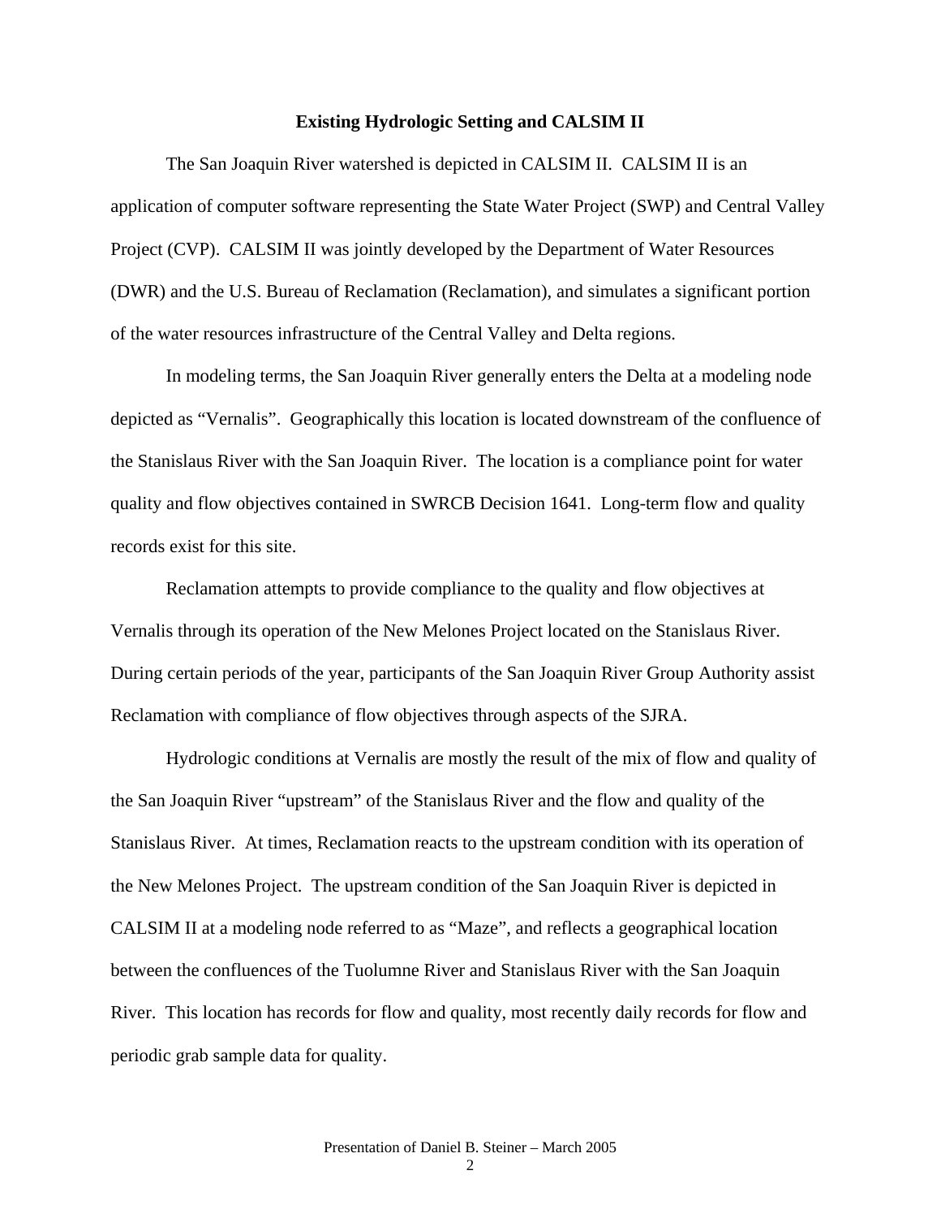## Existing Hydrologic Setting and CALSIM II

The San Joaquin River watershed is depicted in CALSIM II. CALSIM II is an application of computer software representing the State Water Project (SWP) and Central Valley Project (CVP). CALSIM II was jointly developed by the Department of Water Resources (DWR) and the U.S. Bureau of Reclamation (Reclamation), and simulates a significant portion of the water resources infrastructure of the Central Valley and Delta regions.

In modeling terms, the San Joaquin River generally enters the Delta at a modeling node depicted as "Vernalis". Geographically this location is located downstream of the confluence of the Stanislaus River with the San Joaquin River. The location is a compliance point for water quality and flow objectives contained in SWRCB Decision 1641. Long-term flow and quality records exist for this site.

Reclamation attempts to provide compliance to the quality and flow objectives at Vernalis through its operation of the New Melones Project located on the Stanislaus River. During certain periods of the year, participants of the San Joaquin River Group Authority assist Reclamation with compliance of flow objectives through aspects of the SJRA.

Hydrologic conditions at Vernalis are mostly the result of the mix of flow and quality of the San Joaquin River "upstream" of the Stanislaus River and the flow and quality of the Stanislaus River. At times, Reclamation reacts to the upstream condition with its operation of the New Melones Project. The upstream condition of the San Joaquin River is depicted in CALSIM II at a modeling node referred to as "Maze", and reflects a geographical location between the confluences of the Tuolumne River and Stanislaus River with the San Joaquin River. This location has records for flow and quality, most recently daily records for flow and periodic grab sample data for quality.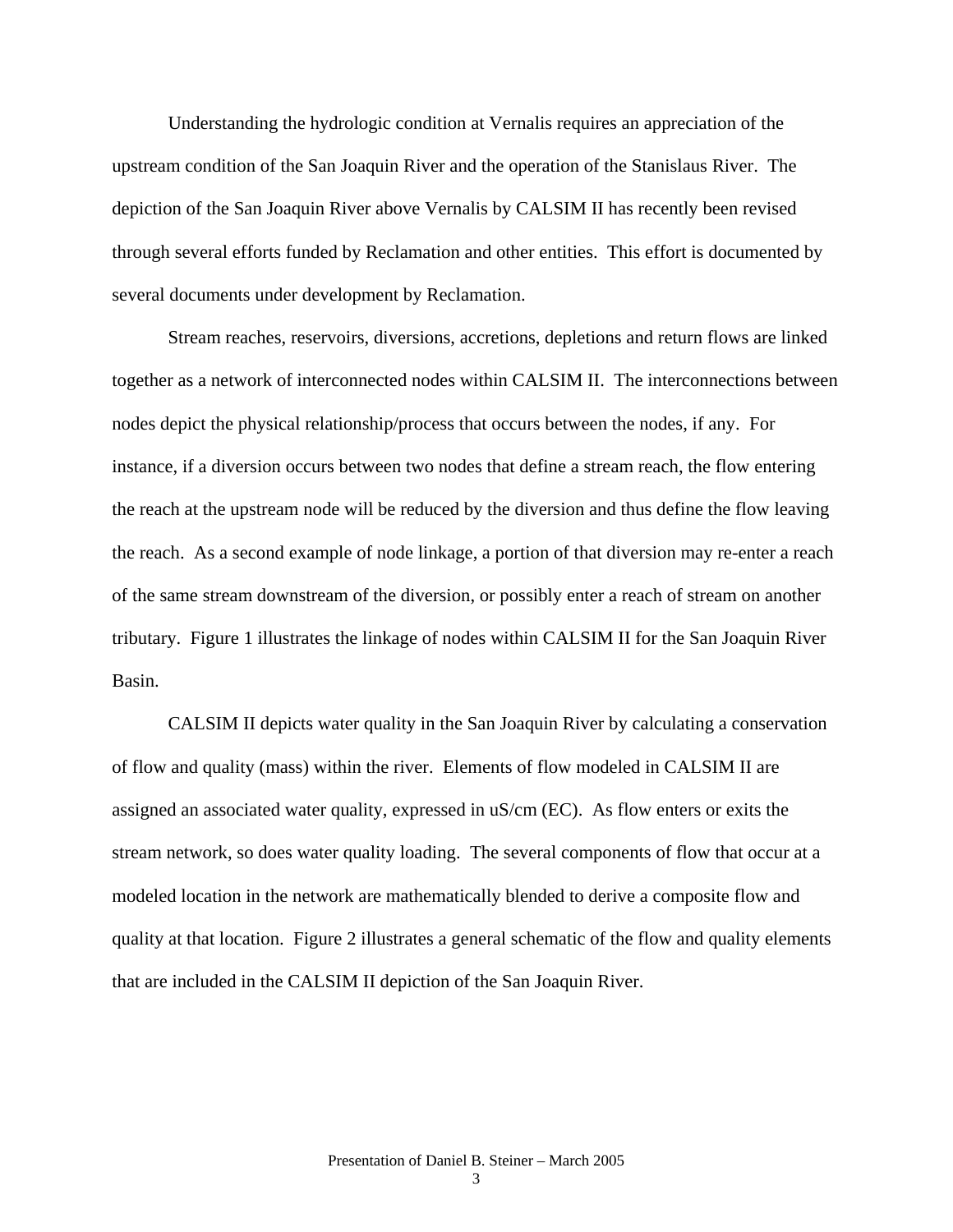Understanding the hydrologic condition at Vernalis requires an appreciation of the upstream condition of the San Joaquin River and the operation of the Stanislaus River. The depiction of the San Joaquin River above Vernalis by CALSIM II has recently been revised through several efforts funded by Reclamation and other entities. This effort is documented by several documents under development by Reclamation.

Stream reaches, reservoirs, diversions, accretions, depletions and return flows are linked together as a network of interconnected nodes within CALSIM II. The interconnections between nodes depict the physical relationship/process that occurs between the nodes, if any. For instance, if a diversion occurs between two nodes that define a stream reach, the flow entering the reach at the upstream node will be reduced by the diversion and thus define the flow leaving the reach. As a second example of node linkage, a portion of that diversion may re-enter a reach of the same stream downstream of the diversion, or possibly enter a reach of stream on another tributary. Figure 1 illustrates the linkage of nodes within CALSIM II for the San Joaquin River Basin.

CALSIM II depicts water quality in the San Joaquin River by calculating a conservation of flow and quality (mass) within the river. Elements of flow modeled in CALSIM II are assigned an associated water quality, expressed in uS/cm (EC). As flow enters or exits the stream network, so does water quality loading. The several components of flow that occur at a modeled location in the network are mathematically blended to derive a composite flow and quality at that location. Figure 2 illustrates a general schematic of the flow and quality elements that are included in the CALSIM II depiction of the San Joaquin River.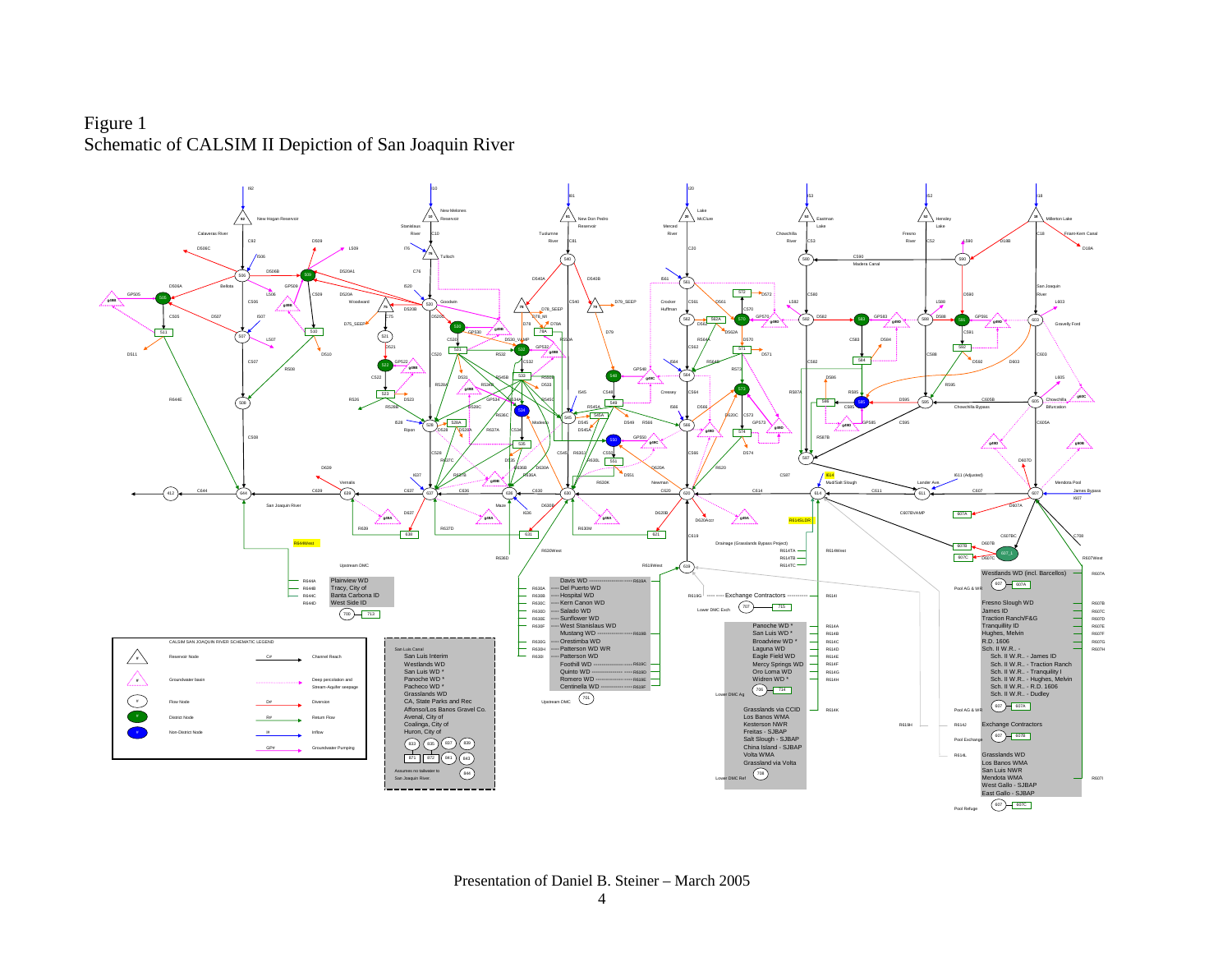# Figure 1
## Schematic of CALSIM II Depiction of San Joaquin River

Presentation of Daniel B. Steiner – March 2005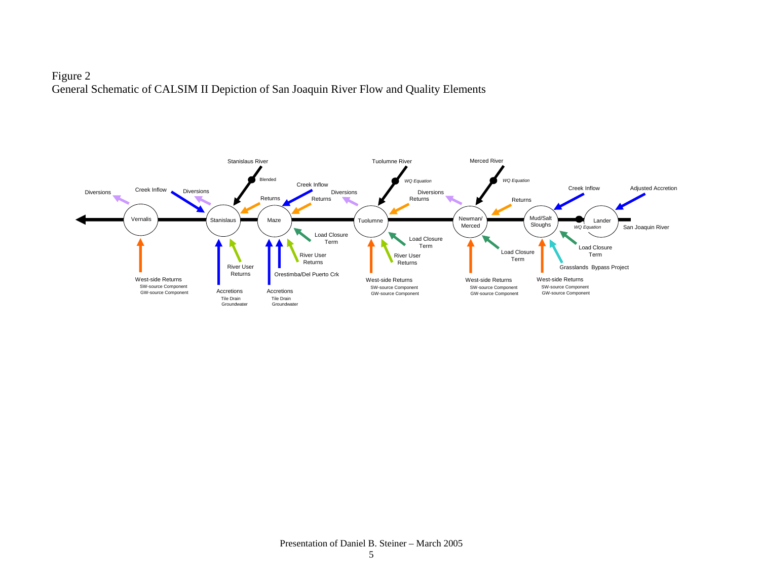Figure 2
General Schematic of CALSIM II Depiction of San Joaquin River Flow and Quality Elements

Vernalis, Stanislaus, Maze, Tuolumne, Newman/Merced, Mud/Salt Sloughs, Lander

Diversions; Creek Inflow; Stanislaus River (Blended); Returns; Tuolumne River (WQ Equation); Merced River (WQ Equation); Adjusted Accretion; San Joaquin River (WQ Equation); Load Closure Term; River User Returns; Orestimba/Del Puerto Crk; Grasslands Bypass Project

West-side Returns: SW-source Component, GW-source Component

Accretions: Tile Drain, Groundwater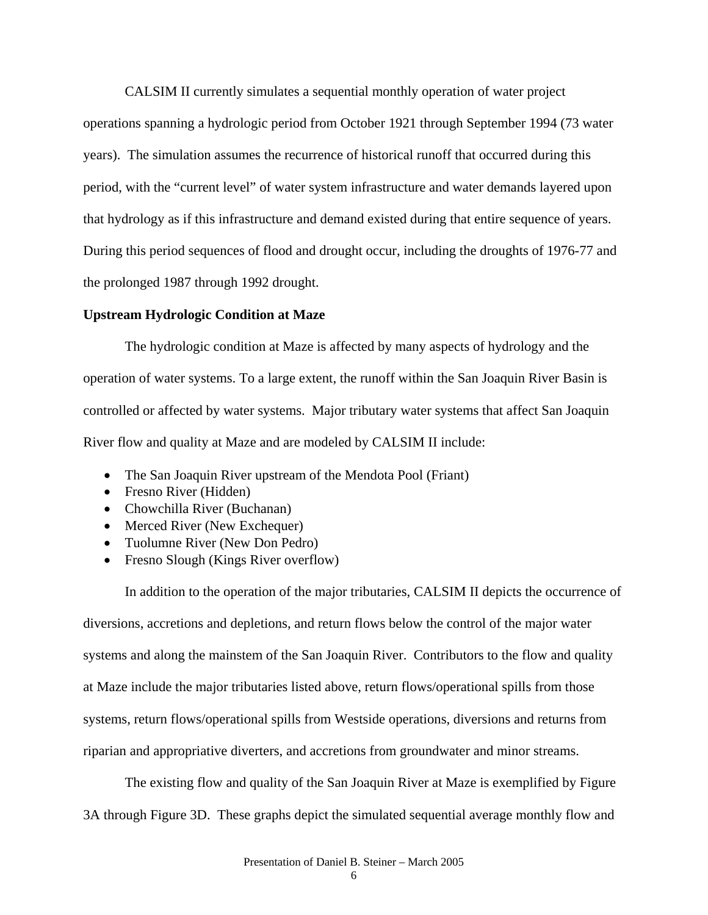CALSIM II currently simulates a sequential monthly operation of water project operations spanning a hydrologic period from October 1921 through September 1994 (73 water years). The simulation assumes the recurrence of historical runoff that occurred during this period, with the "current level" of water system infrastructure and water demands layered upon that hydrology as if this infrastructure and demand existed during that entire sequence of years. During this period sequences of flood and drought occur, including the droughts of 1976-77 and the prolonged 1987 through 1992 drought.

**Upstream Hydrologic Condition at Maze**

The hydrologic condition at Maze is affected by many aspects of hydrology and the operation of water systems. To a large extent, the runoff within the San Joaquin River Basin is controlled or affected by water systems. Major tributary water systems that affect San Joaquin River flow and quality at Maze and are modeled by CALSIM II include:

- The San Joaquin River upstream of the Mendota Pool (Friant)
- Fresno River (Hidden)
- Chowchilla River (Buchanan)
- Merced River (New Exchequer)
- Tuolumne River (New Don Pedro)
- Fresno Slough (Kings River overflow)

In addition to the operation of the major tributaries, CALSIM II depicts the occurrence of diversions, accretions and depletions, and return flows below the control of the major water systems and along the mainstem of the San Joaquin River. Contributors to the flow and quality at Maze include the major tributaries listed above, return flows/operational spills from those systems, return flows/operational spills from Westside operations, diversions and returns from riparian and appropriative diverters, and accretions from groundwater and minor streams.

The existing flow and quality of the San Joaquin River at Maze is exemplified by Figure 3A through Figure 3D. These graphs depict the simulated sequential average monthly flow and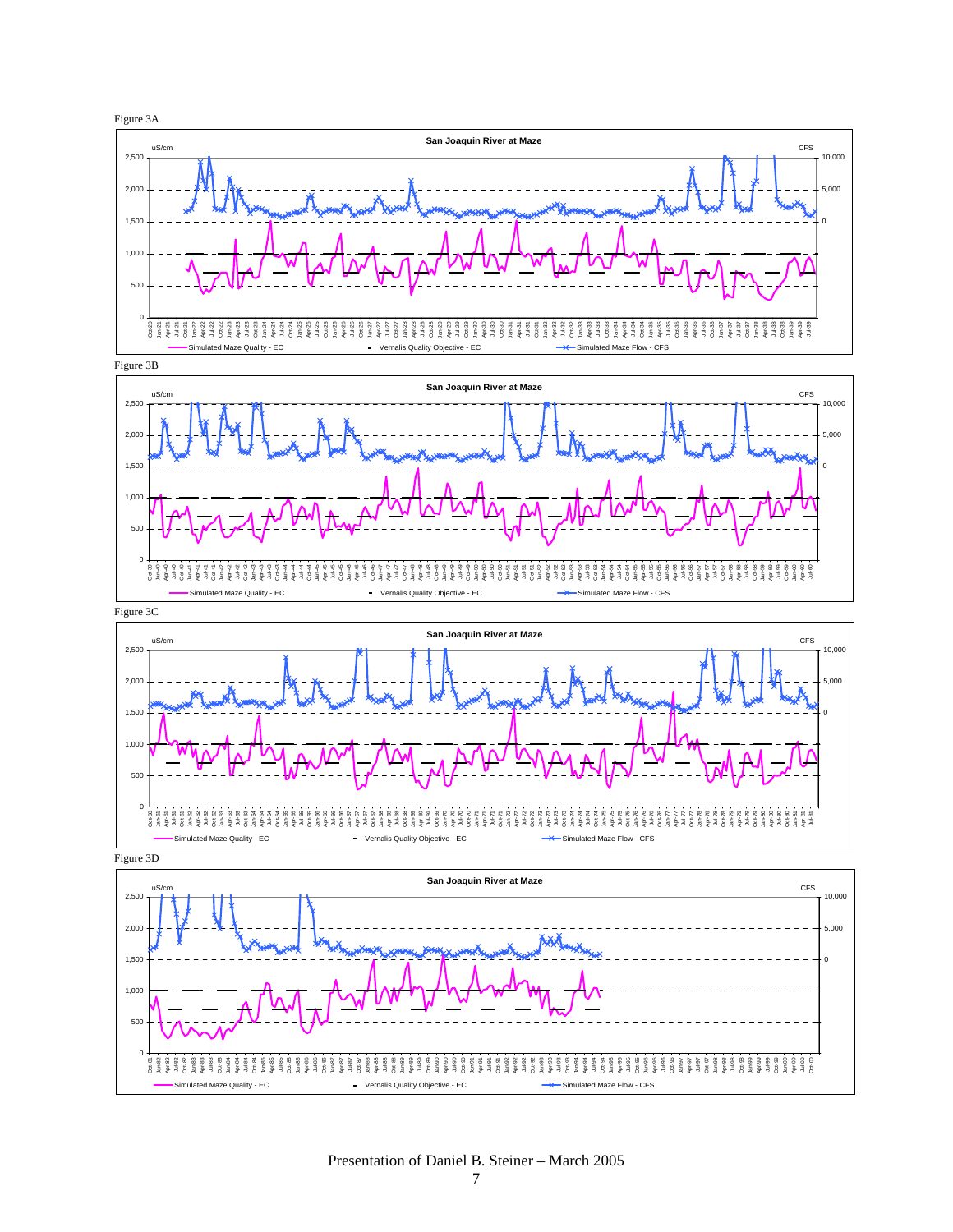Figure 3A

**San Joaquin River at Maze**

uS/cm | CFS

Legend: Simulated Maze Quality - EC; Vernalis Quality Objective - EC; Simulated Maze Flow - CFS

Figure 3B

**San Joaquin River at Maze**

uS/cm | CFS

Legend: Simulated Maze Quality - EC; Vernalis Quality Objective - EC; Simulated Maze Flow - CFS

Figure 3C

**San Joaquin River at Maze**

uS/cm | CFS

Legend: Simulated Maze Quality - EC; Vernalis Quality Objective - EC; Simulated Maze Flow - CFS

Figure 3D

**San Joaquin River at Maze**

uS/cm | CFS

Legend: Simulated Maze Quality - EC; Vernalis Quality Objective - EC; Simulated Maze Flow - CFS

Presentation of Daniel B. Steiner – March 2005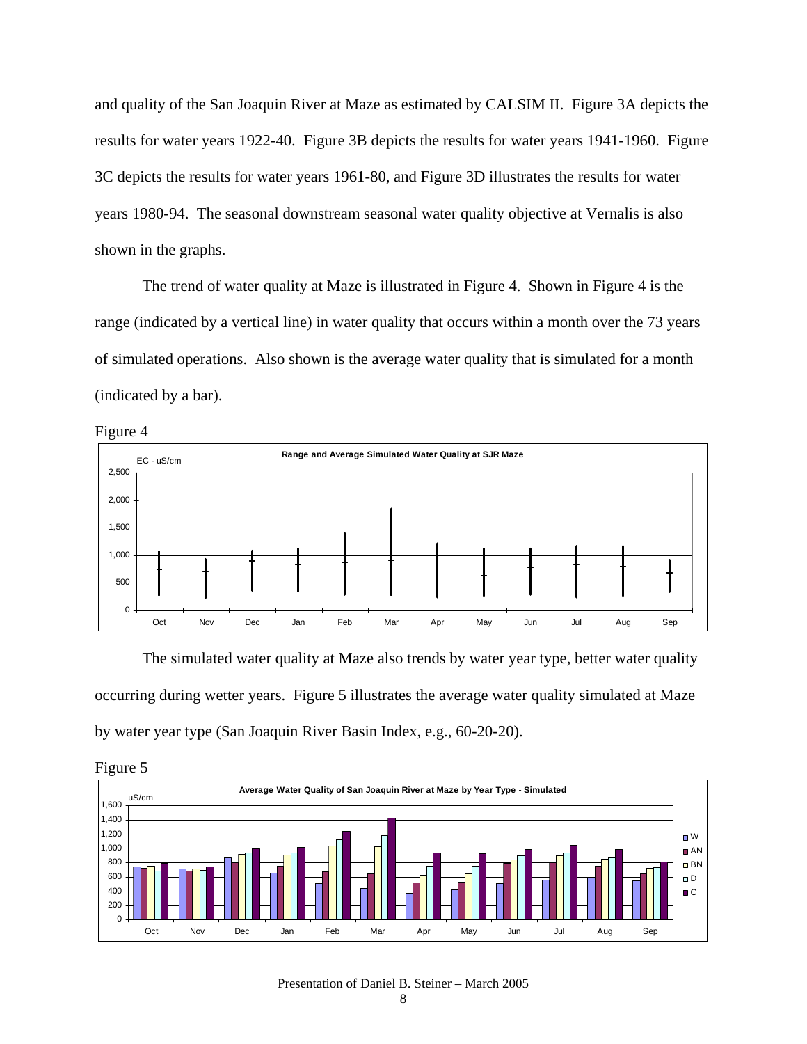and quality of the San Joaquin River at Maze as estimated by CALSIM II. Figure 3A depicts the results for water years 1922-40. Figure 3B depicts the results for water years 1941-1960. Figure 3C depicts the results for water years 1961-80, and Figure 3D illustrates the results for water years 1980-94. The seasonal downstream seasonal water quality objective at Vernalis is also shown in the graphs.

The trend of water quality at Maze is illustrated in Figure 4. Shown in Figure 4 is the range (indicated by a vertical line) in water quality that occurs within a month over the 73 years of simulated operations. Also shown is the average water quality that is simulated for a month (indicated by a bar).

Figure 4

The simulated water quality at Maze also trends by water year type, better water quality occurring during wetter years. Figure 5 illustrates the average water quality simulated at Maze by water year type (San Joaquin River Basin Index, e.g., 60-20-20).

Figure 5

Presentation of Daniel B. Steiner – March 2005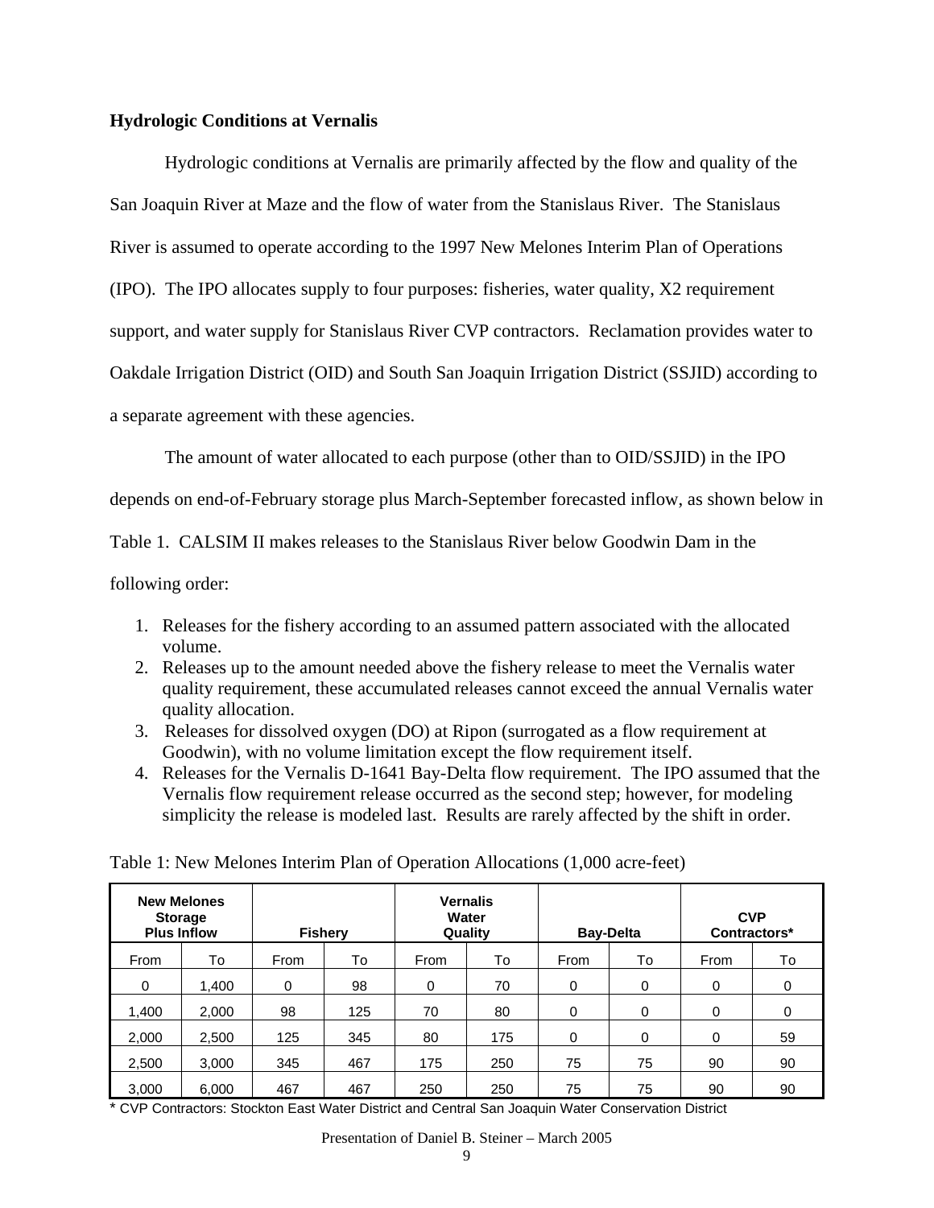**Hydrologic Conditions at Vernalis**

Hydrologic conditions at Vernalis are primarily affected by the flow and quality of the San Joaquin River at Maze and the flow of water from the Stanislaus River. The Stanislaus River is assumed to operate according to the 1997 New Melones Interim Plan of Operations (IPO). The IPO allocates supply to four purposes: fisheries, water quality, X2 requirement support, and water supply for Stanislaus River CVP contractors. Reclamation provides water to Oakdale Irrigation District (OID) and South San Joaquin Irrigation District (SSJID) according to a separate agreement with these agencies.

The amount of water allocated to each purpose (other than to OID/SSJID) in the IPO depends on end-of-February storage plus March-September forecasted inflow, as shown below in Table 1. CALSIM II makes releases to the Stanislaus River below Goodwin Dam in the following order:

1. Releases for the fishery according to an assumed pattern associated with the allocated volume.
2. Releases up to the amount needed above the fishery release to meet the Vernalis water quality requirement, these accumulated releases cannot exceed the annual Vernalis water quality allocation.
3. Releases for dissolved oxygen (DO) at Ripon (surrogated as a flow requirement at Goodwin), with no volume limitation except the flow requirement itself.
4. Releases for the Vernalis D-1641 Bay-Delta flow requirement. The IPO assumed that the Vernalis flow requirement release occurred as the second step; however, for modeling simplicity the release is modeled last. Results are rarely affected by the shift in order.

Table 1: New Melones Interim Plan of Operation Allocations (1,000 acre-feet)

| New Melones Storage Plus Inflow | | Fishery | | Vernalis Water Quality | | Bay-Delta | | CVP Contractors* | |
|---|---|---|---|---|---|---|---|---|---|
| From | To | From | To | From | To | From | To | From | To |
| 0 | 1,400 | 0 | 98 | 0 | 70 | 0 | 0 | 0 | 0 |
| 1,400 | 2,000 | 98 | 125 | 70 | 80 | 0 | 0 | 0 | 0 |
| 2,000 | 2,500 | 125 | 345 | 80 | 175 | 0 | 0 | 0 | 59 |
| 2,500 | 3,000 | 345 | 467 | 175 | 250 | 75 | 75 | 90 | 90 |
| 3,000 | 6,000 | 467 | 467 | 250 | 250 | 75 | 75 | 90 | 90 |

* CVP Contractors: Stockton East Water District and Central San Joaquin Water Conservation District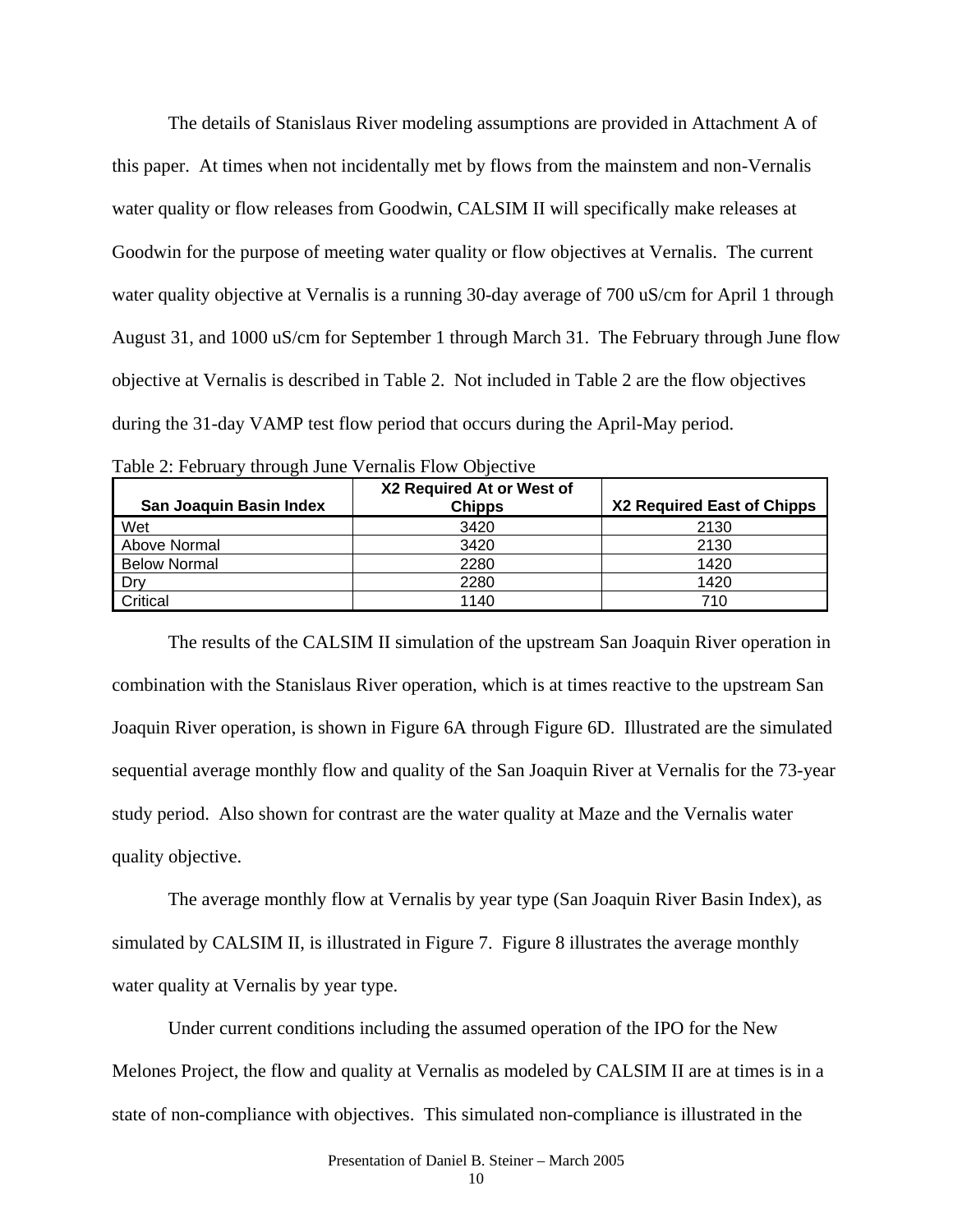The details of Stanislaus River modeling assumptions are provided in Attachment A of this paper. At times when not incidentally met by flows from the mainstem and non-Vernalis water quality or flow releases from Goodwin, CALSIM II will specifically make releases at Goodwin for the purpose of meeting water quality or flow objectives at Vernalis. The current water quality objective at Vernalis is a running 30-day average of 700 uS/cm for April 1 through August 31, and 1000 uS/cm for September 1 through March 31. The February through June flow objective at Vernalis is described in Table 2. Not included in Table 2 are the flow objectives during the 31-day VAMP test flow period that occurs during the April-May period.

Table 2: February through June Vernalis Flow Objective

| San Joaquin Basin Index | X2 Required At or West of Chipps | X2 Required East of Chipps |
|---|---|---|
| Wet | 3420 | 2130 |
| Above Normal | 3420 | 2130 |
| Below Normal | 2280 | 1420 |
| Dry | 2280 | 1420 |
| Critical | 1140 | 710 |

The results of the CALSIM II simulation of the upstream San Joaquin River operation in combination with the Stanislaus River operation, which is at times reactive to the upstream San Joaquin River operation, is shown in Figure 6A through Figure 6D. Illustrated are the simulated sequential average monthly flow and quality of the San Joaquin River at Vernalis for the 73-year study period. Also shown for contrast are the water quality at Maze and the Vernalis water quality objective.

The average monthly flow at Vernalis by year type (San Joaquin River Basin Index), as simulated by CALSIM II, is illustrated in Figure 7. Figure 8 illustrates the average monthly water quality at Vernalis by year type.

Under current conditions including the assumed operation of the IPO for the New Melones Project, the flow and quality at Vernalis as modeled by CALSIM II are at times is in a state of non-compliance with objectives. This simulated non-compliance is illustrated in the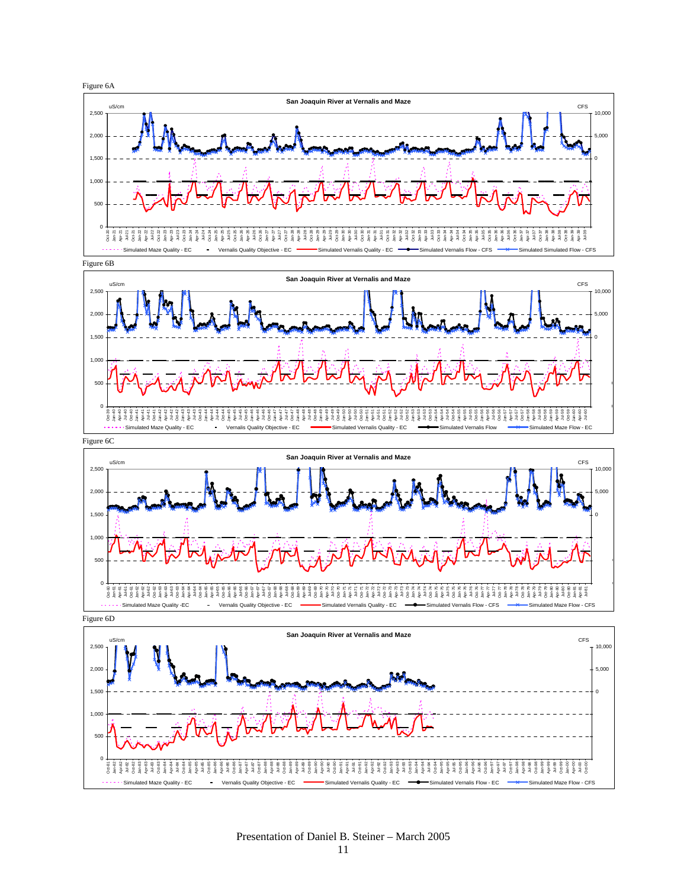Figure 6A

**San Joaquin River at Vernalis and Maze**

uS/cm | CFS

Simulated Maze Quality - EC · Vernalis Quality Objective - EC · Simulated Vernalis Quality - EC · Simulated Vernalis Flow - CFS · Simulated Simulated Flow - CFS

Figure 6B

**San Joaquin River at Vernalis and Maze**

uS/cm | CFS

Simulated Maze Quality - EC · Vernalis Quality Objective - EC · Simulated Vernalis Quality - EC · Simulated Vernalis Flow · Simulated Maze Flow - EC

Figure 6C

**San Joaquin River at Vernalis and Maze**

uS/cm | CFS

Simulated Maze Quality -EC · Vernalis Quality Objective - EC · Simulated Vernalis Quality - EC · Simulated Vernalis Flow - CFS · Simulated Maze Flow - CFS

Figure 6D

**San Joaquin River at Vernalis and Maze**

uS/cm | CFS

Simulated Maze Quality - EC · Vernalis Quality Objective - EC · Simulated Vernalis Quality - EC · Simulated Vernalis Flow - EC · Simulated Maze Flow - CFS

Presentation of Daniel B. Steiner – March 2005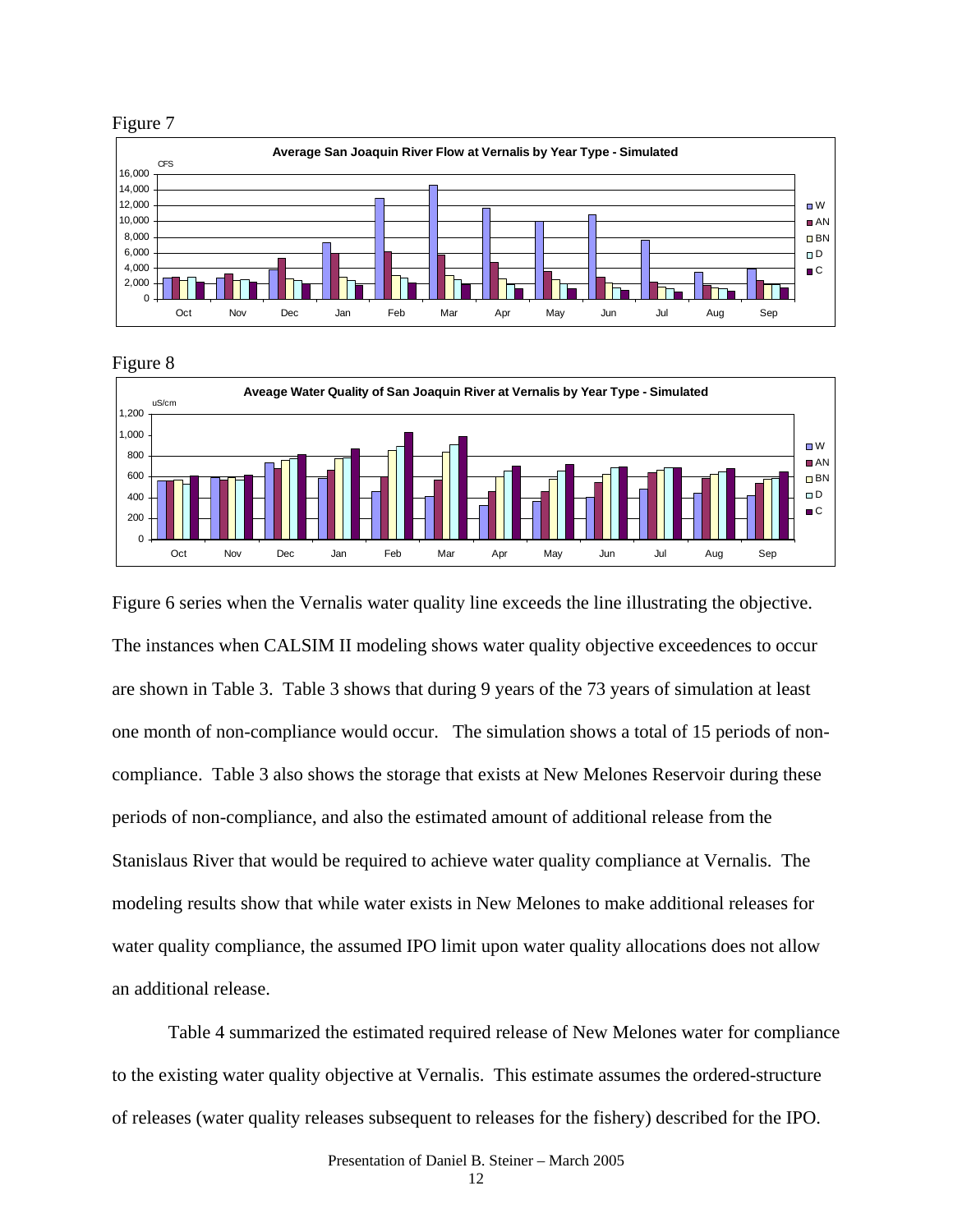Figure 7

Figure 8

Figure 6 series when the Vernalis water quality line exceeds the line illustrating the objective. The instances when CALSIM II modeling shows water quality objective exceedences to occur are shown in Table 3. Table 3 shows that during 9 years of the 73 years of simulation at least one month of non-compliance would occur. The simulation shows a total of 15 periods of non-compliance. Table 3 also shows the storage that exists at New Melones Reservoir during these periods of non-compliance, and also the estimated amount of additional release from the Stanislaus River that would be required to achieve water quality compliance at Vernalis. The modeling results show that while water exists in New Melones to make additional releases for water quality compliance, the assumed IPO limit upon water quality allocations does not allow an additional release.

Table 4 summarized the estimated required release of New Melones water for compliance to the existing water quality objective at Vernalis. This estimate assumes the ordered-structure of releases (water quality releases subsequent to releases for the fishery) described for the IPO.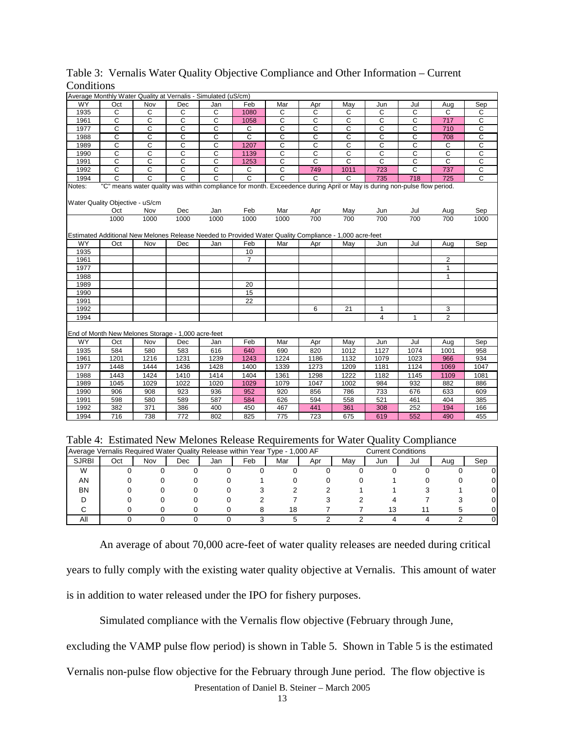Table 3: Vernalis Water Quality Objective Compliance and Other Information – Current Conditions

**Average Monthly Water Quality at Vernalis - Simulated (uS/cm)**

| WY | Oct | Nov | Dec | Jan | Feb | Mar | Apr | May | Jun | Jul | Aug | Sep |
|---|---|---|---|---|---|---|---|---|---|---|---|---|
| 1935 | C | C | C | C | 1080 | C | C | C | C | C | C | C |
| 1961 | C | C | C | C | 1058 | C | C | C | C | C | 717 | C |
| 1977 | C | C | C | C | C | C | C | C | C | C | 710 | C |
| 1988 | C | C | C | C | C | C | C | C | C | C | 708 | C |
| 1989 | C | C | C | C | 1207 | C | C | C | C | C | C | C |
| 1990 | C | C | C | C | 1139 | C | C | C | C | C | C | C |
| 1991 | C | C | C | C | 1253 | C | C | C | C | C | C | C |
| 1992 | C | C | C | C | C | C | 749 | 1011 | 723 | C | 737 | C |
| 1994 | C | C | C | C | C | C | C | C | 735 | 718 | 725 | C |

Notes: "C" means water quality was within compliance for month. Exceedence during April or May is during non-pulse flow period.

**Water Quality Objective - uS/cm**

| | Oct | Nov | Dec | Jan | Feb | Mar | Apr | May | Jun | Jul | Aug | Sep |
|---|---|---|---|---|---|---|---|---|---|---|---|---|
| | 1000 | 1000 | 1000 | 1000 | 1000 | 1000 | 700 | 700 | 700 | 700 | 700 | 1000 |

**Estimated Additional New Melones Release Needed to Provided Water Quality Compliance - 1,000 acre-feet**

| WY | Oct | Nov | Dec | Jan | Feb | Mar | Apr | May | Jun | Jul | Aug | Sep |
|---|---|---|---|---|---|---|---|---|---|---|---|---|
| 1935 | | | | | 10 | | | | | | | |
| 1961 | | | | | 7 | | | | | | 2 | |
| 1977 | | | | | | | | | | | 1 | |
| 1988 | | | | | | | | | | | 1 | |
| 1989 | | | | | 20 | | | | | | | |
| 1990 | | | | | 15 | | | | | | | |
| 1991 | | | | | 22 | | | | | | | |
| 1992 | | | | | | | 6 | 21 | 1 | | 3 | |
| 1994 | | | | | | | | | 4 | 1 | 2 | |

**End of Month New Melones Storage - 1,000 acre-feet**

| WY | Oct | Nov | Dec | Jan | Feb | Mar | Apr | May | Jun | Jul | Aug | Sep |
|---|---|---|---|---|---|---|---|---|---|---|---|---|
| 1935 | 584 | 580 | 583 | 616 | 640 | 690 | 820 | 1012 | 1127 | 1074 | 1001 | 958 |
| 1961 | 1201 | 1216 | 1231 | 1239 | 1243 | 1224 | 1186 | 1132 | 1079 | 1023 | 966 | 934 |
| 1977 | 1448 | 1444 | 1436 | 1428 | 1400 | 1339 | 1273 | 1209 | 1181 | 1124 | 1069 | 1047 |
| 1988 | 1443 | 1424 | 1410 | 1414 | 1404 | 1361 | 1298 | 1222 | 1182 | 1145 | 1109 | 1081 |
| 1989 | 1045 | 1029 | 1022 | 1020 | 1029 | 1079 | 1047 | 1002 | 984 | 932 | 882 | 886 |
| 1990 | 906 | 908 | 923 | 936 | 952 | 920 | 856 | 786 | 733 | 676 | 633 | 609 |
| 1991 | 598 | 580 | 589 | 587 | 584 | 626 | 594 | 558 | 521 | 461 | 404 | 385 |
| 1992 | 382 | 371 | 386 | 400 | 450 | 467 | 441 | 361 | 308 | 252 | 194 | 166 |
| 1994 | 716 | 738 | 772 | 802 | 825 | 775 | 723 | 675 | 619 | 552 | 490 | 455 |

Table 4: Estimated New Melones Release Requirements for Water Quality Compliance

| Average Vernalis Required Water Quality Release within Year Type - 1,000 AF | | | | | | | | Current Conditions | | | | |
|---|---|---|---|---|---|---|---|---|---|---|---|---|
| SJRBI | Oct | Nov | Dec | Jan | Feb | Mar | Apr | May | Jun | Jul | Aug | Sep |
| W | 0 | 0 | 0 | 0 | 0 | 0 | 0 | 0 | 0 | 0 | 0 | 0 |
| AN | 0 | 0 | 0 | 0 | 1 | 0 | 0 | 0 | 1 | 0 | 0 | 0 |
| BN | 0 | 0 | 0 | 0 | 3 | 2 | 2 | 1 | 1 | 3 | 1 | 0 |
| D | 0 | 0 | 0 | 0 | 2 | 7 | 3 | 2 | 4 | 7 | 3 | 0 |
| C | 0 | 0 | 0 | 0 | 8 | 18 | 7 | 7 | 13 | 11 | 5 | 0 |
| All | 0 | 0 | 0 | 0 | 3 | 5 | 2 | 2 | 4 | 4 | 2 | 0 |

An average of about 70,000 acre-feet of water quality releases are needed during critical years to fully comply with the existing water quality objective at Vernalis. This amount of water is in addition to water released under the IPO for fishery purposes.

Simulated compliance with the Vernalis flow objective (February through June, excluding the VAMP pulse flow period) is shown in Table 5. Shown in Table 5 is the estimated Vernalis non-pulse flow objective for the February through June period. The flow objective is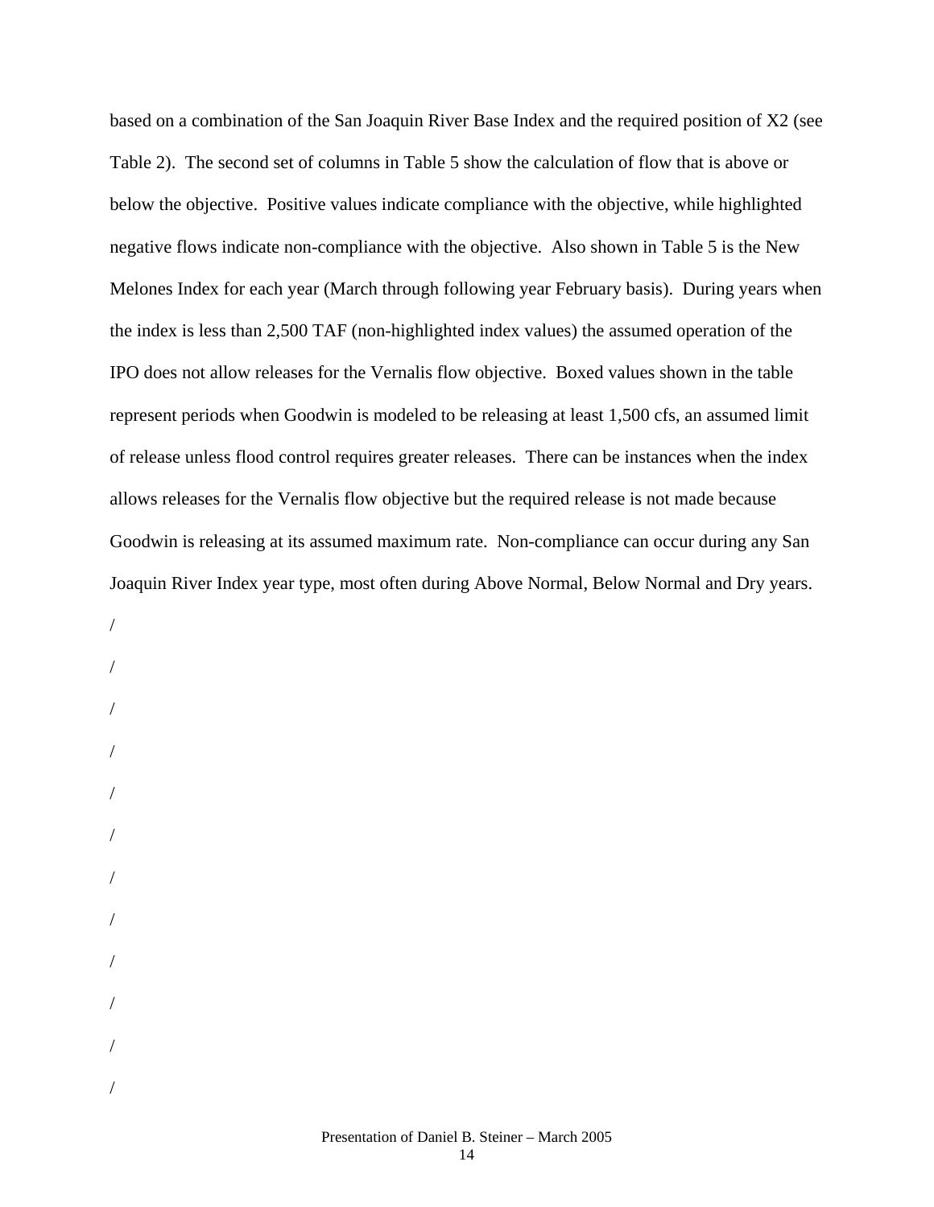based on a combination of the San Joaquin River Base Index and the required position of X2 (see Table 2). The second set of columns in Table 5 show the calculation of flow that is above or below the objective. Positive values indicate compliance with the objective, while highlighted negative flows indicate non-compliance with the objective. Also shown in Table 5 is the New Melones Index for each year (March through following year February basis). During years when the index is less than 2,500 TAF (non-highlighted index values) the assumed operation of the IPO does not allow releases for the Vernalis flow objective. Boxed values shown in the table represent periods when Goodwin is modeled to be releasing at least 1,500 cfs, an assumed limit of release unless flood control requires greater releases. There can be instances when the index allows releases for the Vernalis flow objective but the required release is not made because Goodwin is releasing at its assumed maximum rate. Non-compliance can occur during any San Joaquin River Index year type, most often during Above Normal, Below Normal and Dry years.

/

/

/

/

/

/

/

/

/

/

/

/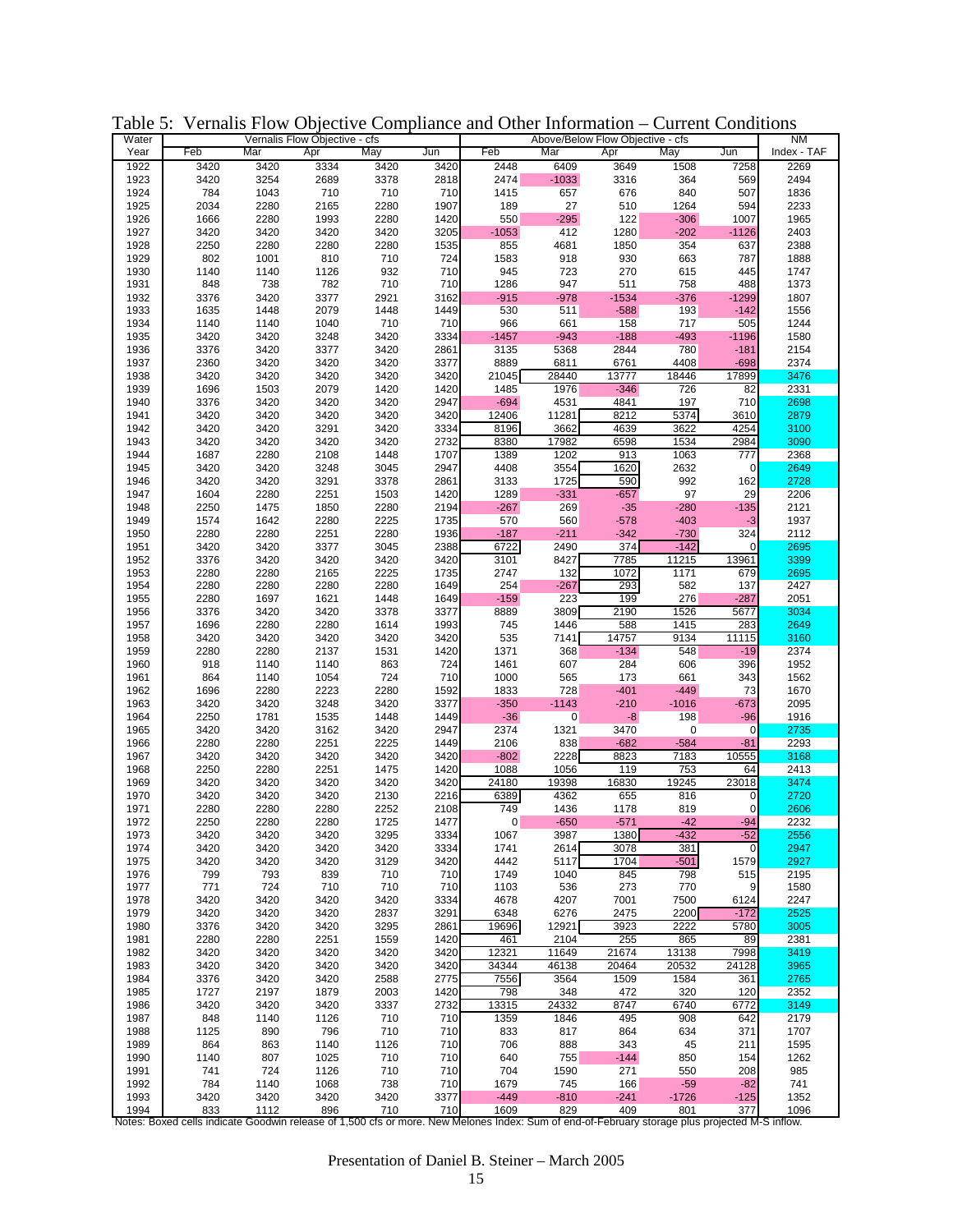Table 5: Vernalis Flow Objective Compliance and Other Information – Current Conditions

| Water Year | Vernalis Flow Objective - cfs | | | | | Above/Below Flow Objective - cfs | | | | | NM Index - TAF |
|---|---|---|---|---|---|---|---|---|---|---|---|
| | Feb | Mar | Apr | May | Jun | Feb | Mar | Apr | May | Jun | |
| 1922 | 3420 | 3420 | 3334 | 3420 | 3420 | 2448 | 6409 | 3649 | 1508 | 7258 | 2269 |
| 1923 | 3420 | 3254 | 2689 | 3378 | 2818 | 2474 | -1033 | 3316 | 364 | 569 | 2494 |
| 1924 | 784 | 1043 | 710 | 710 | 710 | 1415 | 657 | 676 | 840 | 507 | 1836 |
| 1925 | 2034 | 2280 | 2165 | 2280 | 1907 | 189 | 27 | 510 | 1264 | 594 | 2233 |
| 1926 | 1666 | 2280 | 1993 | 2280 | 1420 | 550 | -295 | 122 | -306 | 1007 | 1965 |
| 1927 | 3420 | 3420 | 3420 | 3420 | 3205 | -1053 | 412 | 1280 | -202 | -1126 | 2403 |
| 1928 | 2250 | 2280 | 2280 | 2280 | 1535 | 855 | 4681 | 1850 | 354 | 637 | 2388 |
| 1929 | 802 | 1001 | 810 | 710 | 724 | 1583 | 918 | 930 | 663 | 787 | 1888 |
| 1930 | 1140 | 1140 | 1126 | 932 | 710 | 945 | 723 | 270 | 615 | 445 | 1747 |
| 1931 | 848 | 738 | 782 | 710 | 710 | 1286 | 947 | 511 | 758 | 488 | 1373 |
| 1932 | 3376 | 3420 | 3377 | 2921 | 3162 | -915 | -978 | -1534 | -376 | -1299 | 1807 |
| 1933 | 1635 | 1448 | 2079 | 1448 | 1449 | 530 | 511 | -588 | 193 | -142 | 1556 |
| 1934 | 1140 | 1140 | 1040 | 710 | 710 | 966 | 661 | 158 | 717 | 505 | 1244 |
| 1935 | 3420 | 3420 | 3248 | 3420 | 3334 | -1457 | -943 | -188 | -493 | -1196 | 1580 |
| 1936 | 3376 | 3420 | 3377 | 3420 | 2861 | 3135 | 5368 | 2844 | 780 | -181 | 2154 |
| 1937 | 2360 | 3420 | 3420 | 3420 | 3377 | 8889 | 6811 | 6761 | 4408 | -698 | 2374 |
| 1938 | 3420 | 3420 | 3420 | 3420 | 3420 | 21045 | 28440 | 13777 | 18446 | 17899 | 3476 |
| 1939 | 1696 | 1503 | 2079 | 1420 | 1420 | 1485 | 1976 | -346 | 726 | 82 | 2331 |
| 1940 | 3376 | 3420 | 3420 | 3420 | 2947 | -694 | 4531 | 4841 | 197 | 710 | 2698 |
| 1941 | 3420 | 3420 | 3420 | 3420 | 3420 | 12406 | 11281 | 8212 | 5374 | 3610 | 2879 |
| 1942 | 3420 | 3420 | 3291 | 3420 | 3334 | 8196 | 3662 | 4639 | 3622 | 4254 | 3100 |
| 1943 | 3420 | 3420 | 3420 | 3420 | 2732 | 8380 | 17982 | 6598 | 1534 | 2984 | 3090 |
| 1944 | 1687 | 2280 | 2108 | 1448 | 1707 | 1389 | 1202 | 913 | 1063 | 777 | 2368 |
| 1945 | 3420 | 3420 | 3248 | 3045 | 2947 | 4408 | 3554 | 1620 | 2632 | 0 | 2649 |
| 1946 | 3420 | 3420 | 3291 | 3378 | 2861 | 3133 | 1725 | 590 | 992 | 162 | 2728 |
| 1947 | 1604 | 2280 | 2251 | 1503 | 1420 | 1289 | -331 | -657 | 97 | 29 | 2206 |
| 1948 | 2250 | 1475 | 1850 | 2280 | 2194 | -267 | 269 | -35 | -280 | -135 | 2121 |
| 1949 | 1574 | 1642 | 2280 | 2225 | 1735 | 570 | 560 | -578 | -403 | -3 | 1937 |
| 1950 | 2280 | 2280 | 2251 | 2280 | 1936 | -187 | -211 | -342 | -730 | 324 | 2112 |
| 1951 | 3420 | 3420 | 3377 | 3045 | 2388 | 6722 | 2490 | 374 | -142 | 0 | 2695 |
| 1952 | 3376 | 3420 | 3420 | 3420 | 3420 | 3101 | 8427 | 7785 | 11215 | 13961 | 3399 |
| 1953 | 2280 | 2280 | 2165 | 2225 | 1735 | 2747 | 132 | 1072 | 1171 | 679 | 2695 |
| 1954 | 2280 | 2280 | 2280 | 2280 | 1649 | 254 | -267 | 293 | 582 | 137 | 2427 |
| 1955 | 2280 | 1697 | 1621 | 1448 | 1649 | -159 | 223 | 199 | 276 | -287 | 2051 |
| 1956 | 3376 | 3420 | 3420 | 3378 | 3377 | 8889 | 3809 | 2190 | 1526 | 5677 | 3034 |
| 1957 | 1696 | 2280 | 2280 | 1614 | 1993 | 745 | 1446 | 588 | 1415 | 283 | 2649 |
| 1958 | 3420 | 3420 | 3420 | 3420 | 3420 | 535 | 7141 | 14757 | 9134 | 11115 | 3160 |
| 1959 | 2280 | 2280 | 2137 | 1531 | 1420 | 1371 | 368 | -134 | 548 | -19 | 2374 |
| 1960 | 918 | 1140 | 1140 | 863 | 724 | 1461 | 607 | 284 | 606 | 396 | 1952 |
| 1961 | 864 | 1140 | 1054 | 724 | 710 | 1000 | 565 | 173 | 661 | 343 | 1562 |
| 1962 | 1696 | 2280 | 2223 | 2280 | 1592 | 1833 | 728 | -401 | -449 | 73 | 1670 |
| 1963 | 3420 | 3420 | 3248 | 3420 | 3377 | -350 | -1143 | -210 | -1016 | -673 | 2095 |
| 1964 | 2250 | 1781 | 1535 | 1448 | 1449 | -36 | 0 | -8 | 198 | -96 | 1916 |
| 1965 | 3420 | 3420 | 3162 | 3420 | 2947 | 2374 | 1321 | 3470 | 0 | 0 | 2735 |
| 1966 | 2280 | 2280 | 2251 | 2225 | 1449 | 2106 | 838 | -682 | -584 | -81 | 2293 |
| 1967 | 3420 | 3420 | 3420 | 3420 | 3420 | -802 | 2228 | 8823 | 7183 | 10555 | 3168 |
| 1968 | 2250 | 2280 | 2251 | 1475 | 1420 | 1088 | 1056 | 119 | 753 | 64 | 2413 |
| 1969 | 3420 | 3420 | 3420 | 3420 | 3420 | 24180 | 19398 | 16830 | 19245 | 23018 | 3474 |
| 1970 | 3420 | 3420 | 3420 | 2130 | 2216 | 6389 | 4362 | 655 | 816 | 0 | 2720 |
| 1971 | 2280 | 2280 | 2280 | 2252 | 2108 | 749 | 1436 | 1178 | 819 | 0 | 2606 |
| 1972 | 2250 | 2280 | 2280 | 1725 | 1477 | 0 | -650 | -571 | -42 | -94 | 2232 |
| 1973 | 3420 | 3420 | 3420 | 3295 | 3334 | 1067 | 3987 | 1380 | -432 | -52 | 2556 |
| 1974 | 3420 | 3420 | 3420 | 3420 | 3334 | 1741 | 2614 | 3078 | 381 | 0 | 2947 |
| 1975 | 3420 | 3420 | 3420 | 3129 | 3420 | 4442 | 5117 | 1704 | -501 | 1579 | 2927 |
| 1976 | 799 | 793 | 839 | 710 | 710 | 1749 | 1040 | 845 | 798 | 515 | 2195 |
| 1977 | 771 | 724 | 710 | 710 | 710 | 1103 | 536 | 273 | 770 | 9 | 1580 |
| 1978 | 3420 | 3420 | 3420 | 3420 | 3334 | 4678 | 4207 | 7001 | 7500 | 6124 | 2247 |
| 1979 | 3420 | 3420 | 3420 | 2837 | 3291 | 6348 | 6276 | 2475 | 2200 | -172 | 2525 |
| 1980 | 3376 | 3420 | 3420 | 3295 | 2861 | 19696 | 12921 | 3923 | 2222 | 5780 | 3005 |
| 1981 | 2280 | 2280 | 2251 | 1559 | 1420 | 461 | 2104 | 255 | 865 | 89 | 2381 |
| 1982 | 3420 | 3420 | 3420 | 3420 | 3420 | 12321 | 11649 | 21674 | 13138 | 7998 | 3419 |
| 1983 | 3420 | 3420 | 3420 | 3420 | 3420 | 34344 | 46138 | 20464 | 20532 | 24128 | 3965 |
| 1984 | 3376 | 3420 | 3420 | 2588 | 2775 | 7556 | 3564 | 1509 | 1584 | 361 | 2765 |
| 1985 | 1727 | 2197 | 1879 | 2003 | 1420 | 798 | 348 | 472 | 320 | 120 | 2352 |
| 1986 | 3420 | 3420 | 3420 | 3337 | 2732 | 13315 | 24332 | 8747 | 6740 | 6772 | 3149 |
| 1987 | 848 | 1140 | 1126 | 710 | 710 | 1359 | 1846 | 495 | 908 | 642 | 2179 |
| 1988 | 1125 | 890 | 796 | 710 | 710 | 833 | 817 | 864 | 634 | 371 | 1707 |
| 1989 | 864 | 863 | 1140 | 1126 | 710 | 706 | 888 | 343 | 45 | 211 | 1595 |
| 1990 | 1140 | 807 | 1025 | 710 | 710 | 640 | 755 | -144 | 850 | 154 | 1262 |
| 1991 | 741 | 724 | 1126 | 710 | 710 | 704 | 1590 | 271 | 550 | 208 | 985 |
| 1992 | 784 | 1140 | 1068 | 738 | 710 | 1679 | 745 | 166 | -59 | -82 | 741 |
| 1993 | 3420 | 3420 | 3420 | 3420 | 3377 | -449 | -810 | -241 | -1726 | -125 | 1352 |
| 1994 | 833 | 1112 | 896 | 710 | 710 | 1609 | 829 | 409 | 801 | 377 | 1096 |

Notes: Boxed cells indicate Goodwin release of 1,500 cfs or more. New Melones Index: Sum of end-of-February storage plus projected M-S inflow.

Presentation of Daniel B. Steiner – March 2005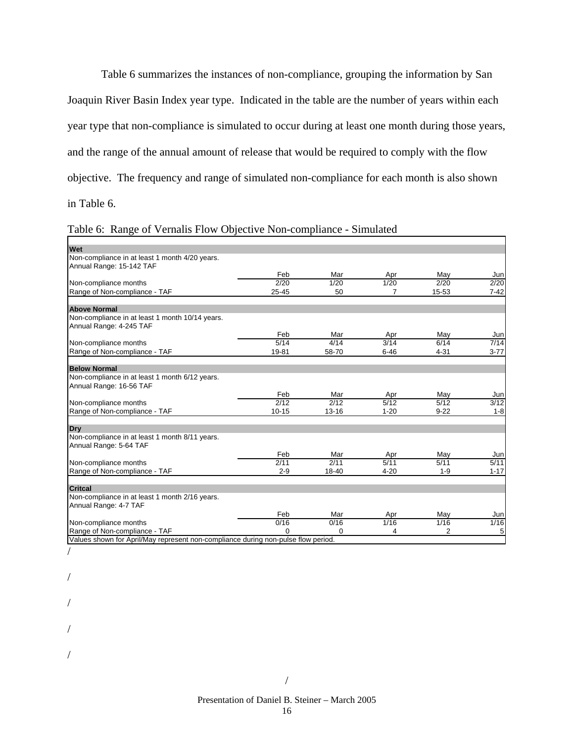Table 6 summarizes the instances of non-compliance, grouping the information by San Joaquin River Basin Index year type. Indicated in the table are the number of years within each year type that non-compliance is simulated to occur during at least one month during those years, and the range of the annual amount of release that would be required to comply with the flow objective. The frequency and range of simulated non-compliance for each month is also shown in Table 6.

Table 6: Range of Vernalis Flow Objective Non-compliance - Simulated

| | Feb | Mar | Apr | May | Jun |
|---|---|---|---|---|---|
| **Wet** | | | | | |
| Non-compliance in at least 1 month 4/20 years. Annual Range: 15-142 TAF | | | | | |
| Non-compliance months | 2/20 | 1/20 | 1/20 | 2/20 | 2/20 |
| Range of Non-compliance - TAF | 25-45 | 50 | 7 | 15-53 | 7-42 |
| **Above Normal** | | | | | |
| Non-compliance in at least 1 month 10/14 years. Annual Range: 4-245 TAF | | | | | |
| Non-compliance months | 5/14 | 4/14 | 3/14 | 6/14 | 7/14 |
| Range of Non-compliance - TAF | 19-81 | 58-70 | 6-46 | 4-31 | 3-77 |
| **Below Normal** | | | | | |
| Non-compliance in at least 1 month 6/12 years. Annual Range: 16-56 TAF | | | | | |
| Non-compliance months | 2/12 | 2/12 | 5/12 | 5/12 | 3/12 |
| Range of Non-compliance - TAF | 10-15 | 13-16 | 1-20 | 9-22 | 1-8 |
| **Dry** | | | | | |
| Non-compliance in at least 1 month 8/11 years. Annual Range: 5-64 TAF | | | | | |
| Non-compliance months | 2/11 | 2/11 | 5/11 | 5/11 | 5/11 |
| Range of Non-compliance - TAF | 2-9 | 18-40 | 4-20 | 1-9 | 1-17 |
| **Critcal** | | | | | |
| Non-compliance in at least 1 month 2/16 years. Annual Range: 4-7 TAF | | | | | |
| Non-compliance months | 0/16 | 0/16 | 1/16 | 1/16 | 1/16 |
| Range of Non-compliance - TAF | 0 | 0 | 4 | 2 | 5 |

Values shown for April/May represent non-compliance during non-pulse flow period.

/

/

/

/

/

/

Presentation of Daniel B. Steiner – March 2005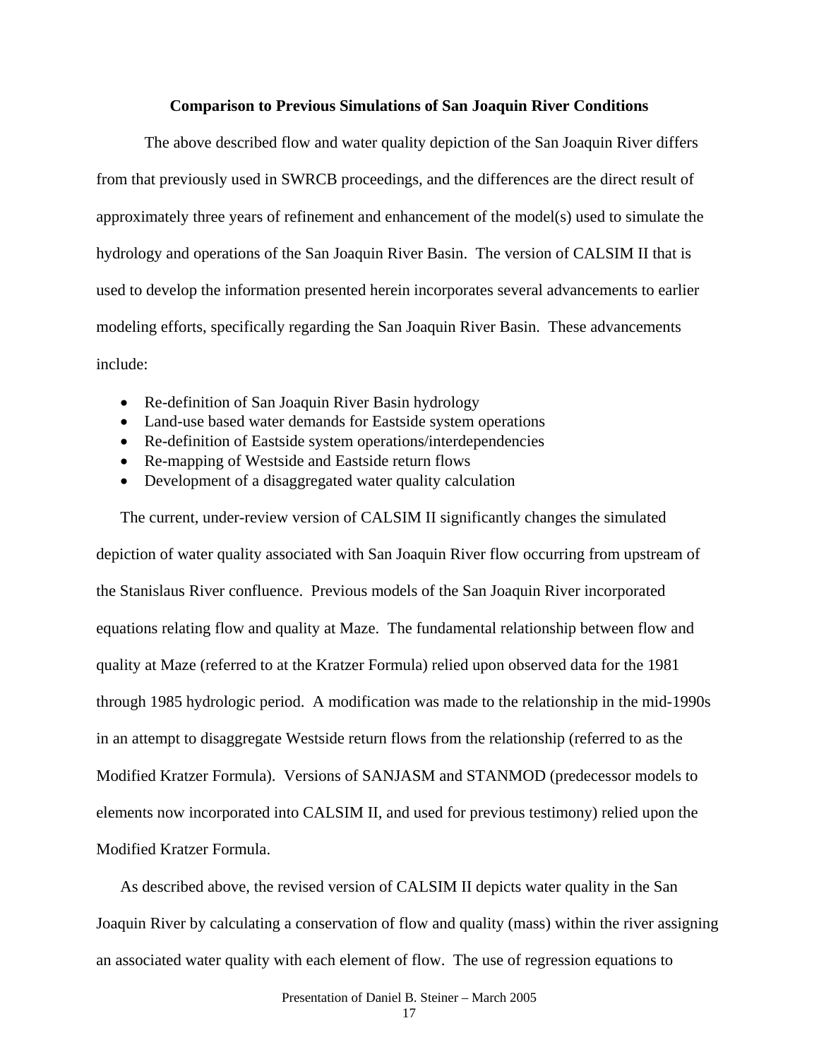**Comparison to Previous Simulations of San Joaquin River Conditions**

The above described flow and water quality depiction of the San Joaquin River differs from that previously used in SWRCB proceedings, and the differences are the direct result of approximately three years of refinement and enhancement of the model(s) used to simulate the hydrology and operations of the San Joaquin River Basin. The version of CALSIM II that is used to develop the information presented herein incorporates several advancements to earlier modeling efforts, specifically regarding the San Joaquin River Basin. These advancements include:

- Re-definition of San Joaquin River Basin hydrology
- Land-use based water demands for Eastside system operations
- Re-definition of Eastside system operations/interdependencies
- Re-mapping of Westside and Eastside return flows
- Development of a disaggregated water quality calculation

The current, under-review version of CALSIM II significantly changes the simulated depiction of water quality associated with San Joaquin River flow occurring from upstream of the Stanislaus River confluence. Previous models of the San Joaquin River incorporated equations relating flow and quality at Maze. The fundamental relationship between flow and quality at Maze (referred to at the Kratzer Formula) relied upon observed data for the 1981 through 1985 hydrologic period. A modification was made to the relationship in the mid-1990s in an attempt to disaggregate Westside return flows from the relationship (referred to as the Modified Kratzer Formula). Versions of SANJASM and STANMOD (predecessor models to elements now incorporated into CALSIM II, and used for previous testimony) relied upon the Modified Kratzer Formula.

As described above, the revised version of CALSIM II depicts water quality in the San Joaquin River by calculating a conservation of flow and quality (mass) within the river assigning an associated water quality with each element of flow. The use of regression equations to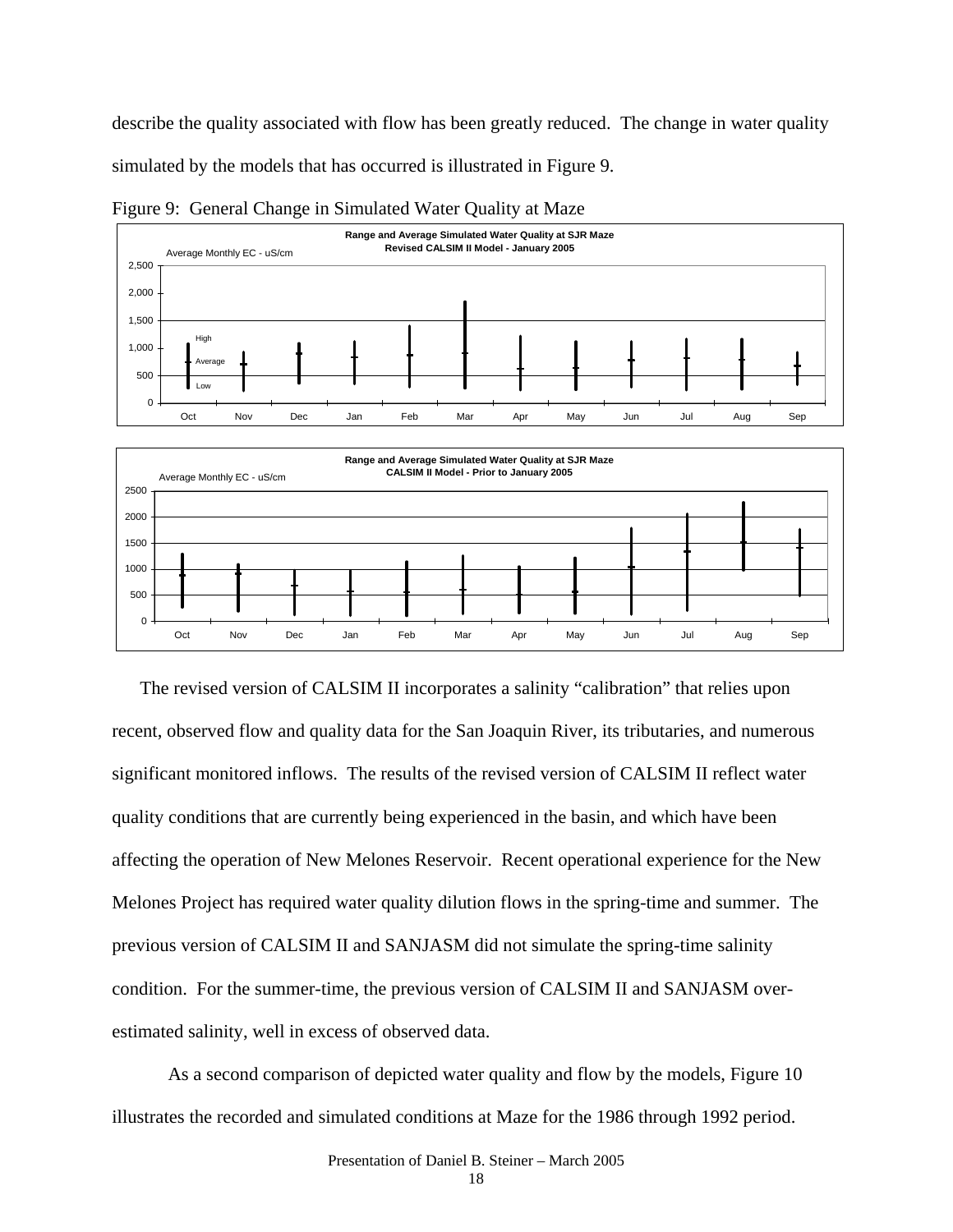describe the quality associated with flow has been greatly reduced. The change in water quality simulated by the models that has occurred is illustrated in Figure 9.

Figure 9: General Change in Simulated Water Quality at Maze

The revised version of CALSIM II incorporates a salinity "calibration" that relies upon recent, observed flow and quality data for the San Joaquin River, its tributaries, and numerous significant monitored inflows. The results of the revised version of CALSIM II reflect water quality conditions that are currently being experienced in the basin, and which have been affecting the operation of New Melones Reservoir. Recent operational experience for the New Melones Project has required water quality dilution flows in the spring-time and summer. The previous version of CALSIM II and SANJASM did not simulate the spring-time salinity condition. For the summer-time, the previous version of CALSIM II and SANJASM over-estimated salinity, well in excess of observed data.

As a second comparison of depicted water quality and flow by the models, Figure 10 illustrates the recorded and simulated conditions at Maze for the 1986 through 1992 period.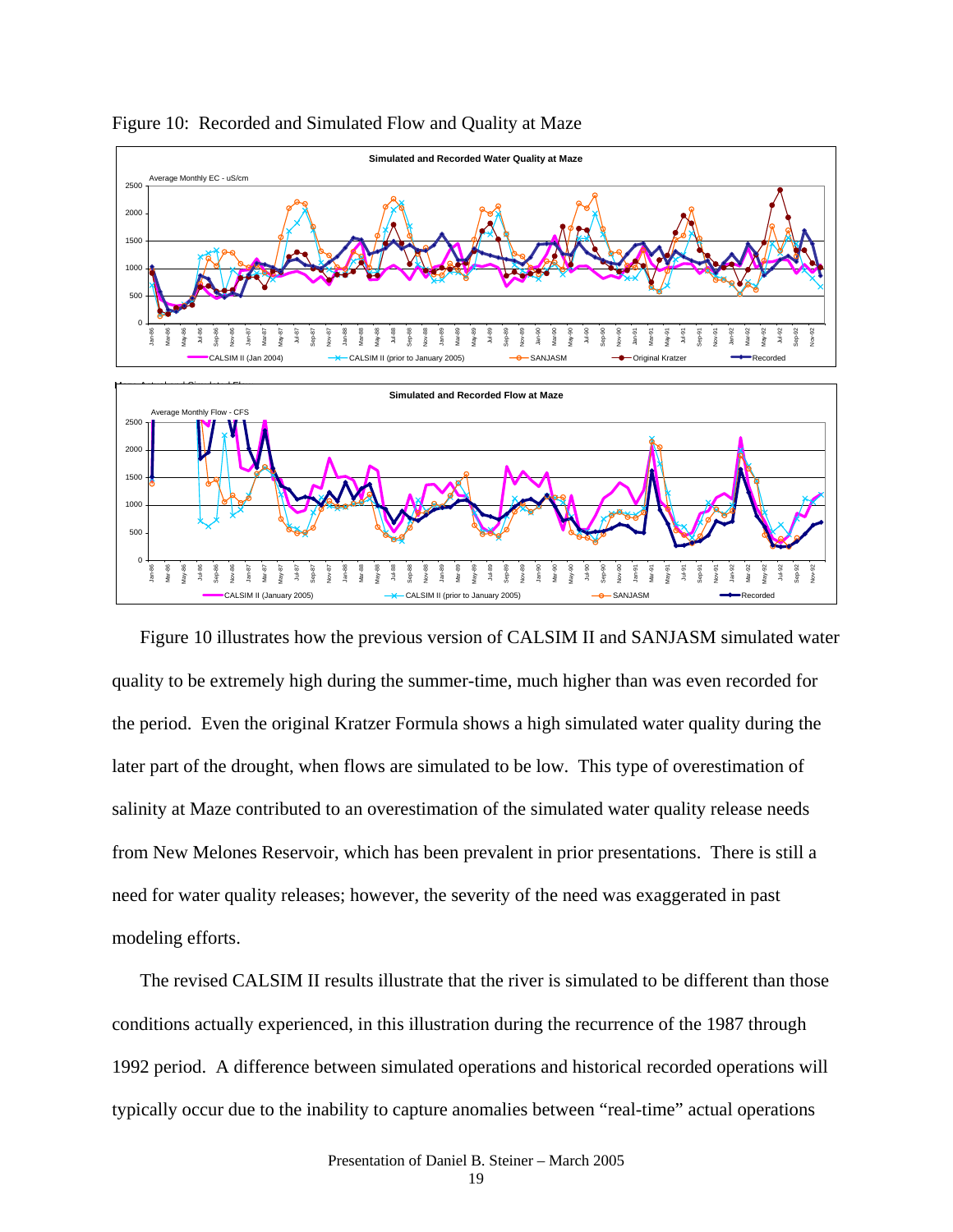Figure 10: Recorded and Simulated Flow and Quality at Maze

Figure 10 illustrates how the previous version of CALSIM II and SANJASM simulated water quality to be extremely high during the summer-time, much higher than was even recorded for the period. Even the original Kratzer Formula shows a high simulated water quality during the later part of the drought, when flows are simulated to be low. This type of overestimation of salinity at Maze contributed to an overestimation of the simulated water quality release needs from New Melones Reservoir, which has been prevalent in prior presentations. There is still a need for water quality releases; however, the severity of the need was exaggerated in past modeling efforts.

The revised CALSIM II results illustrate that the river is simulated to be different than those conditions actually experienced, in this illustration during the recurrence of the 1987 through 1992 period. A difference between simulated operations and historical recorded operations will typically occur due to the inability to capture anomalies between "real-time" actual operations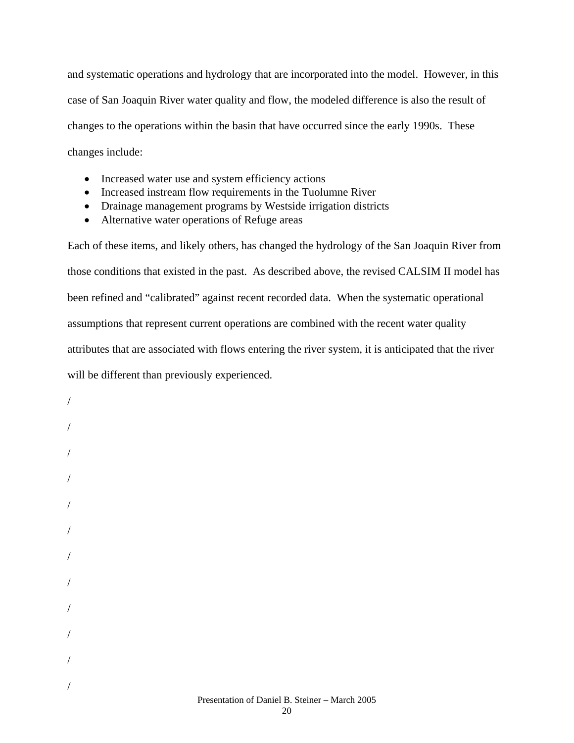and systematic operations and hydrology that are incorporated into the model. However, in this case of San Joaquin River water quality and flow, the modeled difference is also the result of changes to the operations within the basin that have occurred since the early 1990s. These changes include:

- Increased water use and system efficiency actions
- Increased instream flow requirements in the Tuolumne River
- Drainage management programs by Westside irrigation districts
- Alternative water operations of Refuge areas

Each of these items, and likely others, has changed the hydrology of the San Joaquin River from those conditions that existed in the past. As described above, the revised CALSIM II model has been refined and "calibrated" against recent recorded data. When the systematic operational assumptions that represent current operations are combined with the recent water quality attributes that are associated with flows entering the river system, it is anticipated that the river will be different than previously experienced.

/

/

/

/

/

/

/

/

/

/

/

/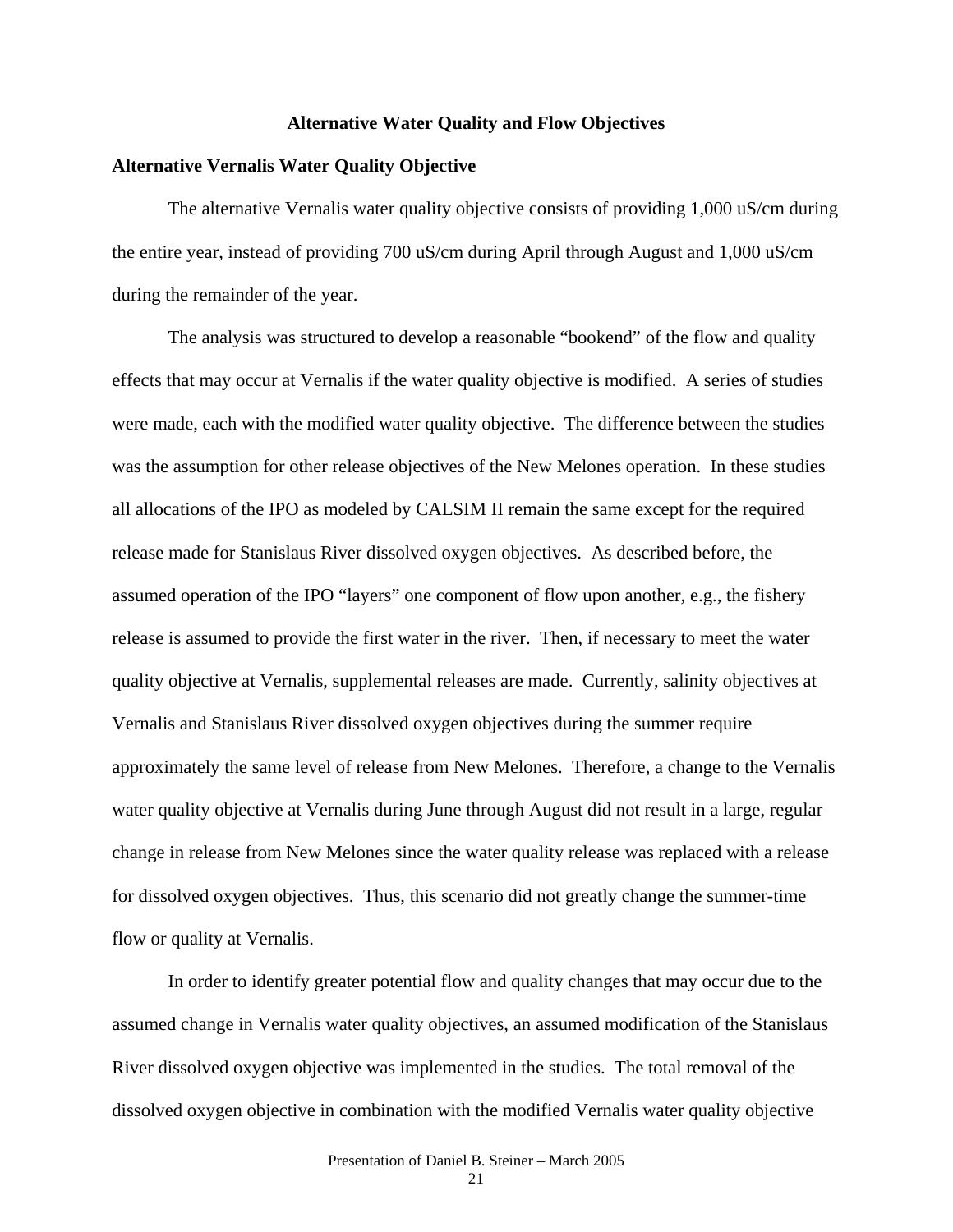## Alternative Water Quality and Flow Objectives

### Alternative Vernalis Water Quality Objective

The alternative Vernalis water quality objective consists of providing 1,000 uS/cm during the entire year, instead of providing 700 uS/cm during April through August and 1,000 uS/cm during the remainder of the year.

The analysis was structured to develop a reasonable "bookend" of the flow and quality effects that may occur at Vernalis if the water quality objective is modified. A series of studies were made, each with the modified water quality objective. The difference between the studies was the assumption for other release objectives of the New Melones operation. In these studies all allocations of the IPO as modeled by CALSIM II remain the same except for the required release made for Stanislaus River dissolved oxygen objectives. As described before, the assumed operation of the IPO "layers" one component of flow upon another, e.g., the fishery release is assumed to provide the first water in the river. Then, if necessary to meet the water quality objective at Vernalis, supplemental releases are made. Currently, salinity objectives at Vernalis and Stanislaus River dissolved oxygen objectives during the summer require approximately the same level of release from New Melones. Therefore, a change to the Vernalis water quality objective at Vernalis during June through August did not result in a large, regular change in release from New Melones since the water quality release was replaced with a release for dissolved oxygen objectives. Thus, this scenario did not greatly change the summer-time flow or quality at Vernalis.

In order to identify greater potential flow and quality changes that may occur due to the assumed change in Vernalis water quality objectives, an assumed modification of the Stanislaus River dissolved oxygen objective was implemented in the studies. The total removal of the dissolved oxygen objective in combination with the modified Vernalis water quality objective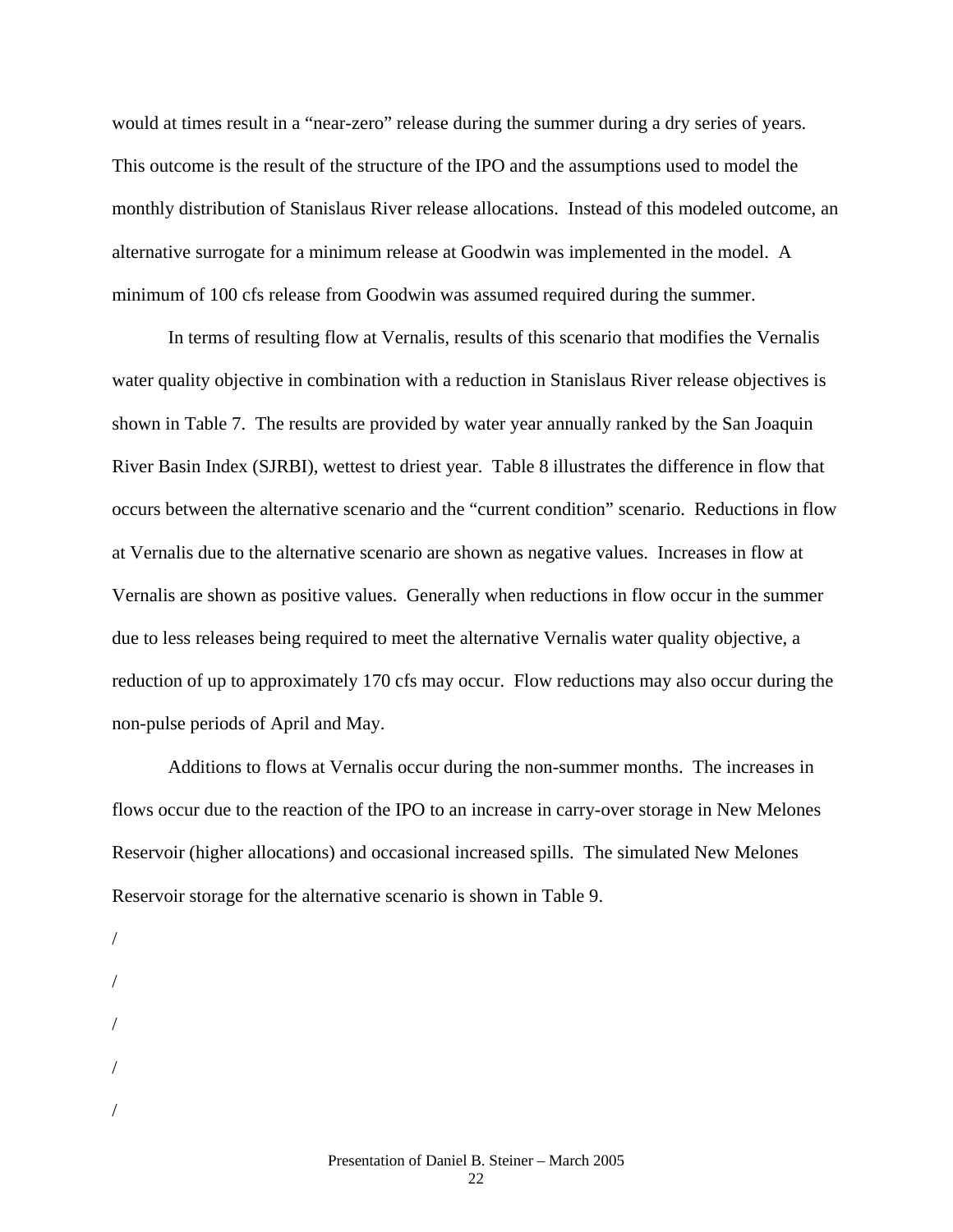would at times result in a "near-zero" release during the summer during a dry series of years. This outcome is the result of the structure of the IPO and the assumptions used to model the monthly distribution of Stanislaus River release allocations. Instead of this modeled outcome, an alternative surrogate for a minimum release at Goodwin was implemented in the model. A minimum of 100 cfs release from Goodwin was assumed required during the summer.

In terms of resulting flow at Vernalis, results of this scenario that modifies the Vernalis water quality objective in combination with a reduction in Stanislaus River release objectives is shown in Table 7. The results are provided by water year annually ranked by the San Joaquin River Basin Index (SJRBI), wettest to driest year. Table 8 illustrates the difference in flow that occurs between the alternative scenario and the "current condition" scenario. Reductions in flow at Vernalis due to the alternative scenario are shown as negative values. Increases in flow at Vernalis are shown as positive values. Generally when reductions in flow occur in the summer due to less releases being required to meet the alternative Vernalis water quality objective, a reduction of up to approximately 170 cfs may occur. Flow reductions may also occur during the non-pulse periods of April and May.

Additions to flows at Vernalis occur during the non-summer months. The increases in flows occur due to the reaction of the IPO to an increase in carry-over storage in New Melones Reservoir (higher allocations) and occasional increased spills. The simulated New Melones Reservoir storage for the alternative scenario is shown in Table 9.

/

/

/

/

/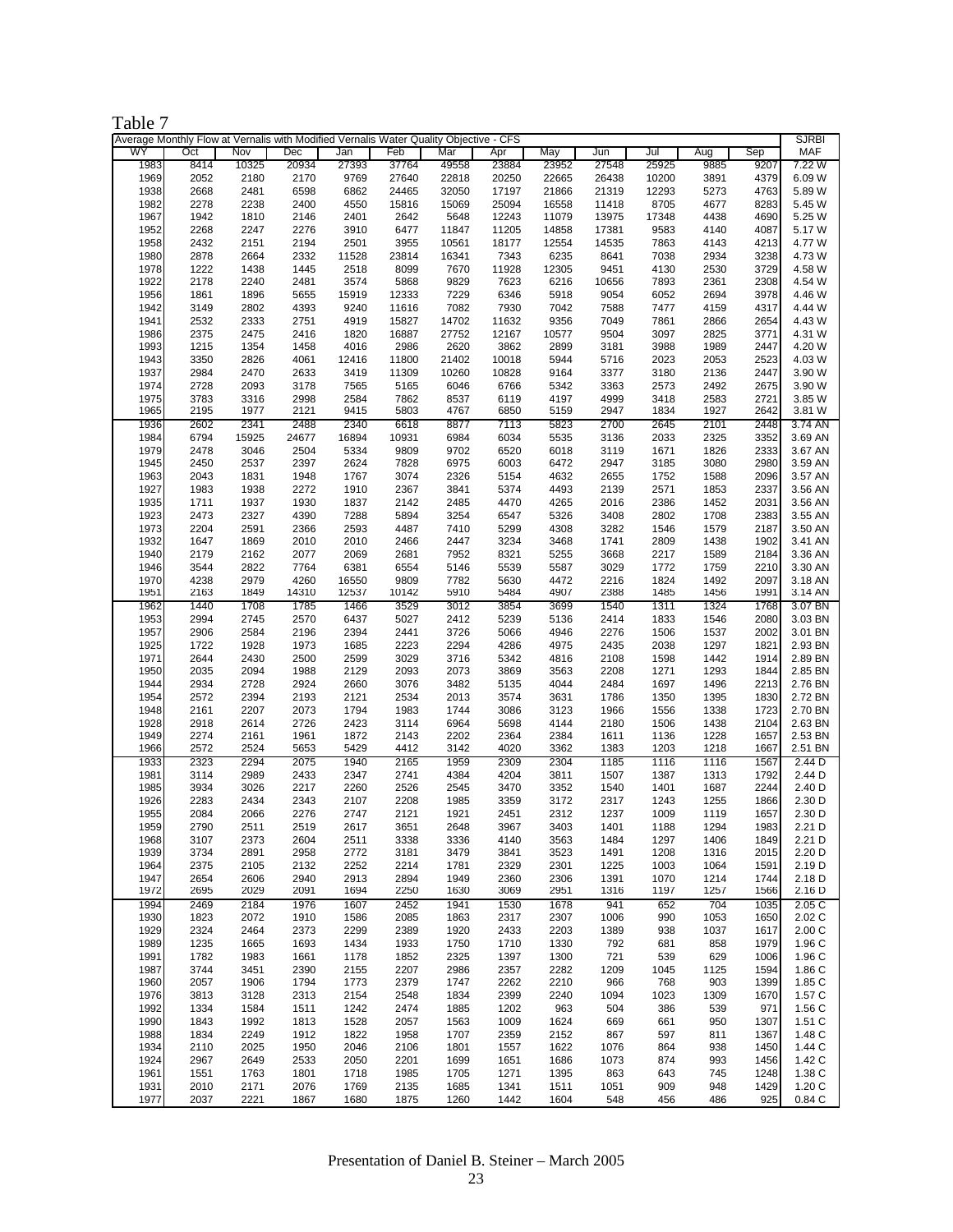Table 7

| Average Monthly Flow at Vernalis with Modified Vernalis Water Quality Objective - CFS | | | | | | | | | | | | | SJRBI |
|---|---|---|---|---|---|---|---|---|---|---|---|---|---|
| WY | Oct | Nov | Dec | Jan | Feb | Mar | Apr | May | Jun | Jul | Aug | Sep | MAF |
| 1983 | 8414 | 10325 | 20934 | 27393 | 37764 | 49558 | 23884 | 23952 | 27548 | 25925 | 9885 | 9207 | 7.22 W |
| 1969 | 2052 | 2180 | 2170 | 9769 | 27640 | 22818 | 20250 | 22665 | 26438 | 10200 | 3891 | 4379 | 6.09 W |
| 1938 | 2668 | 2481 | 6598 | 6862 | 24465 | 32050 | 17197 | 21866 | 21319 | 12293 | 5273 | 4763 | 5.89 W |
| 1982 | 2278 | 2238 | 2400 | 4550 | 15816 | 15069 | 25094 | 16558 | 11418 | 8705 | 4677 | 8283 | 5.45 W |
| 1967 | 1942 | 1810 | 2146 | 2401 | 2642 | 5648 | 12243 | 11079 | 13975 | 17348 | 4438 | 4690 | 5.25 W |
| 1952 | 2268 | 2247 | 2276 | 3910 | 6477 | 11847 | 11205 | 14858 | 17381 | 9583 | 4140 | 4087 | 5.17 W |
| 1958 | 2432 | 2151 | 2194 | 2501 | 3955 | 10561 | 18177 | 12554 | 14535 | 7863 | 4143 | 4213 | 4.77 W |
| 1980 | 2878 | 2664 | 2332 | 11528 | 23814 | 16341 | 7343 | 6235 | 8641 | 7038 | 2934 | 3238 | 4.73 W |
| 1978 | 1222 | 1438 | 1445 | 2518 | 8099 | 7670 | 11928 | 12305 | 9451 | 4130 | 2530 | 3729 | 4.58 W |
| 1922 | 2178 | 2240 | 2481 | 3574 | 5868 | 9829 | 7623 | 6216 | 10656 | 7893 | 2361 | 2308 | 4.54 W |
| 1956 | 1861 | 1896 | 5655 | 15919 | 12333 | 7229 | 6346 | 5918 | 9054 | 6052 | 2694 | 3978 | 4.46 W |
| 1942 | 3149 | 2802 | 4393 | 9240 | 11616 | 7082 | 7930 | 7042 | 7588 | 7477 | 4159 | 4317 | 4.44 W |
| 1941 | 2532 | 2333 | 2751 | 4919 | 15827 | 14702 | 11632 | 9356 | 7049 | 7861 | 2866 | 2654 | 4.43 W |
| 1986 | 2375 | 2475 | 2416 | 1820 | 16887 | 27752 | 12167 | 10577 | 9504 | 3097 | 2825 | 3771 | 4.31 W |
| 1993 | 1215 | 1354 | 1458 | 4016 | 2986 | 2620 | 3862 | 2899 | 3181 | 3988 | 1989 | 2447 | 4.20 W |
| 1943 | 3350 | 2826 | 4061 | 12416 | 11800 | 21402 | 10018 | 5944 | 5716 | 2023 | 2053 | 2523 | 4.03 W |
| 1937 | 2984 | 2470 | 2633 | 3419 | 11309 | 10260 | 10828 | 9164 | 3377 | 3180 | 2136 | 2447 | 3.90 W |
| 1974 | 2728 | 2093 | 3178 | 7565 | 5165 | 6046 | 6766 | 5342 | 3363 | 2573 | 2492 | 2675 | 3.90 W |
| 1975 | 3783 | 3316 | 2998 | 2584 | 7862 | 8537 | 6119 | 4197 | 4999 | 3418 | 2583 | 2721 | 3.85 W |
| 1965 | 2195 | 1977 | 2121 | 9415 | 5803 | 4767 | 6850 | 5159 | 2947 | 1834 | 1927 | 2642 | 3.81 W |
| 1936 | 2602 | 2341 | 2488 | 2340 | 6618 | 8877 | 7113 | 5823 | 2700 | 2645 | 2101 | 2448 | 3.74 AN |
| 1984 | 6794 | 15925 | 24677 | 16894 | 10931 | 6984 | 6034 | 5535 | 3136 | 2033 | 2325 | 3352 | 3.69 AN |
| 1979 | 2478 | 3046 | 2504 | 5334 | 9809 | 9702 | 6520 | 6018 | 3119 | 1671 | 1826 | 2333 | 3.67 AN |
| 1945 | 2450 | 2537 | 2397 | 2624 | 7828 | 6975 | 6003 | 6472 | 2947 | 3185 | 3080 | 2980 | 3.59 AN |
| 1963 | 2043 | 1831 | 1948 | 1767 | 3074 | 2326 | 5154 | 4632 | 2655 | 1752 | 1588 | 2096 | 3.57 AN |
| 1927 | 1983 | 1938 | 2272 | 1910 | 2367 | 3841 | 5374 | 4493 | 2139 | 2571 | 1853 | 2337 | 3.56 AN |
| 1935 | 1711 | 1937 | 1930 | 1837 | 2142 | 2485 | 4470 | 4265 | 2016 | 2386 | 1452 | 2031 | 3.56 AN |
| 1923 | 2473 | 2327 | 4390 | 7288 | 5894 | 3254 | 6547 | 5326 | 3408 | 2802 | 1708 | 2383 | 3.55 AN |
| 1973 | 2204 | 2591 | 2366 | 2593 | 4487 | 7410 | 5299 | 4308 | 3282 | 1546 | 1579 | 2187 | 3.50 AN |
| 1932 | 1647 | 1869 | 2010 | 2010 | 2466 | 2447 | 3234 | 3468 | 1741 | 2809 | 1438 | 1902 | 3.41 AN |
| 1940 | 2179 | 2162 | 2077 | 2069 | 2681 | 7952 | 8321 | 5255 | 3668 | 2217 | 1589 | 2184 | 3.36 AN |
| 1946 | 3544 | 2822 | 7764 | 6381 | 6554 | 5146 | 5539 | 5587 | 3029 | 1772 | 1759 | 2210 | 3.30 AN |
| 1970 | 4238 | 2979 | 4260 | 16550 | 9809 | 7782 | 5630 | 4472 | 2216 | 1824 | 1492 | 2097 | 3.18 AN |
| 1951 | 2163 | 1849 | 14310 | 12537 | 10142 | 5910 | 5484 | 4907 | 2388 | 1485 | 1456 | 1991 | 3.14 AN |
| 1962 | 1440 | 1708 | 1785 | 1466 | 3529 | 3012 | 3854 | 3699 | 1540 | 1311 | 1324 | 1768 | 3.07 BN |
| 1953 | 2994 | 2745 | 2570 | 6437 | 5027 | 2412 | 5239 | 5136 | 2414 | 1833 | 1546 | 2080 | 3.03 BN |
| 1957 | 2906 | 2584 | 2196 | 2394 | 2441 | 3726 | 5066 | 4946 | 2276 | 1506 | 1537 | 2002 | 3.01 BN |
| 1925 | 1722 | 1928 | 1973 | 1685 | 2223 | 2294 | 4286 | 4975 | 2435 | 2038 | 1297 | 1821 | 2.93 BN |
| 1971 | 2644 | 2430 | 2500 | 2599 | 3029 | 3716 | 5342 | 4816 | 2108 | 1598 | 1442 | 1914 | 2.89 BN |
| 1950 | 2035 | 2094 | 1988 | 2129 | 2093 | 2073 | 3869 | 3563 | 2208 | 1271 | 1293 | 1844 | 2.85 BN |
| 1944 | 2934 | 2728 | 2924 | 2660 | 3076 | 3482 | 5135 | 4044 | 2484 | 1697 | 1496 | 2213 | 2.76 BN |
| 1954 | 2572 | 2394 | 2193 | 2121 | 2534 | 2013 | 3574 | 3631 | 1786 | 1350 | 1395 | 1830 | 2.72 BN |
| 1948 | 2161 | 2207 | 2073 | 1794 | 1983 | 1744 | 3086 | 3123 | 1966 | 1556 | 1338 | 1723 | 2.70 BN |
| 1928 | 2918 | 2614 | 2726 | 2423 | 3114 | 6964 | 5698 | 4144 | 2180 | 1506 | 1438 | 2104 | 2.63 BN |
| 1949 | 2274 | 2161 | 1961 | 1872 | 2143 | 2202 | 2364 | 2384 | 1611 | 1136 | 1228 | 1657 | 2.53 BN |
| 1966 | 2572 | 2524 | 5653 | 5429 | 4412 | 3142 | 4020 | 3362 | 1383 | 1203 | 1218 | 1667 | 2.51 BN |
| 1933 | 2323 | 2294 | 2075 | 1940 | 2165 | 1959 | 2309 | 2304 | 1185 | 1116 | 1116 | 1567 | 2.44 D |
| 1981 | 3114 | 2989 | 2433 | 2347 | 2741 | 4384 | 4204 | 3811 | 1507 | 1387 | 1313 | 1792 | 2.44 D |
| 1985 | 3934 | 3026 | 2217 | 2260 | 2526 | 2545 | 3470 | 3352 | 1540 | 1401 | 1687 | 2244 | 2.40 D |
| 1926 | 2283 | 2434 | 2343 | 2107 | 2208 | 1985 | 3359 | 3172 | 2317 | 1243 | 1255 | 1866 | 2.30 D |
| 1955 | 2084 | 2066 | 2276 | 2747 | 2121 | 1921 | 2451 | 2312 | 1237 | 1009 | 1119 | 1657 | 2.30 D |
| 1959 | 2790 | 2511 | 2519 | 2617 | 3651 | 2648 | 3967 | 3403 | 1401 | 1188 | 1294 | 1983 | 2.21 D |
| 1968 | 3107 | 2373 | 2604 | 2511 | 3338 | 3336 | 4140 | 3563 | 1484 | 1297 | 1406 | 1849 | 2.21 D |
| 1939 | 3734 | 2891 | 2958 | 2772 | 3181 | 3479 | 3841 | 3523 | 1491 | 1208 | 1316 | 2015 | 2.20 D |
| 1964 | 2375 | 2105 | 2132 | 2252 | 2214 | 1781 | 2329 | 2301 | 1225 | 1003 | 1064 | 1591 | 2.19 D |
| 1947 | 2654 | 2606 | 2940 | 2913 | 2894 | 1949 | 2360 | 2306 | 1391 | 1070 | 1214 | 1744 | 2.18 D |
| 1972 | 2695 | 2029 | 2091 | 1694 | 2250 | 1630 | 3069 | 2951 | 1316 | 1197 | 1257 | 1566 | 2.16 D |
| 1994 | 2469 | 2184 | 1976 | 1607 | 2452 | 1941 | 1530 | 1678 | 941 | 652 | 704 | 1035 | 2.05 C |
| 1930 | 1823 | 2072 | 1910 | 1586 | 2085 | 1863 | 2317 | 2307 | 1006 | 990 | 1053 | 1650 | 2.02 C |
| 1929 | 2324 | 2464 | 2373 | 2299 | 2389 | 1920 | 2433 | 2203 | 1389 | 938 | 1037 | 1617 | 2.00 C |
| 1989 | 1235 | 1665 | 1693 | 1434 | 1933 | 1750 | 1710 | 1330 | 792 | 681 | 858 | 1979 | 1.96 C |
| 1991 | 1782 | 1983 | 1661 | 1178 | 1852 | 2325 | 1397 | 1300 | 721 | 539 | 629 | 1006 | 1.96 C |
| 1987 | 3744 | 3451 | 2390 | 2155 | 2207 | 2986 | 2357 | 2282 | 1209 | 1045 | 1125 | 1594 | 1.86 C |
| 1960 | 2057 | 1906 | 1794 | 1773 | 2379 | 1747 | 2262 | 2210 | 966 | 768 | 903 | 1399 | 1.85 C |
| 1976 | 3813 | 3128 | 2313 | 2154 | 2548 | 1834 | 2399 | 2240 | 1094 | 1023 | 1309 | 1670 | 1.57 C |
| 1992 | 1334 | 1584 | 1511 | 1242 | 2474 | 1885 | 1202 | 963 | 504 | 386 | 539 | 971 | 1.56 C |
| 1990 | 1843 | 1992 | 1813 | 1528 | 2057 | 1563 | 1009 | 1624 | 669 | 661 | 950 | 1307 | 1.51 C |
| 1988 | 1834 | 2249 | 1912 | 1822 | 1958 | 1707 | 2359 | 2152 | 867 | 597 | 811 | 1367 | 1.48 C |
| 1934 | 2110 | 2025 | 1950 | 2046 | 2106 | 1801 | 1557 | 1622 | 1076 | 864 | 938 | 1450 | 1.44 C |
| 1924 | 2967 | 2649 | 2533 | 2050 | 2201 | 1699 | 1651 | 1686 | 1073 | 874 | 993 | 1456 | 1.42 C |
| 1961 | 1551 | 1763 | 1801 | 1718 | 1985 | 1705 | 1271 | 1395 | 863 | 643 | 745 | 1248 | 1.38 C |
| 1931 | 2010 | 2171 | 2076 | 1769 | 2135 | 1685 | 1341 | 1511 | 1051 | 909 | 948 | 1429 | 1.20 C |
| 1977 | 2037 | 2221 | 1867 | 1680 | 1875 | 1260 | 1442 | 1604 | 548 | 456 | 486 | 925 | 0.84 C |

Presentation of Daniel B. Steiner – March 2005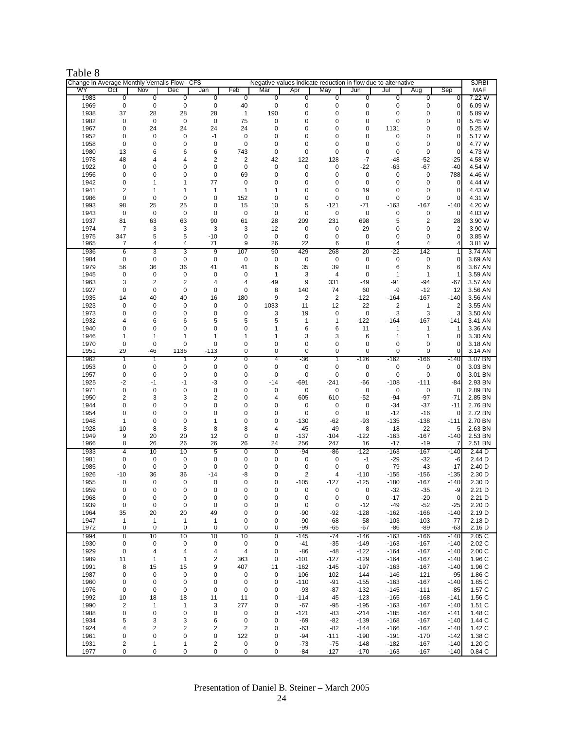Table 8

| Change in Average Monthly Vernalis Flow - CFS | | | | | Negative values indicate reduction in flow due to alternative | | | | | | | | SJRBI |
|---|---|---|---|---|---|---|---|---|---|---|---|---|---|
| WY | Oct | Nov | Dec | Jan | Feb | Mar | Apr | May | Jun | Jul | Aug | Sep | MAF |
| 1983 | 0 | 0 | 0 | 0 | 0 | 0 | 0 | 0 | 0 | 0 | 0 | 0 | 7.22 W |
| 1969 | 0 | 0 | 0 | 0 | 40 | 0 | 0 | 0 | 0 | 0 | 0 | 0 | 6.09 W |
| 1938 | 37 | 28 | 28 | 28 | 1 | 190 | 0 | 0 | 0 | 0 | 0 | 0 | 5.89 W |
| 1982 | 0 | 0 | 0 | 0 | 75 | 0 | 0 | 0 | 0 | 0 | 0 | 0 | 5.45 W |
| 1967 | 0 | 24 | 24 | 24 | 24 | 0 | 0 | 0 | 0 | 1131 | 0 | 0 | 5.25 W |
| 1952 | 0 | 0 | 0 | -1 | 0 | 0 | 0 | 0 | 0 | 0 | 0 | 0 | 5.17 W |
| 1958 | 0 | 0 | 0 | 0 | 0 | 0 | 0 | 0 | 0 | 0 | 0 | 0 | 4.77 W |
| 1980 | 13 | 6 | 6 | 6 | 743 | 0 | 0 | 0 | 0 | 0 | 0 | 0 | 4.73 W |
| 1978 | 48 | 4 | 4 | 2 | 2 | 42 | 122 | 128 | -7 | -48 | -52 | -25 | 4.58 W |
| 1922 | 0 | 0 | 0 | 0 | 0 | 0 | 0 | 0 | -22 | -63 | -67 | -40 | 4.54 W |
| 1956 | 0 | 0 | 0 | 0 | 69 | 0 | 0 | 0 | 0 | 0 | 0 | 788 | 4.46 W |
| 1942 | 0 | 1 | 1 | 77 | 0 | 0 | 0 | 0 | 0 | 0 | 0 | 0 | 4.44 W |
| 1941 | 2 | 1 | 1 | 1 | 1 | 1 | 0 | 0 | 19 | 0 | 0 | 0 | 4.43 W |
| 1986 | 0 | 0 | 0 | 0 | 152 | 0 | 0 | 0 | 0 | 0 | 0 | 0 | 4.31 W |
| 1993 | 98 | 25 | 25 | 0 | 15 | 10 | 5 | -121 | -71 | -163 | -167 | -140 | 4.20 W |
| 1943 | 0 | 0 | 0 | 0 | 0 | 0 | 0 | 0 | 0 | 0 | 0 | 0 | 4.03 W |
| 1937 | 81 | 63 | 63 | 90 | 61 | 28 | 209 | 231 | 698 | 5 | 2 | 28 | 3.90 W |
| 1974 | 7 | 3 | 3 | 3 | 3 | 12 | 0 | 0 | 29 | 0 | 0 | 2 | 3.90 W |
| 1975 | 347 | 5 | 5 | -10 | 0 | 0 | 0 | 0 | 0 | 0 | 0 | 0 | 3.85 W |
| 1965 | 7 | 4 | 4 | 71 | 9 | 26 | 22 | 6 | 0 | 4 | 4 | 4 | 3.81 W |
| 1936 | 6 | 3 | 3 | 9 | 107 | 90 | 429 | 268 | 20 | -22 | 142 | 1 | 3.74 AN |
| 1984 | 0 | 0 | 0 | 0 | 0 | 0 | 0 | 0 | 0 | 0 | 0 | 0 | 3.69 AN |
| 1979 | 56 | 36 | 36 | 41 | 41 | 6 | 35 | 39 | 0 | 6 | 6 | 6 | 3.67 AN |
| 1945 | 0 | 0 | 0 | 0 | 0 | 1 | 3 | 4 | 0 | 1 | 1 | 1 | 3.59 AN |
| 1963 | 3 | 2 | 2 | 4 | 4 | 49 | 9 | 331 | -49 | -91 | -94 | -67 | 3.57 AN |
| 1927 | 0 | 0 | 0 | 0 | 0 | 8 | 140 | 74 | 60 | -9 | -12 | 12 | 3.56 AN |
| 1935 | 14 | 40 | 40 | 16 | 180 | 9 | 2 | 2 | -122 | -164 | -167 | -140 | 3.56 AN |
| 1923 | 0 | 0 | 0 | 0 | 0 | 1033 | 11 | 12 | 22 | 2 | 1 | 2 | 3.55 AN |
| 1973 | 0 | 0 | 0 | 0 | 0 | 3 | 19 | 0 | 0 | 3 | 3 | 3 | 3.50 AN |
| 1932 | 4 | 6 | 6 | 5 | 5 | 5 | 1 | 1 | -122 | -164 | -167 | -141 | 3.41 AN |
| 1940 | 0 | 0 | 0 | 0 | 0 | 1 | 6 | 6 | 11 | 1 | 1 | 1 | 3.36 AN |
| 1946 | 1 | 1 | 1 | 1 | 1 | 1 | 3 | 3 | 6 | 1 | 1 | 0 | 3.30 AN |
| 1970 | 0 | 0 | 0 | 0 | 0 | 0 | 0 | 0 | 0 | 0 | 0 | 0 | 3.18 AN |
| 1951 | 29 | -46 | 1136 | -113 | 0 | 0 | 0 | 0 | 0 | 0 | 0 | 0 | 3.14 AN |
| 1962 | 1 | 1 | 1 | 2 | 0 | 4 | -36 | 1 | -126 | -162 | -166 | -140 | 3.07 BN |
| 1953 | 0 | 0 | 0 | 0 | 0 | 0 | 0 | 0 | 0 | 0 | 0 | 0 | 3.03 BN |
| 1957 | 0 | 0 | 0 | 0 | 0 | 0 | 0 | 0 | 0 | 0 | 0 | 0 | 3.01 BN |
| 1925 | -2 | -1 | -1 | -3 | 0 | -14 | -691 | -241 | -66 | -108 | -111 | -84 | 2.93 BN |
| 1971 | 0 | 0 | 0 | 0 | 0 | 0 | 0 | 0 | 0 | 0 | 0 | 0 | 2.89 BN |
| 1950 | 2 | 3 | 3 | 2 | 0 | 4 | 605 | 610 | -52 | -94 | -97 | -71 | 2.85 BN |
| 1944 | 0 | 0 | 0 | 0 | 0 | 0 | 0 | 0 | 0 | -34 | -37 | -11 | 2.76 BN |
| 1954 | 0 | 0 | 0 | 0 | 0 | 0 | 0 | 0 | 0 | -12 | -16 | 0 | 2.72 BN |
| 1948 | 1 | 0 | 0 | 1 | 0 | 0 | -130 | -62 | -93 | -135 | -138 | -111 | 2.70 BN |
| 1928 | 10 | 8 | 8 | 8 | 8 | 4 | 45 | 49 | 8 | -18 | -22 | 5 | 2.63 BN |
| 1949 | 9 | 20 | 20 | 12 | 0 | 0 | -137 | -104 | -122 | -163 | -167 | -140 | 2.53 BN |
| 1966 | 8 | 26 | 26 | 26 | 26 | 24 | 256 | 247 | 16 | -17 | -19 | 7 | 2.51 BN |
| 1933 | 4 | 10 | 10 | 5 | 0 | 0 | -94 | -86 | -122 | -163 | -167 | -140 | 2.44 D |
| 1981 | 0 | 0 | 0 | 0 | 0 | 0 | 0 | 0 | -1 | -29 | -32 | -6 | 2.44 D |
| 1985 | 0 | 0 | 0 | 0 | 0 | 0 | 0 | 0 | 0 | -79 | -43 | -17 | 2.40 D |
| 1926 | -10 | 36 | 36 | -14 | -8 | 0 | 2 | 4 | -110 | -155 | -156 | -135 | 2.30 D |
| 1955 | 0 | 0 | 0 | 0 | 0 | 0 | -105 | -127 | -125 | -180 | -167 | -140 | 2.30 D |
| 1959 | 0 | 0 | 0 | 0 | 0 | 0 | 0 | 0 | 0 | -32 | -35 | -9 | 2.21 D |
| 1968 | 0 | 0 | 0 | 0 | 0 | 0 | 0 | 0 | 0 | -17 | -20 | 0 | 2.21 D |
| 1939 | 0 | 0 | 0 | 0 | 0 | 0 | 0 | 0 | -12 | -49 | -52 | -25 | 2.20 D |
| 1964 | 35 | 20 | 20 | 49 | 0 | 0 | -90 | -92 | -128 | -162 | -166 | -140 | 2.19 D |
| 1947 | 1 | 1 | 1 | 1 | 0 | 0 | -90 | -68 | -58 | -103 | -103 | -77 | 2.18 D |
| 1972 | 0 | 0 | 0 | 0 | 0 | 0 | -99 | -65 | -67 | -86 | -89 | -63 | 2.16 D |
| 1994 | 8 | 10 | 10 | 10 | 10 | 0 | -145 | -74 | -146 | -163 | -166 | -140 | 2.05 C |
| 1930 | 0 | 0 | 0 | 0 | 0 | 0 | -41 | -35 | -149 | -163 | -167 | -140 | 2.02 C |
| 1929 | 0 | 4 | 4 | 4 | 4 | 0 | -86 | -48 | -122 | -164 | -167 | -140 | 2.00 C |
| 1989 | 11 | 1 | 1 | 2 | 363 | 0 | -101 | -127 | -129 | -164 | -167 | -140 | 1.96 C |
| 1991 | 8 | 15 | 15 | 9 | 407 | 11 | -162 | -145 | -197 | -163 | -167 | -140 | 1.96 C |
| 1987 | 0 | 0 | 0 | 0 | 0 | 0 | -106 | -102 | -144 | -146 | -121 | -95 | 1.86 C |
| 1960 | 0 | 0 | 0 | 0 | 0 | 0 | -110 | -91 | -155 | -163 | -167 | -140 | 1.85 C |
| 1976 | 0 | 0 | 0 | 0 | 0 | 0 | -93 | -87 | -132 | -145 | -111 | -85 | 1.57 C |
| 1992 | 10 | 18 | 18 | 11 | 11 | 0 | -114 | 45 | -123 | -165 | -168 | -141 | 1.56 C |
| 1990 | 2 | 1 | 1 | 3 | 277 | 0 | -67 | -95 | -195 | -163 | -167 | -140 | 1.51 C |
| 1988 | 0 | 0 | 0 | 0 | 0 | 0 | -121 | -83 | -214 | -185 | -167 | -141 | 1.48 C |
| 1934 | 5 | 3 | 3 | 6 | 0 | 0 | -69 | -82 | -139 | -168 | -167 | -140 | 1.44 C |
| 1924 | 4 | 2 | 2 | 2 | 2 | 0 | -63 | -82 | -144 | -166 | -167 | -140 | 1.42 C |
| 1961 | 0 | 0 | 0 | 0 | 122 | 0 | -94 | -111 | -190 | -191 | -170 | -142 | 1.38 C |
| 1931 | 2 | 1 | 1 | 2 | 0 | 0 | -73 | -75 | -148 | -182 | -167 | -140 | 1.20 C |
| 1977 | 0 | 0 | 0 | 0 | 0 | 0 | -84 | -127 | -170 | -163 | -167 | -140 | 0.84 C |

Presentation of Daniel B. Steiner – March 2005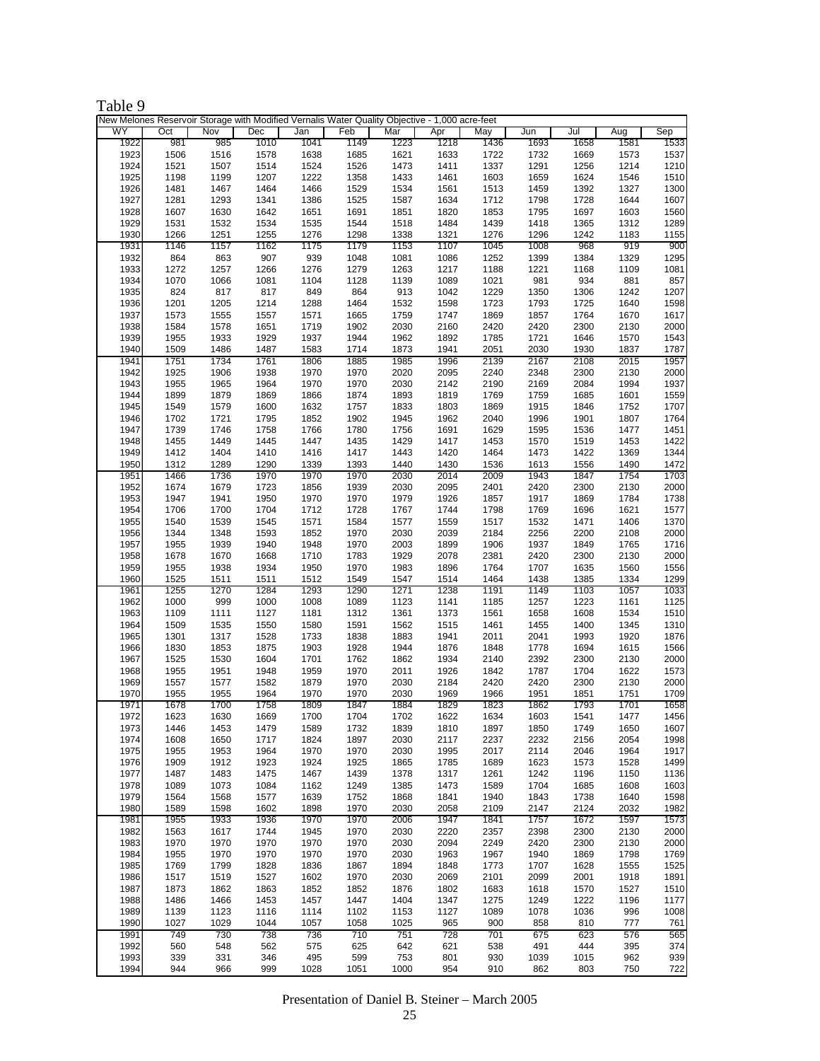Table 9

| New Melones Reservoir Storage with Modified Vernalis Water Quality Objective - 1,000 acre-feet | | | | | | | | | | | | |
|---|---|---|---|---|---|---|---|---|---|---|---|---|
| WY | Oct | Nov | Dec | Jan | Feb | Mar | Apr | May | Jun | Jul | Aug | Sep |
| 1922 | 981 | 985 | 1010 | 1041 | 1149 | 1223 | 1218 | 1436 | 1693 | 1658 | 1581 | 1533 |
| 1923 | 1506 | 1516 | 1578 | 1638 | 1685 | 1621 | 1633 | 1722 | 1732 | 1669 | 1573 | 1537 |
| 1924 | 1521 | 1507 | 1514 | 1524 | 1526 | 1473 | 1411 | 1337 | 1291 | 1256 | 1214 | 1210 |
| 1925 | 1198 | 1199 | 1207 | 1222 | 1358 | 1433 | 1461 | 1603 | 1659 | 1624 | 1546 | 1510 |
| 1926 | 1481 | 1467 | 1464 | 1466 | 1529 | 1534 | 1561 | 1513 | 1459 | 1392 | 1327 | 1300 |
| 1927 | 1281 | 1293 | 1341 | 1386 | 1525 | 1587 | 1634 | 1712 | 1798 | 1728 | 1644 | 1607 |
| 1928 | 1607 | 1630 | 1642 | 1651 | 1691 | 1851 | 1820 | 1853 | 1795 | 1697 | 1603 | 1560 |
| 1929 | 1531 | 1532 | 1534 | 1535 | 1544 | 1518 | 1484 | 1439 | 1418 | 1365 | 1312 | 1289 |
| 1930 | 1266 | 1251 | 1255 | 1276 | 1298 | 1338 | 1321 | 1276 | 1296 | 1242 | 1183 | 1155 |
| 1931 | 1146 | 1157 | 1162 | 1175 | 1179 | 1153 | 1107 | 1045 | 1008 | 968 | 919 | 900 |
| 1932 | 864 | 863 | 907 | 939 | 1048 | 1081 | 1086 | 1252 | 1399 | 1384 | 1329 | 1295 |
| 1933 | 1272 | 1257 | 1266 | 1276 | 1279 | 1263 | 1217 | 1188 | 1221 | 1168 | 1109 | 1081 |
| 1934 | 1070 | 1066 | 1081 | 1104 | 1128 | 1139 | 1089 | 1021 | 981 | 934 | 881 | 857 |
| 1935 | 824 | 817 | 817 | 849 | 864 | 913 | 1042 | 1229 | 1350 | 1306 | 1242 | 1207 |
| 1936 | 1201 | 1205 | 1214 | 1288 | 1464 | 1532 | 1598 | 1723 | 1793 | 1725 | 1640 | 1598 |
| 1937 | 1573 | 1555 | 1557 | 1571 | 1665 | 1759 | 1747 | 1869 | 1857 | 1764 | 1670 | 1617 |
| 1938 | 1584 | 1578 | 1651 | 1719 | 1902 | 2030 | 2160 | 2420 | 2420 | 2300 | 2130 | 2000 |
| 1939 | 1955 | 1933 | 1929 | 1937 | 1944 | 1962 | 1892 | 1785 | 1721 | 1646 | 1570 | 1543 |
| 1940 | 1509 | 1486 | 1487 | 1583 | 1714 | 1873 | 1941 | 2051 | 2030 | 1930 | 1837 | 1787 |
| 1941 | 1751 | 1734 | 1761 | 1806 | 1885 | 1985 | 1996 | 2139 | 2167 | 2108 | 2015 | 1957 |
| 1942 | 1925 | 1906 | 1938 | 1970 | 1970 | 2020 | 2095 | 2240 | 2348 | 2300 | 2130 | 2000 |
| 1943 | 1955 | 1965 | 1964 | 1970 | 1970 | 2030 | 2142 | 2190 | 2169 | 2084 | 1994 | 1937 |
| 1944 | 1899 | 1879 | 1869 | 1866 | 1874 | 1893 | 1819 | 1769 | 1759 | 1685 | 1601 | 1559 |
| 1945 | 1549 | 1579 | 1600 | 1632 | 1757 | 1833 | 1803 | 1869 | 1915 | 1846 | 1752 | 1707 |
| 1946 | 1702 | 1721 | 1795 | 1852 | 1902 | 1945 | 1962 | 2040 | 1996 | 1901 | 1807 | 1764 |
| 1947 | 1739 | 1746 | 1758 | 1766 | 1780 | 1756 | 1691 | 1629 | 1595 | 1536 | 1477 | 1451 |
| 1948 | 1455 | 1449 | 1445 | 1447 | 1435 | 1429 | 1417 | 1453 | 1570 | 1519 | 1453 | 1422 |
| 1949 | 1412 | 1404 | 1410 | 1416 | 1417 | 1443 | 1420 | 1464 | 1473 | 1422 | 1369 | 1344 |
| 1950 | 1312 | 1289 | 1290 | 1339 | 1393 | 1440 | 1430 | 1536 | 1613 | 1556 | 1490 | 1472 |
| 1951 | 1466 | 1736 | 1970 | 1970 | 1970 | 2030 | 2014 | 2009 | 1943 | 1847 | 1754 | 1703 |
| 1952 | 1674 | 1679 | 1723 | 1856 | 1939 | 2030 | 2095 | 2401 | 2420 | 2300 | 2130 | 2000 |
| 1953 | 1947 | 1941 | 1950 | 1970 | 1970 | 1979 | 1926 | 1857 | 1917 | 1869 | 1784 | 1738 |
| 1954 | 1706 | 1700 | 1704 | 1712 | 1728 | 1767 | 1744 | 1798 | 1769 | 1696 | 1621 | 1577 |
| 1955 | 1540 | 1539 | 1545 | 1571 | 1584 | 1577 | 1559 | 1517 | 1532 | 1471 | 1406 | 1370 |
| 1956 | 1344 | 1348 | 1593 | 1852 | 1970 | 2030 | 2039 | 2184 | 2256 | 2200 | 2108 | 2000 |
| 1957 | 1955 | 1939 | 1940 | 1948 | 1970 | 2003 | 1899 | 1906 | 1937 | 1849 | 1765 | 1716 |
| 1958 | 1678 | 1670 | 1668 | 1710 | 1783 | 1929 | 2078 | 2381 | 2420 | 2300 | 2130 | 2000 |
| 1959 | 1955 | 1938 | 1934 | 1950 | 1970 | 1983 | 1896 | 1764 | 1707 | 1635 | 1560 | 1556 |
| 1960 | 1525 | 1511 | 1511 | 1512 | 1549 | 1547 | 1514 | 1464 | 1438 | 1385 | 1334 | 1299 |
| 1961 | 1255 | 1270 | 1284 | 1293 | 1290 | 1271 | 1238 | 1191 | 1149 | 1103 | 1057 | 1033 |
| 1962 | 1000 | 999 | 1000 | 1008 | 1089 | 1123 | 1141 | 1185 | 1257 | 1223 | 1161 | 1125 |
| 1963 | 1109 | 1111 | 1127 | 1181 | 1312 | 1361 | 1373 | 1561 | 1658 | 1608 | 1534 | 1510 |
| 1964 | 1509 | 1535 | 1550 | 1580 | 1591 | 1562 | 1515 | 1461 | 1455 | 1400 | 1345 | 1310 |
| 1965 | 1301 | 1317 | 1528 | 1733 | 1838 | 1883 | 1941 | 2011 | 2041 | 1993 | 1920 | 1876 |
| 1966 | 1830 | 1853 | 1875 | 1903 | 1928 | 1944 | 1876 | 1848 | 1778 | 1694 | 1615 | 1566 |
| 1967 | 1525 | 1530 | 1604 | 1701 | 1762 | 1862 | 1934 | 2140 | 2392 | 2300 | 2130 | 2000 |
| 1968 | 1955 | 1951 | 1948 | 1959 | 1970 | 2011 | 1926 | 1842 | 1787 | 1704 | 1622 | 1573 |
| 1969 | 1557 | 1577 | 1582 | 1879 | 1970 | 2030 | 2184 | 2420 | 2420 | 2300 | 2130 | 2000 |
| 1970 | 1955 | 1955 | 1964 | 1970 | 1970 | 2030 | 1969 | 1966 | 1951 | 1851 | 1751 | 1709 |
| 1971 | 1678 | 1700 | 1758 | 1809 | 1847 | 1884 | 1829 | 1823 | 1862 | 1793 | 1701 | 1658 |
| 1972 | 1623 | 1630 | 1669 | 1700 | 1704 | 1702 | 1622 | 1634 | 1603 | 1541 | 1477 | 1456 |
| 1973 | 1446 | 1453 | 1479 | 1589 | 1732 | 1839 | 1810 | 1897 | 1850 | 1749 | 1650 | 1607 |
| 1974 | 1608 | 1650 | 1717 | 1824 | 1897 | 2030 | 2117 | 2237 | 2232 | 2156 | 2054 | 1998 |
| 1975 | 1955 | 1953 | 1964 | 1970 | 1970 | 2030 | 1995 | 2017 | 2114 | 2046 | 1964 | 1917 |
| 1976 | 1909 | 1912 | 1923 | 1924 | 1925 | 1865 | 1785 | 1689 | 1623 | 1573 | 1528 | 1499 |
| 1977 | 1487 | 1483 | 1475 | 1467 | 1439 | 1378 | 1317 | 1261 | 1242 | 1196 | 1150 | 1136 |
| 1978 | 1089 | 1073 | 1084 | 1162 | 1249 | 1385 | 1473 | 1589 | 1704 | 1685 | 1608 | 1603 |
| 1979 | 1564 | 1568 | 1577 | 1639 | 1752 | 1868 | 1841 | 1940 | 1843 | 1738 | 1640 | 1598 |
| 1980 | 1589 | 1598 | 1602 | 1898 | 1970 | 2030 | 2058 | 2109 | 2147 | 2124 | 2032 | 1982 |
| 1981 | 1955 | 1933 | 1936 | 1970 | 1970 | 2006 | 1947 | 1841 | 1757 | 1672 | 1597 | 1573 |
| 1982 | 1563 | 1617 | 1744 | 1945 | 1970 | 2030 | 2220 | 2357 | 2398 | 2300 | 2130 | 2000 |
| 1983 | 1970 | 1970 | 1970 | 1970 | 1970 | 2030 | 2094 | 2249 | 2420 | 2300 | 2130 | 2000 |
| 1984 | 1955 | 1970 | 1970 | 1970 | 1970 | 2030 | 1963 | 1967 | 1940 | 1869 | 1798 | 1769 |
| 1985 | 1769 | 1799 | 1828 | 1836 | 1867 | 1894 | 1848 | 1773 | 1707 | 1628 | 1555 | 1525 |
| 1986 | 1517 | 1519 | 1527 | 1602 | 1970 | 2030 | 2069 | 2101 | 2099 | 2001 | 1918 | 1891 |
| 1987 | 1873 | 1862 | 1863 | 1852 | 1852 | 1876 | 1802 | 1683 | 1618 | 1570 | 1527 | 1510 |
| 1988 | 1486 | 1466 | 1453 | 1457 | 1447 | 1404 | 1347 | 1275 | 1249 | 1222 | 1196 | 1177 |
| 1989 | 1139 | 1123 | 1116 | 1114 | 1102 | 1153 | 1127 | 1089 | 1078 | 1036 | 996 | 1008 |
| 1990 | 1027 | 1029 | 1044 | 1057 | 1058 | 1025 | 965 | 900 | 858 | 810 | 777 | 761 |
| 1991 | 749 | 730 | 738 | 736 | 710 | 751 | 728 | 701 | 675 | 623 | 576 | 565 |
| 1992 | 560 | 548 | 562 | 575 | 625 | 642 | 621 | 538 | 491 | 444 | 395 | 374 |
| 1993 | 339 | 331 | 346 | 495 | 599 | 753 | 801 | 930 | 1039 | 1015 | 962 | 939 |
| 1994 | 944 | 966 | 999 | 1028 | 1051 | 1000 | 954 | 910 | 862 | 803 | 750 | 722 |

Presentation of Daniel B. Steiner – March 2005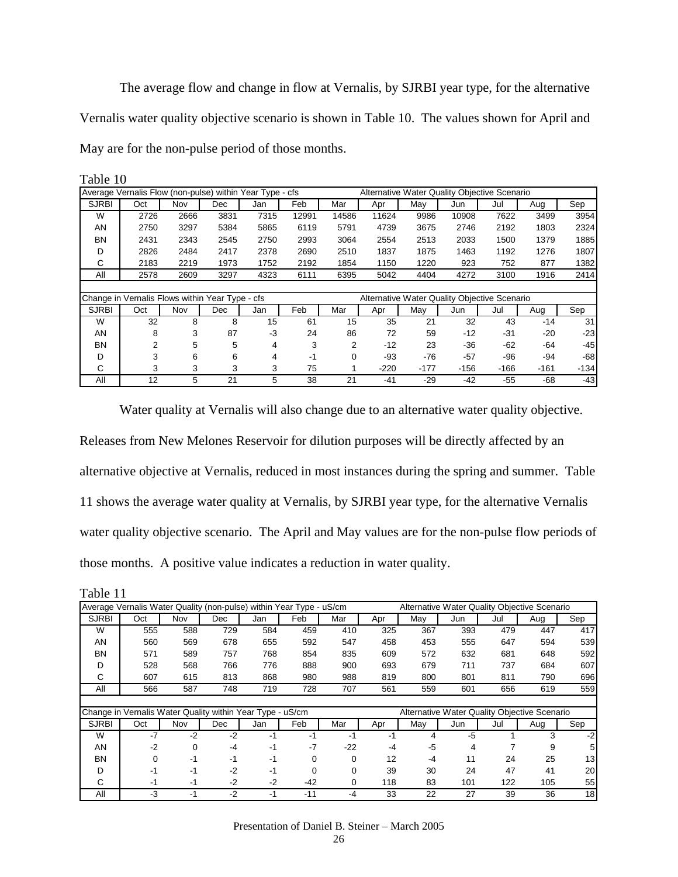The average flow and change in flow at Vernalis, by SJRBI year type, for the alternative Vernalis water quality objective scenario is shown in Table 10. The values shown for April and May are for the non-pulse period of those months.

Table 10

| Average Vernalis Flow (non-pulse) within Year Type - cfs | | | | | | | Alternative Water Quality Objective Scenario | | | | | |
|---|---|---|---|---|---|---|---|---|---|---|---|---|
| SJRBI | Oct | Nov | Dec | Jan | Feb | Mar | Apr | May | Jun | Jul | Aug | Sep |
| W | 2726 | 2666 | 3831 | 7315 | 12991 | 14586 | 11624 | 9986 | 10908 | 7622 | 3499 | 3954 |
| AN | 2750 | 3297 | 5384 | 5865 | 6119 | 5791 | 4739 | 3675 | 2746 | 2192 | 1803 | 2324 |
| BN | 2431 | 2343 | 2545 | 2750 | 2993 | 3064 | 2554 | 2513 | 2033 | 1500 | 1379 | 1885 |
| D | 2826 | 2484 | 2417 | 2378 | 2690 | 2510 | 1837 | 1875 | 1463 | 1192 | 1276 | 1807 |
| C | 2183 | 2219 | 1973 | 1752 | 2192 | 1854 | 1150 | 1220 | 923 | 752 | 877 | 1382 |
| All | 2578 | 2609 | 3297 | 4323 | 6111 | 6395 | 5042 | 4404 | 4272 | 3100 | 1916 | 2414 |

| Change in Vernalis Flows within Year Type - cfs | | | | | | | Alternative Water Quality Objective Scenario | | | | | |
|---|---|---|---|---|---|---|---|---|---|---|---|---|
| SJRBI | Oct | Nov | Dec | Jan | Feb | Mar | Apr | May | Jun | Jul | Aug | Sep |
| W | 32 | 8 | 8 | 15 | 61 | 15 | 35 | 21 | 32 | 43 | -14 | 31 |
| AN | 8 | 3 | 87 | -3 | 24 | 86 | 72 | 59 | -12 | -31 | -20 | -23 |
| BN | 2 | 5 | 5 | 4 | 3 | 2 | -12 | 23 | -36 | -62 | -64 | -45 |
| D | 3 | 6 | 6 | 4 | -1 | 0 | -93 | -76 | -57 | -96 | -94 | -68 |
| C | 3 | 3 | 3 | 3 | 75 | 1 | -220 | -177 | -156 | -166 | -161 | -134 |
| All | 12 | 5 | 21 | 5 | 38 | 21 | -41 | -29 | -42 | -55 | -68 | -43 |

Water quality at Vernalis will also change due to an alternative water quality objective. Releases from New Melones Reservoir for dilution purposes will be directly affected by an alternative objective at Vernalis, reduced in most instances during the spring and summer. Table 11 shows the average water quality at Vernalis, by SJRBI year type, for the alternative Vernalis water quality objective scenario. The April and May values are for the non-pulse flow periods of those months. A positive value indicates a reduction in water quality.

Table 11

| Average Vernalis Water Quality (non-pulse) within Year Type - uS/cm | | | | | | | Alternative Water Quality Objective Scenario | | | | | |
|---|---|---|---|---|---|---|---|---|---|---|---|---|
| SJRBI | Oct | Nov | Dec | Jan | Feb | Mar | Apr | May | Jun | Jul | Aug | Sep |
| W | 555 | 588 | 729 | 584 | 459 | 410 | 325 | 367 | 393 | 479 | 447 | 417 |
| AN | 560 | 569 | 678 | 655 | 592 | 547 | 458 | 453 | 555 | 647 | 594 | 539 |
| BN | 571 | 589 | 757 | 768 | 854 | 835 | 609 | 572 | 632 | 681 | 648 | 592 |
| D | 528 | 568 | 766 | 776 | 888 | 900 | 693 | 679 | 711 | 737 | 684 | 607 |
| C | 607 | 615 | 813 | 868 | 980 | 988 | 819 | 800 | 801 | 811 | 790 | 696 |
| All | 566 | 587 | 748 | 719 | 728 | 707 | 561 | 559 | 601 | 656 | 619 | 559 |

| Change in Vernalis Water Quality within Year Type - uS/cm | | | | | | | Alternative Water Quality Objective Scenario | | | | | |
|---|---|---|---|---|---|---|---|---|---|---|---|---|
| SJRBI | Oct | Nov | Dec | Jan | Feb | Mar | Apr | May | Jun | Jul | Aug | Sep |
| W | -7 | -2 | -2 | -1 | -1 | -1 | -1 | 4 | -5 | 1 | 3 | -2 |
| AN | -2 | 0 | -4 | -1 | -7 | -22 | -4 | -5 | 4 | 7 | 9 | 5 |
| BN | 0 | -1 | -1 | -1 | 0 | 0 | 12 | -4 | 11 | 24 | 25 | 13 |
| D | -1 | -1 | -2 | -1 | 0 | 0 | 39 | 30 | 24 | 47 | 41 | 20 |
| C | -1 | -1 | -2 | -2 | -42 | 0 | 118 | 83 | 101 | 122 | 105 | 55 |
| All | -3 | -1 | -2 | -1 | -11 | -4 | 33 | 22 | 27 | 39 | 36 | 18 |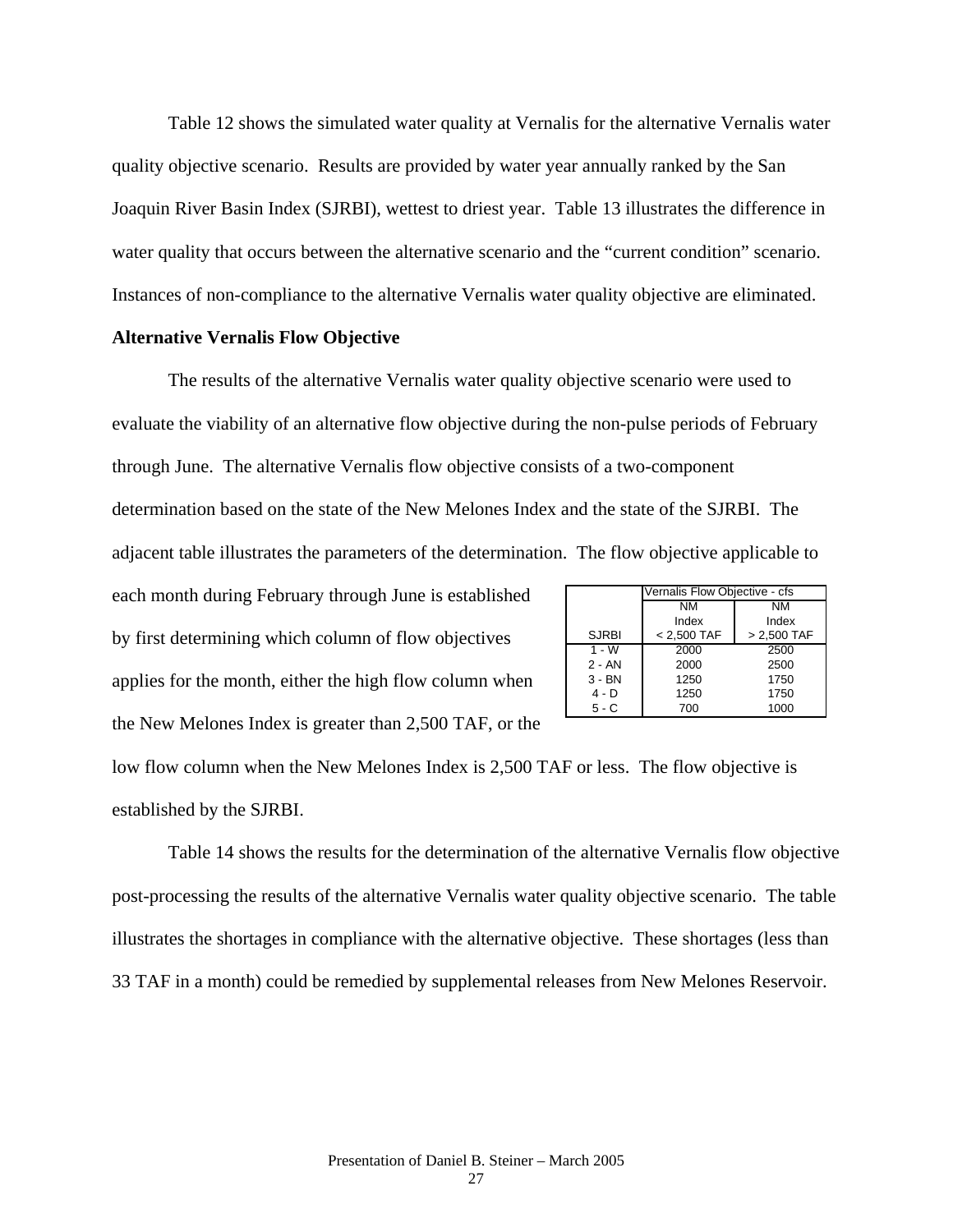Table 12 shows the simulated water quality at Vernalis for the alternative Vernalis water quality objective scenario. Results are provided by water year annually ranked by the San Joaquin River Basin Index (SJRBI), wettest to driest year. Table 13 illustrates the difference in water quality that occurs between the alternative scenario and the "current condition" scenario. Instances of non-compliance to the alternative Vernalis water quality objective are eliminated.

**Alternative Vernalis Flow Objective**

The results of the alternative Vernalis water quality objective scenario were used to evaluate the viability of an alternative flow objective during the non-pulse periods of February through June. The alternative Vernalis flow objective consists of a two-component determination based on the state of the New Melones Index and the state of the SJRBI. The adjacent table illustrates the parameters of the determination. The flow objective applicable to each month during February through June is established by first determining which column of flow objectives applies for the month, either the high flow column when the New Melones Index is greater than 2,500 TAF, or the low flow column when the New Melones Index is 2,500 TAF or less. The flow objective is established by the SJRBI.

| | Vernalis Flow Objective - cfs | |
|---|---|---|
| SJRBI | NM Index < 2,500 TAF | NM Index > 2,500 TAF |
| 1 - W | 2000 | 2500 |
| 2 - AN | 2000 | 2500 |
| 3 - BN | 1250 | 1750 |
| 4 - D | 1250 | 1750 |
| 5 - C | 700 | 1000 |

Table 14 shows the results for the determination of the alternative Vernalis flow objective post-processing the results of the alternative Vernalis water quality objective scenario. The table illustrates the shortages in compliance with the alternative objective. These shortages (less than 33 TAF in a month) could be remedied by supplemental releases from New Melones Reservoir.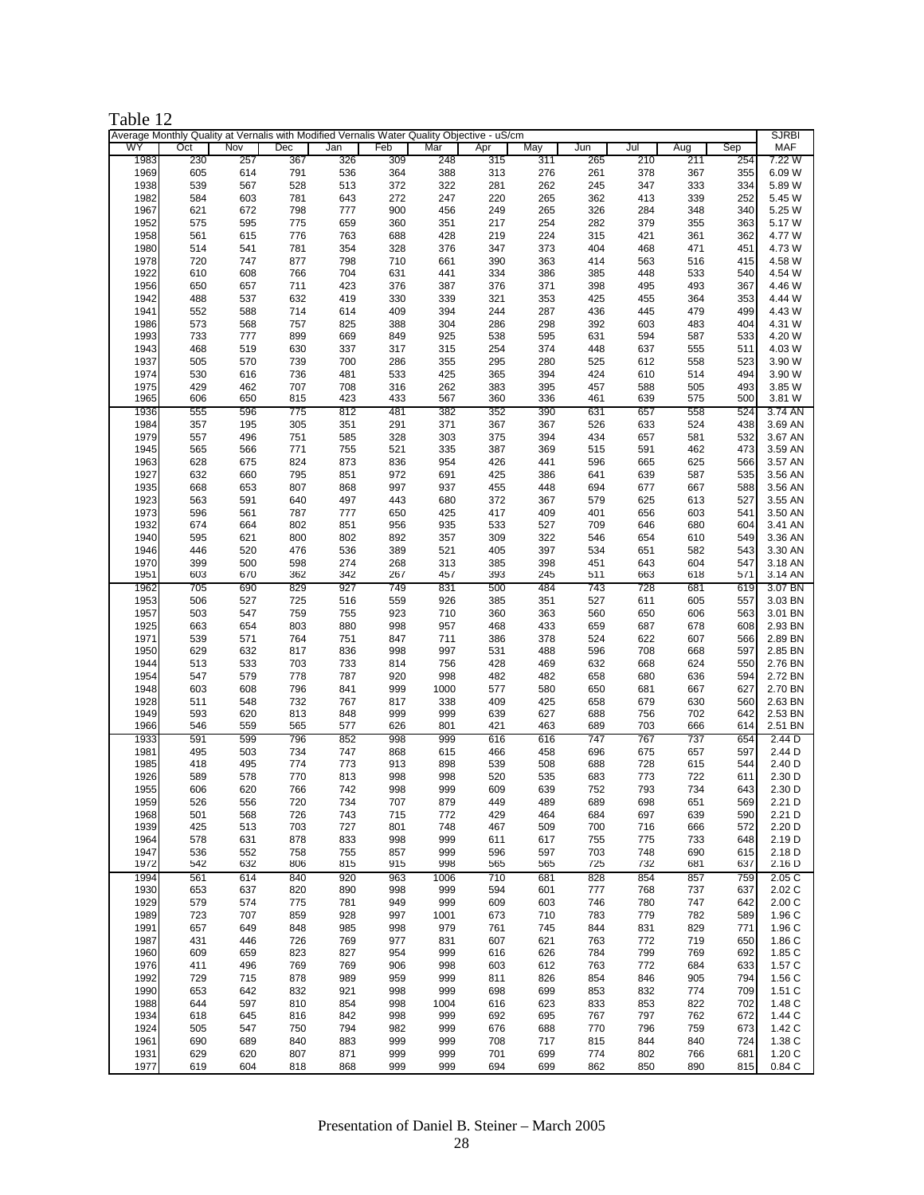Table 12

| Average Monthly Quality at Vernalis with Modified Vernalis Water Quality Objective - uS/cm | | | | | | | | | | | | | SJRBI |
|---|---|---|---|---|---|---|---|---|---|---|---|---|---|
| WY | Oct | Nov | Dec | Jan | Feb | Mar | Apr | May | Jun | Jul | Aug | Sep | MAF |
| 1983 | 230 | 257 | 367 | 326 | 309 | 248 | 315 | 311 | 265 | 210 | 211 | 254 | 7.22 W |
| 1969 | 605 | 614 | 791 | 536 | 364 | 388 | 313 | 276 | 261 | 378 | 367 | 355 | 6.09 W |
| 1938 | 539 | 567 | 528 | 513 | 372 | 322 | 281 | 262 | 245 | 347 | 333 | 334 | 5.89 W |
| 1982 | 584 | 603 | 781 | 643 | 272 | 247 | 220 | 265 | 362 | 413 | 339 | 252 | 5.45 W |
| 1967 | 621 | 672 | 798 | 777 | 900 | 456 | 249 | 265 | 326 | 284 | 348 | 340 | 5.25 W |
| 1952 | 575 | 595 | 775 | 659 | 360 | 351 | 217 | 254 | 282 | 379 | 355 | 363 | 5.17 W |
| 1958 | 561 | 615 | 776 | 763 | 688 | 428 | 219 | 224 | 315 | 421 | 361 | 362 | 4.77 W |
| 1980 | 514 | 541 | 781 | 354 | 328 | 376 | 347 | 373 | 404 | 468 | 471 | 451 | 4.73 W |
| 1978 | 720 | 747 | 877 | 798 | 710 | 661 | 390 | 363 | 414 | 563 | 516 | 415 | 4.58 W |
| 1922 | 610 | 608 | 766 | 704 | 631 | 441 | 334 | 386 | 385 | 448 | 533 | 540 | 4.54 W |
| 1956 | 650 | 657 | 711 | 423 | 376 | 387 | 376 | 371 | 398 | 495 | 493 | 367 | 4.46 W |
| 1942 | 488 | 537 | 632 | 419 | 330 | 339 | 321 | 353 | 425 | 455 | 364 | 353 | 4.44 W |
| 1941 | 552 | 588 | 714 | 614 | 409 | 394 | 244 | 287 | 436 | 445 | 479 | 499 | 4.43 W |
| 1986 | 573 | 568 | 757 | 825 | 388 | 304 | 286 | 298 | 392 | 603 | 483 | 404 | 4.31 W |
| 1993 | 733 | 777 | 899 | 669 | 849 | 925 | 538 | 595 | 631 | 594 | 587 | 533 | 4.20 W |
| 1943 | 468 | 519 | 630 | 337 | 317 | 315 | 254 | 374 | 448 | 637 | 555 | 511 | 4.03 W |
| 1937 | 505 | 570 | 739 | 700 | 286 | 355 | 295 | 280 | 525 | 612 | 558 | 523 | 3.90 W |
| 1974 | 530 | 616 | 736 | 481 | 533 | 425 | 365 | 394 | 424 | 610 | 514 | 494 | 3.90 W |
| 1975 | 429 | 462 | 707 | 708 | 316 | 262 | 383 | 395 | 457 | 588 | 505 | 493 | 3.85 W |
| 1965 | 606 | 650 | 815 | 423 | 433 | 567 | 360 | 336 | 461 | 639 | 575 | 500 | 3.81 W |
| 1936 | 555 | 596 | 775 | 812 | 481 | 382 | 352 | 390 | 631 | 657 | 558 | 524 | 3.74 AN |
| 1984 | 357 | 195 | 305 | 351 | 291 | 371 | 367 | 367 | 526 | 633 | 524 | 438 | 3.69 AN |
| 1979 | 557 | 496 | 751 | 585 | 328 | 303 | 375 | 394 | 434 | 657 | 581 | 532 | 3.67 AN |
| 1945 | 565 | 566 | 771 | 755 | 521 | 335 | 387 | 369 | 515 | 591 | 462 | 473 | 3.59 AN |
| 1963 | 628 | 675 | 824 | 873 | 836 | 954 | 426 | 441 | 596 | 665 | 625 | 566 | 3.57 AN |
| 1927 | 632 | 660 | 795 | 851 | 972 | 691 | 425 | 386 | 641 | 639 | 587 | 535 | 3.56 AN |
| 1935 | 668 | 653 | 807 | 868 | 997 | 937 | 455 | 448 | 694 | 677 | 667 | 588 | 3.56 AN |
| 1923 | 563 | 591 | 640 | 497 | 443 | 680 | 372 | 367 | 579 | 625 | 613 | 527 | 3.55 AN |
| 1973 | 596 | 561 | 787 | 777 | 650 | 425 | 417 | 409 | 401 | 656 | 603 | 541 | 3.50 AN |
| 1932 | 674 | 664 | 802 | 851 | 956 | 935 | 533 | 527 | 709 | 646 | 680 | 604 | 3.41 AN |
| 1940 | 595 | 621 | 800 | 802 | 892 | 357 | 309 | 322 | 546 | 654 | 610 | 549 | 3.36 AN |
| 1946 | 446 | 520 | 476 | 536 | 389 | 521 | 405 | 397 | 534 | 651 | 582 | 543 | 3.30 AN |
| 1970 | 399 | 500 | 598 | 274 | 268 | 313 | 385 | 398 | 451 | 643 | 604 | 547 | 3.18 AN |
| 1951 | 603 | 670 | 362 | 342 | 267 | 457 | 393 | 245 | 511 | 663 | 618 | 571 | 3.14 AN |
| 1962 | 705 | 690 | 829 | 927 | 749 | 831 | 500 | 484 | 743 | 728 | 681 | 619 | 3.07 BN |
| 1953 | 506 | 527 | 725 | 516 | 559 | 926 | 385 | 351 | 527 | 611 | 605 | 557 | 3.03 BN |
| 1957 | 503 | 547 | 759 | 755 | 923 | 710 | 360 | 363 | 560 | 650 | 606 | 563 | 3.01 BN |
| 1925 | 663 | 654 | 803 | 880 | 998 | 957 | 468 | 433 | 659 | 687 | 678 | 608 | 2.93 BN |
| 1971 | 539 | 571 | 764 | 751 | 847 | 711 | 386 | 378 | 524 | 622 | 607 | 566 | 2.89 BN |
| 1950 | 629 | 632 | 817 | 836 | 998 | 997 | 531 | 488 | 596 | 708 | 668 | 597 | 2.85 BN |
| 1944 | 513 | 533 | 703 | 733 | 814 | 756 | 428 | 469 | 632 | 668 | 624 | 550 | 2.76 BN |
| 1954 | 547 | 579 | 778 | 787 | 920 | 998 | 482 | 482 | 658 | 680 | 636 | 594 | 2.72 BN |
| 1948 | 603 | 608 | 796 | 841 | 999 | 1000 | 577 | 580 | 650 | 681 | 667 | 627 | 2.70 BN |
| 1928 | 511 | 548 | 732 | 767 | 817 | 338 | 409 | 425 | 658 | 679 | 630 | 560 | 2.63 BN |
| 1949 | 593 | 620 | 813 | 848 | 999 | 999 | 639 | 627 | 688 | 756 | 702 | 642 | 2.53 BN |
| 1966 | 546 | 559 | 565 | 577 | 626 | 801 | 421 | 463 | 689 | 703 | 666 | 614 | 2.51 BN |
| 1933 | 591 | 599 | 796 | 852 | 998 | 999 | 616 | 616 | 747 | 767 | 737 | 654 | 2.44 D |
| 1981 | 495 | 503 | 734 | 747 | 868 | 615 | 466 | 458 | 696 | 675 | 657 | 597 | 2.44 D |
| 1985 | 418 | 495 | 774 | 773 | 913 | 898 | 539 | 508 | 688 | 728 | 615 | 544 | 2.40 D |
| 1926 | 589 | 578 | 770 | 813 | 998 | 998 | 520 | 535 | 683 | 773 | 722 | 611 | 2.30 D |
| 1955 | 606 | 620 | 766 | 742 | 998 | 999 | 609 | 639 | 752 | 793 | 734 | 643 | 2.30 D |
| 1959 | 526 | 556 | 720 | 734 | 707 | 879 | 449 | 489 | 689 | 698 | 651 | 569 | 2.21 D |
| 1968 | 501 | 568 | 726 | 743 | 715 | 772 | 429 | 464 | 684 | 697 | 639 | 590 | 2.21 D |
| 1939 | 425 | 513 | 703 | 727 | 801 | 748 | 467 | 509 | 700 | 716 | 666 | 572 | 2.20 D |
| 1964 | 578 | 631 | 878 | 833 | 998 | 999 | 611 | 617 | 755 | 775 | 733 | 648 | 2.19 D |
| 1947 | 536 | 552 | 758 | 755 | 857 | 999 | 596 | 597 | 703 | 748 | 690 | 615 | 2.18 D |
| 1972 | 542 | 632 | 806 | 815 | 915 | 998 | 565 | 565 | 725 | 732 | 681 | 637 | 2.16 D |
| 1994 | 561 | 614 | 840 | 920 | 963 | 1006 | 710 | 681 | 828 | 854 | 857 | 759 | 2.05 C |
| 1930 | 653 | 637 | 820 | 890 | 998 | 999 | 594 | 601 | 777 | 768 | 737 | 637 | 2.02 C |
| 1929 | 579 | 574 | 775 | 781 | 949 | 999 | 609 | 603 | 746 | 780 | 747 | 642 | 2.00 C |
| 1989 | 723 | 707 | 859 | 928 | 997 | 1001 | 673 | 710 | 783 | 779 | 782 | 589 | 1.96 C |
| 1991 | 657 | 649 | 848 | 985 | 998 | 979 | 761 | 745 | 844 | 831 | 829 | 771 | 1.96 C |
| 1987 | 431 | 446 | 726 | 769 | 977 | 831 | 607 | 621 | 763 | 772 | 719 | 650 | 1.86 C |
| 1960 | 609 | 659 | 823 | 827 | 954 | 999 | 616 | 626 | 784 | 799 | 769 | 692 | 1.85 C |
| 1976 | 411 | 496 | 769 | 769 | 906 | 998 | 603 | 612 | 763 | 772 | 684 | 633 | 1.57 C |
| 1992 | 729 | 715 | 878 | 989 | 959 | 999 | 811 | 826 | 854 | 846 | 905 | 794 | 1.56 C |
| 1990 | 653 | 642 | 832 | 921 | 998 | 999 | 698 | 699 | 853 | 832 | 774 | 709 | 1.51 C |
| 1988 | 644 | 597 | 810 | 854 | 998 | 1004 | 616 | 623 | 833 | 853 | 822 | 702 | 1.48 C |
| 1934 | 618 | 645 | 816 | 842 | 998 | 999 | 692 | 695 | 767 | 797 | 762 | 672 | 1.44 C |
| 1924 | 505 | 547 | 750 | 794 | 982 | 999 | 676 | 688 | 770 | 796 | 759 | 673 | 1.42 C |
| 1961 | 690 | 689 | 840 | 883 | 999 | 999 | 708 | 717 | 815 | 844 | 840 | 724 | 1.38 C |
| 1931 | 629 | 620 | 807 | 871 | 999 | 999 | 701 | 699 | 774 | 802 | 766 | 681 | 1.20 C |
| 1977 | 619 | 604 | 818 | 868 | 999 | 999 | 694 | 699 | 862 | 850 | 890 | 815 | 0.84 C |

Presentation of Daniel B. Steiner – March 2005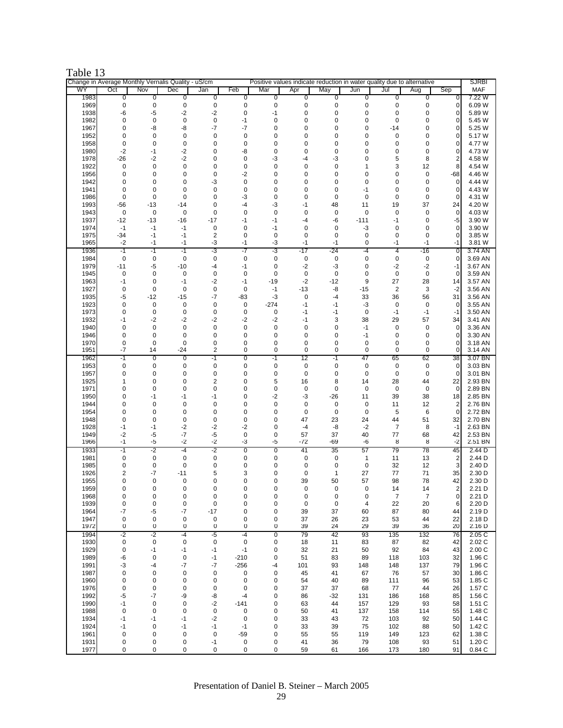Table 13

| Change in Average Monthly Vernalis Quality - uS/cm | | | | | Positive values indicate reduction in water quality due to alternative | | | | | | | | SJRBI |
|---|---|---|---|---|---|---|---|---|---|---|---|---|---|
| WY | Oct | Nov | Dec | Jan | Feb | Mar | Apr | May | Jun | Jul | Aug | Sep | MAF |
| 1983 | 0 | 0 | 0 | 0 | 0 | 0 | 0 | 0 | 0 | 0 | 0 | 0 | 7.22 W |
| 1969 | 0 | 0 | 0 | 0 | 0 | 0 | 0 | 0 | 0 | 0 | 0 | 0 | 6.09 W |
| 1938 | -6 | -5 | -2 | -2 | 0 | -1 | 0 | 0 | 0 | 0 | 0 | 0 | 5.89 W |
| 1982 | 0 | 0 | 0 | 0 | -1 | 0 | 0 | 0 | 0 | 0 | 0 | 0 | 5.45 W |
| 1967 | 0 | -8 | -8 | -7 | -7 | 0 | 0 | 0 | 0 | -14 | 0 | 0 | 5.25 W |
| 1952 | 0 | 0 | 0 | 0 | 0 | 0 | 0 | 0 | 0 | 0 | 0 | 0 | 5.17 W |
| 1958 | 0 | 0 | 0 | 0 | 0 | 0 | 0 | 0 | 0 | 0 | 0 | 0 | 4.77 W |
| 1980 | -2 | -1 | -2 | 0 | -8 | 0 | 0 | 0 | 0 | 0 | 0 | 0 | 4.73 W |
| 1978 | -26 | -2 | -2 | 0 | 0 | -3 | -4 | -3 | 0 | 5 | 8 | 2 | 4.58 W |
| 1922 | 0 | 0 | 0 | 0 | 0 | 0 | 0 | 0 | 1 | 3 | 12 | 8 | 4.54 W |
| 1956 | 0 | 0 | 0 | 0 | -2 | 0 | 0 | 0 | 0 | 0 | 0 | -68 | 4.46 W |
| 1942 | 0 | 0 | 0 | -3 | 0 | 0 | 0 | 0 | 0 | 0 | 0 | 0 | 4.44 W |
| 1941 | 0 | 0 | 0 | 0 | 0 | 0 | 0 | 0 | -1 | 0 | 0 | 0 | 4.43 W |
| 1986 | 0 | 0 | 0 | 0 | -3 | 0 | 0 | 0 | 0 | 0 | 0 | 0 | 4.31 W |
| 1993 | -56 | -13 | -14 | 0 | -4 | -3 | -1 | 48 | 11 | 19 | 37 | 24 | 4.20 W |
| 1943 | 0 | 0 | 0 | 0 | 0 | 0 | 0 | 0 | 0 | 0 | 0 | 0 | 4.03 W |
| 1937 | -12 | -13 | -16 | -17 | -1 | -1 | -4 | -6 | -111 | -1 | 0 | -5 | 3.90 W |
| 1974 | -1 | -1 | -1 | 0 | 0 | -1 | 0 | 0 | -3 | 0 | 0 | 0 | 3.90 W |
| 1975 | -34 | -1 | -1 | 2 | 0 | 0 | 0 | 0 | 0 | 0 | 0 | 0 | 3.85 W |
| 1965 | -2 | -1 | -1 | -3 | -1 | -3 | -1 | -1 | 0 | -1 | -1 | -1 | 3.81 W |
| 1936 | -1 | -1 | -1 | -3 | -7 | -3 | -17 | -24 | -4 | 4 | -16 | 0 | 3.74 AN |
| 1984 | 0 | 0 | 0 | 0 | 0 | 0 | 0 | 0 | 0 | 0 | 0 | 0 | 3.69 AN |
| 1979 | -11 | -5 | -10 | -4 | -1 | 0 | -2 | -3 | 0 | -2 | -2 | -1 | 3.67 AN |
| 1945 | 0 | 0 | 0 | 0 | 0 | 0 | 0 | 0 | 0 | 0 | 0 | 0 | 3.59 AN |
| 1963 | -1 | 0 | -1 | -2 | -1 | -19 | -2 | -12 | 9 | 27 | 28 | 14 | 3.57 AN |
| 1927 | 0 | 0 | 0 | 0 | 0 | -1 | -13 | -8 | -15 | 2 | 3 | -2 | 3.56 AN |
| 1935 | -5 | -12 | -15 | -7 | -83 | -3 | 0 | -4 | 33 | 36 | 56 | 31 | 3.56 AN |
| 1923 | 0 | 0 | 0 | 0 | 0 | -274 | -1 | -1 | -3 | 0 | 0 | 0 | 3.55 AN |
| 1973 | 0 | 0 | 0 | 0 | 0 | 0 | -1 | -1 | 0 | -1 | -1 | -1 | 3.50 AN |
| 1932 | -1 | -2 | -2 | -2 | -2 | -2 | -1 | 3 | 38 | 29 | 57 | 34 | 3.41 AN |
| 1940 | 0 | 0 | 0 | 0 | 0 | 0 | 0 | 0 | -1 | 0 | 0 | 0 | 3.36 AN |
| 1946 | 0 | 0 | 0 | 0 | 0 | 0 | 0 | 0 | -1 | 0 | 0 | 0 | 3.30 AN |
| 1970 | 0 | 0 | 0 | 0 | 0 | 0 | 0 | 0 | 0 | 0 | 0 | 0 | 3.18 AN |
| 1951 | -7 | 14 | -24 | 2 | 0 | 0 | 0 | 0 | 0 | 0 | 0 | 0 | 3.14 AN |
| 1962 | -1 | 0 | 0 | -1 | 0 | -1 | 12 | -1 | 47 | 65 | 62 | 38 | 3.07 BN |
| 1953 | 0 | 0 | 0 | 0 | 0 | 0 | 0 | 0 | 0 | 0 | 0 | 0 | 3.03 BN |
| 1957 | 0 | 0 | 0 | 0 | 0 | 0 | 0 | 0 | 0 | 0 | 0 | 0 | 3.01 BN |
| 1925 | 1 | 0 | 0 | 2 | 0 | 5 | 16 | 8 | 14 | 28 | 44 | 22 | 2.93 BN |
| 1971 | 0 | 0 | 0 | 0 | 0 | 0 | 0 | 0 | 0 | 0 | 0 | 0 | 2.89 BN |
| 1950 | 0 | -1 | -1 | -1 | 0 | -2 | -3 | -26 | 11 | 39 | 38 | 18 | 2.85 BN |
| 1944 | 0 | 0 | 0 | 0 | 0 | 0 | 0 | 0 | 0 | 11 | 12 | 2 | 2.76 BN |
| 1954 | 0 | 0 | 0 | 0 | 0 | 0 | 0 | 0 | 0 | 5 | 6 | 0 | 2.72 BN |
| 1948 | 0 | 0 | 0 | 0 | 0 | 0 | 47 | 23 | 24 | 44 | 51 | 32 | 2.70 BN |
| 1928 | -1 | -1 | -2 | -2 | -2 | 0 | -4 | -8 | -2 | 7 | 8 | -1 | 2.63 BN |
| 1949 | -2 | -5 | -7 | -5 | 0 | 0 | 57 | 37 | 40 | 77 | 68 | 42 | 2.53 BN |
| 1966 | -1 | -5 | -2 | -2 | -3 | -5 | -72 | -69 | -6 | 8 | 8 | -2 | 2.51 BN |
| 1933 | -1 | -2 | -4 | -2 | 0 | 0 | 41 | 35 | 57 | 79 | 78 | 45 | 2.44 D |
| 1981 | 0 | 0 | 0 | 0 | 0 | 0 | 0 | 0 | 1 | 11 | 13 | 2 | 2.44 D |
| 1985 | 0 | 0 | 0 | 0 | 0 | 0 | 0 | 0 | 0 | 32 | 12 | 3 | 2.40 D |
| 1926 | 2 | -7 | -11 | 5 | 3 | 0 | 0 | 1 | 27 | 77 | 71 | 35 | 2.30 D |
| 1955 | 0 | 0 | 0 | 0 | 0 | 0 | 39 | 50 | 57 | 98 | 78 | 42 | 2.30 D |
| 1959 | 0 | 0 | 0 | 0 | 0 | 0 | 0 | 0 | 0 | 14 | 14 | 2 | 2.21 D |
| 1968 | 0 | 0 | 0 | 0 | 0 | 0 | 0 | 0 | 0 | 7 | 7 | 0 | 2.21 D |
| 1939 | 0 | 0 | 0 | 0 | 0 | 0 | 0 | 0 | 4 | 22 | 20 | 6 | 2.20 D |
| 1964 | -7 | -5 | -7 | -17 | 0 | 0 | 39 | 37 | 60 | 87 | 80 | 44 | 2.19 D |
| 1947 | 0 | 0 | 0 | 0 | 0 | 0 | 37 | 26 | 23 | 53 | 44 | 22 | 2.18 D |
| 1972 | 0 | 0 | 0 | 0 | 0 | 0 | 39 | 24 | 29 | 39 | 36 | 20 | 2.16 D |
| 1994 | -2 | -2 | -4 | -5 | -4 | 0 | 79 | 42 | 93 | 135 | 132 | 76 | 2.05 C |
| 1930 | 0 | 0 | 0 | 0 | 0 | 0 | 18 | 11 | 83 | 87 | 82 | 42 | 2.02 C |
| 1929 | 0 | -1 | -1 | -1 | -1 | 0 | 32 | 21 | 50 | 92 | 84 | 43 | 2.00 C |
| 1989 | -6 | 0 | 0 | -1 | -210 | 0 | 51 | 83 | 89 | 118 | 103 | 32 | 1.96 C |
| 1991 | -3 | -4 | -7 | -7 | -256 | -4 | 101 | 93 | 148 | 148 | 137 | 79 | 1.96 C |
| 1987 | 0 | 0 | 0 | 0 | 0 | 0 | 45 | 41 | 67 | 76 | 57 | 30 | 1.86 C |
| 1960 | 0 | 0 | 0 | 0 | 0 | 0 | 54 | 40 | 89 | 111 | 96 | 53 | 1.85 C |
| 1976 | 0 | 0 | 0 | 0 | 0 | 0 | 37 | 37 | 68 | 77 | 44 | 26 | 1.57 C |
| 1992 | -5 | -7 | -9 | -8 | -4 | 0 | 86 | -32 | 131 | 186 | 168 | 85 | 1.56 C |
| 1990 | -1 | 0 | 0 | -2 | -141 | 0 | 63 | 44 | 157 | 129 | 93 | 58 | 1.51 C |
| 1988 | 0 | 0 | 0 | 0 | 0 | 0 | 50 | 41 | 137 | 158 | 114 | 55 | 1.48 C |
| 1934 | -1 | -1 | -1 | -2 | 0 | 0 | 33 | 43 | 72 | 103 | 92 | 50 | 1.44 C |
| 1924 | -1 | 0 | -1 | -1 | -1 | 0 | 33 | 39 | 75 | 102 | 88 | 50 | 1.42 C |
| 1961 | 0 | 0 | 0 | 0 | -59 | 0 | 55 | 55 | 119 | 149 | 123 | 62 | 1.38 C |
| 1931 | 0 | 0 | 0 | -1 | 0 | 0 | 41 | 36 | 79 | 108 | 93 | 51 | 1.20 C |
| 1977 | 0 | 0 | 0 | 0 | 0 | 0 | 59 | 61 | 166 | 173 | 180 | 91 | 0.84 C |

Presentation of Daniel B. Steiner – March 2005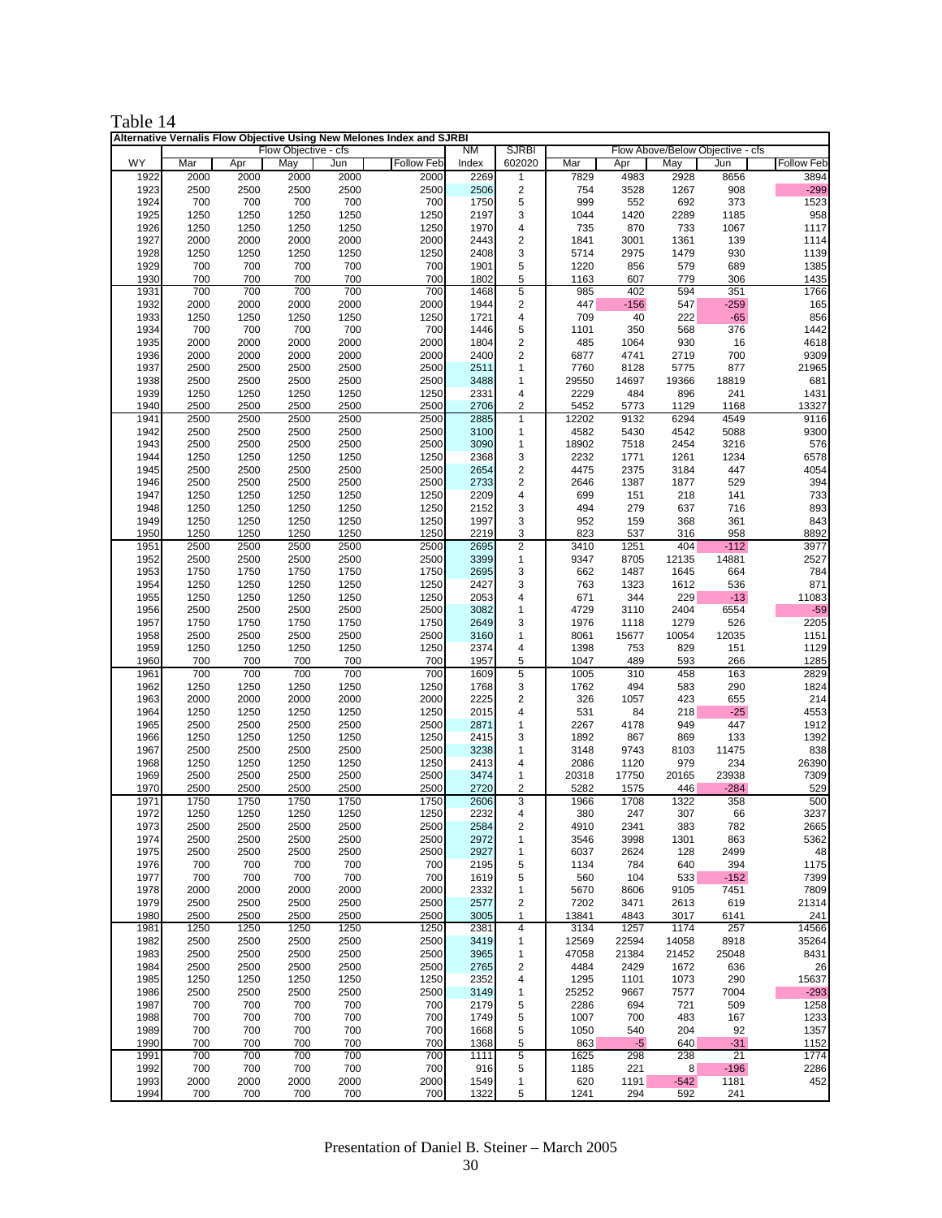Table 14

**Alternative Vernalis Flow Objective Using New Melones Index and SJRBI**

| WY | Flow Objective - cfs | | | | | NM | SJRBI | Flow Above/Below Objective - cfs | | | | |
|---|---|---|---|---|---|---|---|---|---|---|---|---|
| | Mar | Apr | May | Jun | Follow Feb | Index | 602020 | Mar | Apr | May | Jun | Follow Feb |
| 1922 | 2000 | 2000 | 2000 | 2000 | 2000 | 2269 | 1 | 7829 | 4983 | 2928 | 8656 | 3894 |
| 1923 | 2500 | 2500 | 2500 | 2500 | 2500 | 2506 | 2 | 754 | 3528 | 1267 | 908 | -299 |
| 1924 | 700 | 700 | 700 | 700 | 700 | 1750 | 5 | 999 | 552 | 692 | 373 | 1523 |
| 1925 | 1250 | 1250 | 1250 | 1250 | 1250 | 2197 | 3 | 1044 | 1420 | 2289 | 1185 | 958 |
| 1926 | 1250 | 1250 | 1250 | 1250 | 1250 | 1970 | 4 | 735 | 870 | 733 | 1067 | 1117 |
| 1927 | 2000 | 2000 | 2000 | 2000 | 2000 | 2443 | 2 | 1841 | 3001 | 1361 | 139 | 1114 |
| 1928 | 1250 | 1250 | 1250 | 1250 | 1250 | 2408 | 3 | 5714 | 2975 | 1479 | 930 | 1139 |
| 1929 | 700 | 700 | 700 | 700 | 700 | 1901 | 5 | 1220 | 856 | 579 | 689 | 1385 |
| 1930 | 700 | 700 | 700 | 700 | 700 | 1802 | 5 | 1163 | 607 | 779 | 306 | 1435 |
| 1931 | 700 | 700 | 700 | 700 | 700 | 1468 | 5 | 985 | 402 | 594 | 351 | 1766 |
| 1932 | 2000 | 2000 | 2000 | 2000 | 2000 | 1944 | 2 | 447 | -156 | 547 | -259 | 165 |
| 1933 | 1250 | 1250 | 1250 | 1250 | 1250 | 1721 | 4 | 709 | 40 | 222 | -65 | 856 |
| 1934 | 700 | 700 | 700 | 700 | 700 | 1446 | 5 | 1101 | 350 | 568 | 376 | 1442 |
| 1935 | 2000 | 2000 | 2000 | 2000 | 2000 | 1804 | 2 | 485 | 1064 | 930 | 16 | 4618 |
| 1936 | 2000 | 2000 | 2000 | 2000 | 2000 | 2400 | 2 | 6877 | 4741 | 2719 | 700 | 9309 |
| 1937 | 2500 | 2500 | 2500 | 2500 | 2500 | 2511 | 1 | 7760 | 8128 | 5775 | 877 | 21965 |
| 1938 | 2500 | 2500 | 2500 | 2500 | 2500 | 3488 | 1 | 29550 | 14697 | 19366 | 18819 | 681 |
| 1939 | 1250 | 1250 | 1250 | 1250 | 1250 | 2331 | 4 | 2229 | 484 | 896 | 241 | 1431 |
| 1940 | 2500 | 2500 | 2500 | 2500 | 2500 | 2706 | 2 | 5452 | 5773 | 1129 | 1168 | 13327 |
| 1941 | 2500 | 2500 | 2500 | 2500 | 2500 | 2885 | 1 | 12202 | 9132 | 6294 | 4549 | 9116 |
| 1942 | 2500 | 2500 | 2500 | 2500 | 2500 | 3100 | 1 | 4582 | 5430 | 4542 | 5088 | 9300 |
| 1943 | 2500 | 2500 | 2500 | 2500 | 2500 | 3090 | 1 | 18902 | 7518 | 2454 | 3216 | 576 |
| 1944 | 1250 | 1250 | 1250 | 1250 | 1250 | 2368 | 3 | 2232 | 1771 | 1261 | 1234 | 6578 |
| 1945 | 2500 | 2500 | 2500 | 2500 | 2500 | 2654 | 2 | 4475 | 2375 | 3184 | 447 | 4054 |
| 1946 | 2500 | 2500 | 2500 | 2500 | 2500 | 2733 | 2 | 2646 | 1387 | 1877 | 529 | 394 |
| 1947 | 1250 | 1250 | 1250 | 1250 | 1250 | 2209 | 4 | 699 | 151 | 218 | 141 | 733 |
| 1948 | 1250 | 1250 | 1250 | 1250 | 1250 | 2152 | 3 | 494 | 279 | 637 | 716 | 893 |
| 1949 | 1250 | 1250 | 1250 | 1250 | 1250 | 1997 | 3 | 952 | 159 | 368 | 361 | 843 |
| 1950 | 1250 | 1250 | 1250 | 1250 | 1250 | 2219 | 3 | 823 | 537 | 316 | 958 | 8892 |
| 1951 | 2500 | 2500 | 2500 | 2500 | 2500 | 2695 | 2 | 3410 | 1251 | 404 | -112 | 3977 |
| 1952 | 2500 | 2500 | 2500 | 2500 | 2500 | 3399 | 1 | 9347 | 8705 | 12135 | 14881 | 2527 |
| 1953 | 1750 | 1750 | 1750 | 1750 | 1750 | 2695 | 3 | 662 | 1487 | 1645 | 664 | 784 |
| 1954 | 1250 | 1250 | 1250 | 1250 | 1250 | 2427 | 3 | 763 | 1323 | 1612 | 536 | 871 |
| 1955 | 1250 | 1250 | 1250 | 1250 | 1250 | 2053 | 4 | 671 | 344 | 229 | -13 | 11083 |
| 1956 | 2500 | 2500 | 2500 | 2500 | 2500 | 3082 | 1 | 4729 | 3110 | 2404 | 6554 | -59 |
| 1957 | 1750 | 1750 | 1750 | 1750 | 1750 | 2649 | 3 | 1976 | 1118 | 1279 | 526 | 2205 |
| 1958 | 2500 | 2500 | 2500 | 2500 | 2500 | 3160 | 1 | 8061 | 15677 | 10054 | 12035 | 1151 |
| 1959 | 1250 | 1250 | 1250 | 1250 | 1250 | 2374 | 4 | 1398 | 753 | 829 | 151 | 1129 |
| 1960 | 700 | 700 | 700 | 700 | 700 | 1957 | 5 | 1047 | 489 | 593 | 266 | 1285 |
| 1961 | 700 | 700 | 700 | 700 | 700 | 1609 | 5 | 1005 | 310 | 458 | 163 | 2829 |
| 1962 | 1250 | 1250 | 1250 | 1250 | 1250 | 1768 | 3 | 1762 | 494 | 583 | 290 | 1824 |
| 1963 | 2000 | 2000 | 2000 | 2000 | 2000 | 2225 | 2 | 326 | 1057 | 423 | 655 | 214 |
| 1964 | 1250 | 1250 | 1250 | 1250 | 1250 | 2015 | 4 | 531 | 84 | 218 | -25 | 4553 |
| 1965 | 2500 | 2500 | 2500 | 2500 | 2500 | 2871 | 1 | 2267 | 4178 | 949 | 447 | 1912 |
| 1966 | 1250 | 1250 | 1250 | 1250 | 1250 | 2415 | 3 | 1892 | 867 | 869 | 133 | 1392 |
| 1967 | 2500 | 2500 | 2500 | 2500 | 2500 | 3238 | 1 | 3148 | 9743 | 8103 | 11475 | 838 |
| 1968 | 1250 | 1250 | 1250 | 1250 | 1250 | 2413 | 4 | 2086 | 1120 | 979 | 234 | 26390 |
| 1969 | 2500 | 2500 | 2500 | 2500 | 2500 | 3474 | 1 | 20318 | 17750 | 20165 | 23938 | 7309 |
| 1970 | 2500 | 2500 | 2500 | 2500 | 2500 | 2720 | 2 | 5282 | 1575 | 446 | -284 | 529 |
| 1971 | 1750 | 1750 | 1750 | 1750 | 1750 | 2606 | 3 | 1966 | 1708 | 1322 | 358 | 500 |
| 1972 | 1250 | 1250 | 1250 | 1250 | 1250 | 2232 | 4 | 380 | 247 | 307 | 66 | 3237 |
| 1973 | 2500 | 2500 | 2500 | 2500 | 2500 | 2584 | 2 | 4910 | 2341 | 383 | 782 | 2665 |
| 1974 | 2500 | 2500 | 2500 | 2500 | 2500 | 2972 | 1 | 3546 | 3998 | 1301 | 863 | 5362 |
| 1975 | 2500 | 2500 | 2500 | 2500 | 2500 | 2927 | 1 | 6037 | 2624 | 128 | 2499 | 48 |
| 1976 | 700 | 700 | 700 | 700 | 700 | 2195 | 5 | 1134 | 784 | 640 | 394 | 1175 |
| 1977 | 700 | 700 | 700 | 700 | 700 | 1619 | 5 | 560 | 104 | 533 | -152 | 7399 |
| 1978 | 2000 | 2000 | 2000 | 2000 | 2000 | 2332 | 1 | 5670 | 8606 | 9105 | 7451 | 7809 |
| 1979 | 2500 | 2500 | 2500 | 2500 | 2500 | 2577 | 2 | 7202 | 3471 | 2613 | 619 | 21314 |
| 1980 | 2500 | 2500 | 2500 | 2500 | 2500 | 3005 | 1 | 13841 | 4843 | 3017 | 6141 | 241 |
| 1981 | 1250 | 1250 | 1250 | 1250 | 1250 | 2381 | 4 | 3134 | 1257 | 1174 | 257 | 14566 |
| 1982 | 2500 | 2500 | 2500 | 2500 | 2500 | 3419 | 1 | 12569 | 22594 | 14058 | 8918 | 35264 |
| 1983 | 2500 | 2500 | 2500 | 2500 | 2500 | 3965 | 1 | 47058 | 21384 | 21452 | 25048 | 8431 |
| 1984 | 2500 | 2500 | 2500 | 2500 | 2500 | 2765 | 2 | 4484 | 2429 | 1672 | 636 | 26 |
| 1985 | 1250 | 1250 | 1250 | 1250 | 1250 | 2352 | 4 | 1295 | 1101 | 1073 | 290 | 15637 |
| 1986 | 2500 | 2500 | 2500 | 2500 | 2500 | 3149 | 1 | 25252 | 9667 | 7577 | 7004 | -293 |
| 1987 | 700 | 700 | 700 | 700 | 700 | 2179 | 5 | 2286 | 694 | 721 | 509 | 1258 |
| 1988 | 700 | 700 | 700 | 700 | 700 | 1749 | 5 | 1007 | 700 | 483 | 167 | 1233 |
| 1989 | 700 | 700 | 700 | 700 | 700 | 1668 | 5 | 1050 | 540 | 204 | 92 | 1357 |
| 1990 | 700 | 700 | 700 | 700 | 700 | 1368 | 5 | 863 | -5 | 640 | -31 | 1152 |
| 1991 | 700 | 700 | 700 | 700 | 700 | 1111 | 5 | 1625 | 298 | 238 | 21 | 1774 |
| 1992 | 700 | 700 | 700 | 700 | 700 | 916 | 5 | 1185 | 221 | 8 | -196 | 2286 |
| 1993 | 2000 | 2000 | 2000 | 2000 | 2000 | 1549 | 1 | 620 | 1191 | -542 | 1181 | 452 |
| 1994 | 700 | 700 | 700 | 700 | 700 | 1322 | 5 | 1241 | 294 | 592 | 241 | |

Presentation of Daniel B. Steiner – March 2005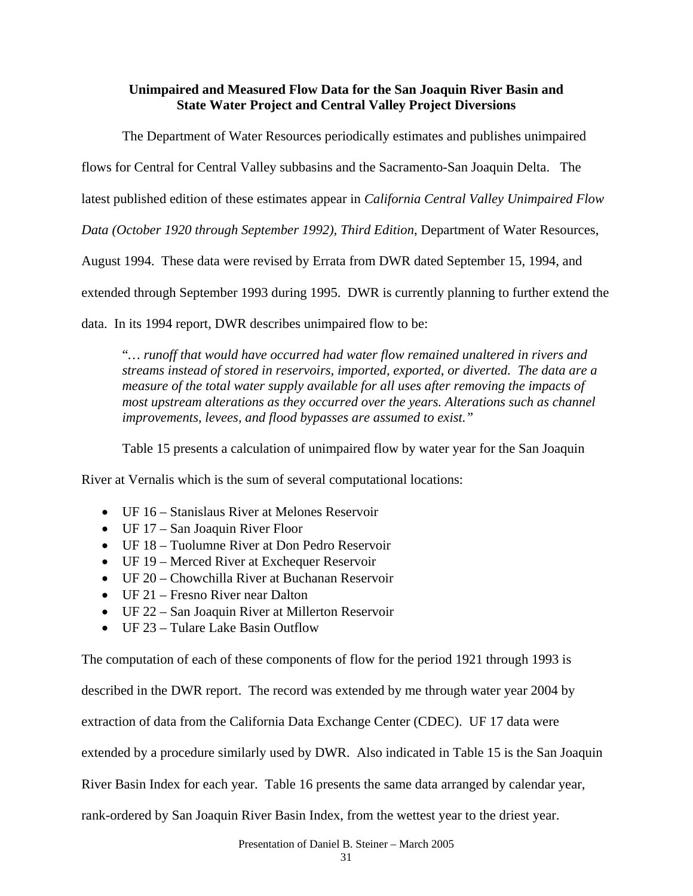**Unimpaired and Measured Flow Data for the San Joaquin River Basin and State Water Project and Central Valley Project Diversions**

The Department of Water Resources periodically estimates and publishes unimpaired flows for Central for Central Valley subbasins and the Sacramento-San Joaquin Delta. The latest published edition of these estimates appear in *California Central Valley Unimpaired Flow Data (October 1920 through September 1992), Third Edition,* Department of Water Resources, August 1994. These data were revised by Errata from DWR dated September 15, 1994, and extended through September 1993 during 1995. DWR is currently planning to further extend the data. In its 1994 report, DWR describes unimpaired flow to be:

> "*… runoff that would have occurred had water flow remained unaltered in rivers and streams instead of stored in reservoirs, imported, exported, or diverted. The data are a measure of the total water supply available for all uses after removing the impacts of most upstream alterations as they occurred over the years. Alterations such as channel improvements, levees, and flood bypasses are assumed to exist."*

Table 15 presents a calculation of unimpaired flow by water year for the San Joaquin River at Vernalis which is the sum of several computational locations:

- UF 16 – Stanislaus River at Melones Reservoir
- UF 17 – San Joaquin River Floor
- UF 18 – Tuolumne River at Don Pedro Reservoir
- UF 19 – Merced River at Exchequer Reservoir
- UF 20 – Chowchilla River at Buchanan Reservoir
- UF 21 – Fresno River near Dalton
- UF 22 – San Joaquin River at Millerton Reservoir
- UF 23 – Tulare Lake Basin Outflow

The computation of each of these components of flow for the period 1921 through 1993 is described in the DWR report. The record was extended by me through water year 2004 by extraction of data from the California Data Exchange Center (CDEC). UF 17 data were extended by a procedure similarly used by DWR. Also indicated in Table 15 is the San Joaquin River Basin Index for each year. Table 16 presents the same data arranged by calendar year, rank-ordered by San Joaquin River Basin Index, from the wettest year to the driest year.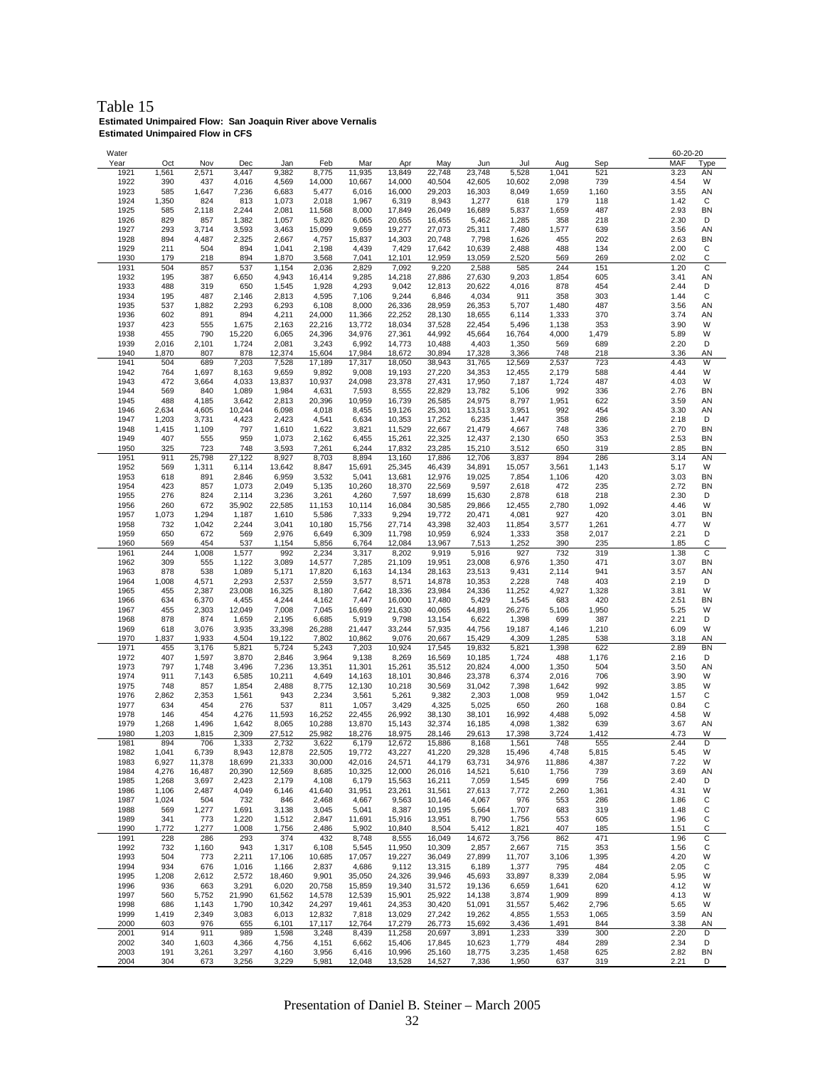# Table 15

**Estimated Unimpaired Flow: San Joaquin River above Vernalis**
**Estimated Unimpaired Flow in CFS**

| Water Year | Oct | Nov | Dec | Jan | Feb | Mar | Apr | May | Jun | Jul | Aug | Sep | 60-20-20 MAF | Type |
|---|---|---|---|---|---|---|---|---|---|---|---|---|---|---|
| 1921 | 1,561 | 2,571 | 3,447 | 9,382 | 8,775 | 11,935 | 13,849 | 22,748 | 23,748 | 5,528 | 1,041 | 521 | 3.23 | AN |
| 1922 | 390 | 437 | 4,016 | 4,569 | 14,000 | 10,667 | 14,000 | 40,504 | 42,605 | 10,602 | 2,098 | 739 | 4.54 | W |
| 1923 | 585 | 1,647 | 7,236 | 6,683 | 5,477 | 6,016 | 16,000 | 29,203 | 16,303 | 8,049 | 1,659 | 1,160 | 3.55 | AN |
| 1924 | 1,350 | 824 | 813 | 1,073 | 2,018 | 1,967 | 6,319 | 8,943 | 1,277 | 618 | 179 | 118 | 1.42 | C |
| 1925 | 585 | 2,118 | 2,244 | 2,081 | 11,568 | 8,000 | 17,849 | 26,049 | 16,689 | 5,837 | 1,659 | 487 | 2.93 | BN |
| 1926 | 829 | 857 | 1,382 | 1,057 | 5,820 | 6,065 | 20,655 | 16,455 | 5,462 | 1,285 | 358 | 218 | 2.30 | D |
| 1927 | 293 | 3,714 | 3,593 | 3,463 | 15,099 | 9,659 | 19,277 | 27,073 | 25,311 | 7,480 | 1,577 | 639 | 3.56 | AN |
| 1928 | 894 | 4,487 | 2,325 | 2,667 | 4,757 | 15,837 | 14,303 | 20,748 | 7,798 | 1,626 | 455 | 202 | 2.63 | BN |
| 1929 | 211 | 504 | 894 | 1,041 | 2,198 | 4,439 | 7,429 | 17,642 | 10,639 | 2,488 | 488 | 134 | 2.00 | C |
| 1930 | 179 | 218 | 894 | 1,870 | 3,568 | 7,041 | 12,101 | 12,959 | 13,059 | 2,520 | 569 | 269 | 2.02 | C |
| 1931 | 504 | 857 | 537 | 1,154 | 2,036 | 2,829 | 7,092 | 9,220 | 2,588 | 585 | 244 | 151 | 1.20 | C |
| 1932 | 195 | 387 | 6,650 | 4,943 | 16,414 | 9,285 | 14,218 | 27,886 | 27,630 | 9,203 | 1,854 | 605 | 3.41 | AN |
| 1933 | 488 | 319 | 650 | 1,545 | 1,928 | 4,293 | 9,042 | 12,813 | 20,622 | 4,016 | 878 | 454 | 2.44 | D |
| 1934 | 195 | 487 | 2,146 | 2,813 | 4,595 | 7,106 | 9,244 | 6,846 | 4,034 | 911 | 358 | 303 | 1.44 | C |
| 1935 | 537 | 1,882 | 2,293 | 6,293 | 6,108 | 8,000 | 26,336 | 28,959 | 26,353 | 5,707 | 1,480 | 487 | 3.56 | AN |
| 1936 | 602 | 891 | 894 | 4,211 | 24,000 | 11,366 | 22,252 | 28,130 | 18,655 | 6,114 | 1,333 | 370 | 3.74 | AN |
| 1937 | 423 | 555 | 1,675 | 2,163 | 22,216 | 13,772 | 18,034 | 37,528 | 22,454 | 5,496 | 1,138 | 353 | 3.90 | W |
| 1938 | 455 | 790 | 15,220 | 6,065 | 24,396 | 34,976 | 27,361 | 44,992 | 45,664 | 16,764 | 4,000 | 1,479 | 5.89 | W |
| 1939 | 2,016 | 2,101 | 1,724 | 2,081 | 3,243 | 6,992 | 14,773 | 10,488 | 4,403 | 1,350 | 569 | 689 | 2.20 | D |
| 1940 | 1,870 | 807 | 878 | 12,374 | 15,604 | 17,984 | 18,672 | 30,894 | 17,328 | 3,366 | 748 | 218 | 3.36 | AN |
| 1941 | 504 | 689 | 7,203 | 7,528 | 17,189 | 17,317 | 18,050 | 38,943 | 31,765 | 12,569 | 2,537 | 723 | 4.43 | W |
| 1942 | 764 | 1,697 | 8,163 | 9,659 | 9,892 | 9,008 | 19,193 | 27,220 | 34,353 | 12,455 | 2,179 | 588 | 4.44 | W |
| 1943 | 472 | 3,664 | 4,033 | 13,837 | 10,937 | 24,098 | 23,378 | 27,431 | 17,950 | 7,187 | 1,724 | 487 | 4.03 | W |
| 1944 | 569 | 840 | 1,089 | 1,984 | 4,631 | 7,593 | 8,555 | 22,829 | 13,782 | 5,106 | 992 | 336 | 2.76 | BN |
| 1945 | 488 | 4,185 | 3,642 | 2,813 | 20,396 | 10,959 | 16,739 | 26,585 | 24,975 | 8,797 | 1,951 | 622 | 3.59 | AN |
| 1946 | 2,634 | 4,605 | 10,244 | 6,098 | 4,018 | 8,455 | 19,126 | 25,301 | 13,513 | 3,951 | 992 | 454 | 3.30 | AN |
| 1947 | 1,203 | 3,731 | 4,423 | 2,423 | 4,541 | 6,634 | 10,353 | 17,252 | 6,235 | 1,447 | 358 | 286 | 2.18 | D |
| 1948 | 1,415 | 1,109 | 797 | 1,610 | 1,622 | 3,821 | 11,529 | 22,667 | 21,479 | 4,667 | 748 | 336 | 2.70 | BN |
| 1949 | 407 | 555 | 959 | 1,073 | 2,162 | 6,455 | 15,261 | 22,325 | 12,437 | 2,130 | 650 | 353 | 2.53 | BN |
| 1950 | 325 | 723 | 748 | 3,593 | 7,261 | 6,244 | 17,832 | 23,285 | 15,210 | 3,512 | 650 | 319 | 2.85 | BN |
| 1951 | 911 | 25,798 | 27,122 | 8,927 | 8,703 | 8,894 | 13,160 | 17,886 | 12,706 | 3,837 | 894 | 286 | 3.14 | AN |
| 1952 | 569 | 1,311 | 6,114 | 13,642 | 8,847 | 15,691 | 25,345 | 46,439 | 34,891 | 15,057 | 3,561 | 1,143 | 5.17 | W |
| 1953 | 618 | 891 | 2,846 | 6,959 | 3,532 | 5,041 | 13,681 | 12,976 | 19,025 | 7,854 | 1,106 | 420 | 3.03 | BN |
| 1954 | 423 | 857 | 1,073 | 2,049 | 5,135 | 10,260 | 18,370 | 22,569 | 9,597 | 2,618 | 472 | 235 | 2.72 | BN |
| 1955 | 276 | 824 | 2,114 | 3,236 | 3,261 | 4,260 | 7,597 | 18,699 | 15,630 | 2,878 | 618 | 218 | 2.30 | D |
| 1956 | 260 | 672 | 35,902 | 22,585 | 11,153 | 10,114 | 16,084 | 30,585 | 29,866 | 12,455 | 2,780 | 1,092 | 4.46 | W |
| 1957 | 1,073 | 1,294 | 1,187 | 1,610 | 5,586 | 7,333 | 9,294 | 19,772 | 20,471 | 4,081 | 927 | 420 | 3.01 | BN |
| 1958 | 732 | 1,042 | 2,244 | 3,041 | 10,180 | 15,756 | 27,714 | 43,398 | 32,403 | 11,854 | 3,577 | 1,261 | 4.77 | W |
| 1959 | 650 | 672 | 569 | 2,976 | 6,649 | 6,309 | 11,798 | 10,959 | 6,924 | 1,333 | 358 | 2,017 | 2.21 | D |
| 1960 | 569 | 454 | 537 | 1,154 | 5,856 | 6,764 | 12,084 | 13,967 | 7,513 | 1,252 | 390 | 235 | 1.85 | C |
| 1961 | 244 | 1,008 | 1,577 | 992 | 2,234 | 3,317 | 8,202 | 9,919 | 5,916 | 927 | 732 | 319 | 1.38 | C |
| 1962 | 309 | 555 | 1,122 | 3,089 | 14,577 | 7,285 | 21,109 | 19,951 | 23,008 | 6,976 | 1,350 | 471 | 3.07 | BN |
| 1963 | 878 | 538 | 1,089 | 5,171 | 17,820 | 6,163 | 14,134 | 28,163 | 23,513 | 9,431 | 2,114 | 941 | 3.57 | AN |
| 1964 | 1,008 | 4,571 | 2,293 | 2,537 | 2,559 | 3,577 | 8,571 | 14,878 | 10,353 | 2,228 | 748 | 403 | 2.19 | D |
| 1965 | 455 | 2,387 | 23,008 | 16,325 | 8,180 | 7,642 | 18,336 | 23,984 | 24,336 | 11,252 | 4,927 | 1,328 | 3.81 | W |
| 1966 | 634 | 6,370 | 4,455 | 4,244 | 4,162 | 7,447 | 16,000 | 17,480 | 5,429 | 1,545 | 683 | 420 | 2.51 | BN |
| 1967 | 455 | 2,303 | 12,049 | 7,008 | 7,045 | 16,699 | 21,630 | 40,065 | 44,891 | 26,276 | 5,106 | 1,950 | 5.25 | W |
| 1968 | 878 | 874 | 1,659 | 2,195 | 6,685 | 5,919 | 9,798 | 13,154 | 6,622 | 1,398 | 699 | 387 | 2.21 | D |
| 1969 | 618 | 3,076 | 3,935 | 33,398 | 26,288 | 21,447 | 33,244 | 57,935 | 44,756 | 19,187 | 4,146 | 1,210 | 6.09 | W |
| 1970 | 1,837 | 1,933 | 4,504 | 19,122 | 7,802 | 10,862 | 9,076 | 20,667 | 15,429 | 4,309 | 1,285 | 538 | 3.18 | AN |
| 1971 | 455 | 3,176 | 5,821 | 5,724 | 5,243 | 7,203 | 10,924 | 17,545 | 19,832 | 5,821 | 1,398 | 622 | 2.89 | BN |
| 1972 | 407 | 1,597 | 3,870 | 2,846 | 3,964 | 9,138 | 8,269 | 16,569 | 10,185 | 1,724 | 488 | 1,176 | 2.16 | D |
| 1973 | 797 | 1,748 | 3,496 | 7,236 | 13,351 | 11,301 | 15,261 | 35,512 | 20,824 | 4,000 | 1,350 | 504 | 3.50 | AN |
| 1974 | 911 | 7,143 | 6,585 | 10,211 | 4,649 | 14,163 | 18,101 | 30,846 | 23,378 | 6,374 | 2,016 | 706 | 3.90 | W |
| 1975 | 748 | 857 | 1,854 | 2,488 | 8,775 | 12,130 | 10,218 | 30,569 | 31,042 | 7,398 | 1,642 | 992 | 3.85 | W |
| 1976 | 2,862 | 2,353 | 1,561 | 943 | 2,234 | 3,561 | 5,261 | 9,382 | 2,303 | 1,008 | 959 | 1,042 | 1.57 | C |
| 1977 | 634 | 454 | 276 | 537 | 811 | 1,057 | 3,429 | 4,325 | 5,025 | 650 | 260 | 168 | 0.84 | C |
| 1978 | 146 | 454 | 4,276 | 11,593 | 16,252 | 22,455 | 26,992 | 38,130 | 38,101 | 16,992 | 4,488 | 5,092 | 4.58 | W |
| 1979 | 1,268 | 1,496 | 1,642 | 8,065 | 10,288 | 13,870 | 15,143 | 32,374 | 16,185 | 4,098 | 1,382 | 639 | 3.67 | AN |
| 1980 | 1,203 | 1,815 | 2,309 | 27,512 | 25,982 | 18,276 | 18,975 | 28,146 | 29,613 | 17,398 | 3,724 | 1,412 | 4.73 | W |
| 1981 | 894 | 706 | 1,333 | 2,732 | 3,622 | 6,179 | 12,672 | 15,886 | 8,168 | 1,561 | 748 | 555 | 2.44 | D |
| 1982 | 1,041 | 6,739 | 8,943 | 12,878 | 22,505 | 19,772 | 43,227 | 41,220 | 29,328 | 15,496 | 4,748 | 5,815 | 5.45 | W |
| 1983 | 6,927 | 11,378 | 18,699 | 21,333 | 30,000 | 42,016 | 24,571 | 44,179 | 63,731 | 34,976 | 11,886 | 4,387 | 7.22 | W |
| 1984 | 4,276 | 16,487 | 20,390 | 12,569 | 8,685 | 10,325 | 12,000 | 26,016 | 14,521 | 5,610 | 1,756 | 739 | 3.69 | AN |
| 1985 | 1,268 | 3,697 | 2,423 | 2,179 | 4,108 | 6,179 | 15,563 | 16,211 | 7,059 | 1,545 | 699 | 756 | 2.40 | D |
| 1986 | 1,106 | 2,487 | 4,049 | 6,146 | 41,640 | 31,951 | 23,261 | 31,561 | 27,613 | 7,772 | 2,260 | 1,361 | 4.31 | W |
| 1987 | 1,024 | 504 | 732 | 846 | 2,468 | 4,667 | 9,563 | 10,146 | 4,067 | 976 | 553 | 286 | 1.86 | C |
| 1988 | 569 | 1,277 | 1,691 | 3,138 | 3,045 | 5,041 | 8,387 | 10,195 | 5,664 | 1,707 | 683 | 319 | 1.48 | C |
| 1989 | 341 | 773 | 1,220 | 1,512 | 2,847 | 11,691 | 15,916 | 13,951 | 8,790 | 1,756 | 553 | 605 | 1.96 | C |
| 1990 | 1,772 | 1,277 | 1,008 | 1,756 | 2,486 | 5,902 | 10,840 | 8,504 | 5,412 | 1,821 | 407 | 185 | 1.51 | C |
| 1991 | 228 | 286 | 293 | 374 | 432 | 8,748 | 8,555 | 16,049 | 14,672 | 3,756 | 862 | 471 | 1.96 | C |
| 1992 | 732 | 1,160 | 943 | 1,317 | 6,108 | 5,545 | 11,950 | 10,309 | 2,857 | 2,667 | 715 | 353 | 1.56 | C |
| 1993 | 504 | 773 | 2,211 | 17,106 | 10,685 | 17,057 | 19,227 | 36,049 | 27,899 | 11,707 | 3,106 | 1,395 | 4.20 | W |
| 1994 | 934 | 676 | 1,016 | 1,166 | 2,837 | 4,686 | 9,112 | 13,315 | 6,189 | 1,377 | 795 | 484 | 2.05 | C |
| 1995 | 1,208 | 2,612 | 2,572 | 18,460 | 9,901 | 35,050 | 24,326 | 39,946 | 45,693 | 33,897 | 8,339 | 2,084 | 5.95 | W |
| 1996 | 936 | 663 | 3,291 | 6,020 | 20,758 | 15,859 | 19,340 | 31,572 | 19,136 | 6,659 | 1,641 | 620 | 4.12 | W |
| 1997 | 560 | 5,752 | 21,990 | 61,562 | 14,578 | 12,539 | 15,901 | 25,922 | 14,138 | 3,874 | 1,909 | 899 | 4.13 | W |
| 1998 | 686 | 1,143 | 1,790 | 10,342 | 24,297 | 19,461 | 24,353 | 30,420 | 51,091 | 31,557 | 5,462 | 2,796 | 5.65 | W |
| 1999 | 1,419 | 2,349 | 3,083 | 6,013 | 12,832 | 7,818 | 13,029 | 27,242 | 19,262 | 4,855 | 1,553 | 1,065 | 3.59 | AN |
| 2000 | 603 | 976 | 655 | 6,101 | 17,117 | 12,764 | 17,279 | 26,773 | 15,692 | 3,436 | 1,491 | 844 | 3.38 | AN |
| 2001 | 914 | 911 | 989 | 1,598 | 3,248 | 8,439 | 11,258 | 20,697 | 3,891 | 1,233 | 339 | 300 | 2.20 | D |
| 2002 | 340 | 1,603 | 4,366 | 4,756 | 4,151 | 6,662 | 15,406 | 17,845 | 10,623 | 1,779 | 484 | 289 | 2.34 | D |
| 2003 | 191 | 3,261 | 3,297 | 4,160 | 3,956 | 6,416 | 10,996 | 25,160 | 18,775 | 3,235 | 1,458 | 625 | 2.82 | BN |
| 2004 | 304 | 673 | 3,256 | 3,229 | 5,981 | 12,048 | 13,528 | 14,527 | 7,336 | 1,950 | 637 | 319 | 2.21 | D |

Presentation of Daniel B. Steiner – March 2005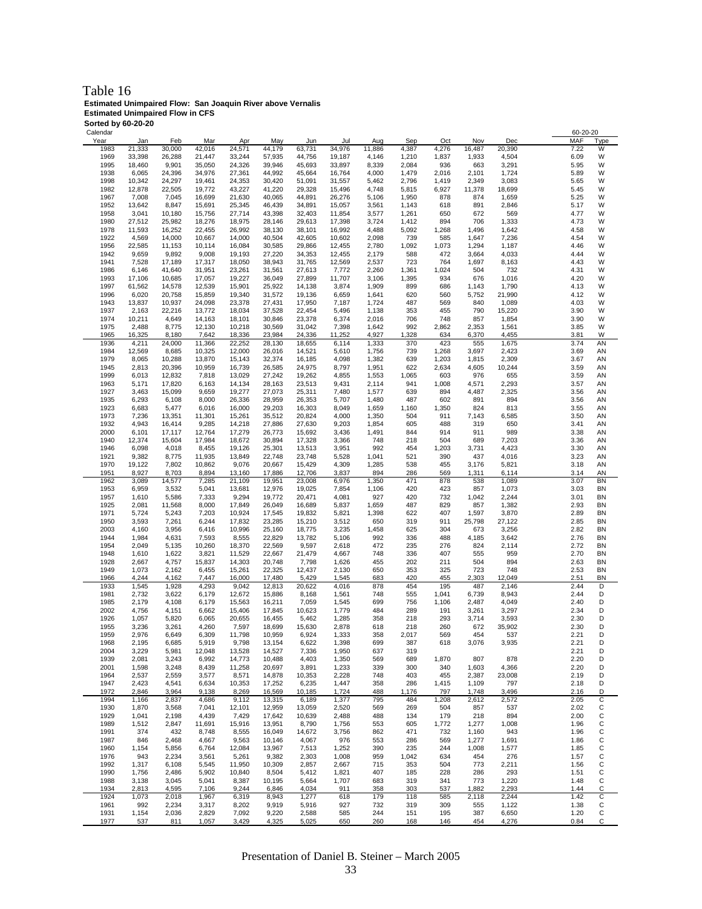# Table 16

**Estimated Unimpaired Flow: San Joaquin River above Vernalis**
**Estimated Unimpaired Flow in CFS**
**Sorted by 60-20-20**

| Calendar Year | Jan | Feb | Mar | Apr | May | Jun | Jul | Aug | Sep | Oct | Nov | Dec | 60-20-20 MAF | Type |
|---|---|---|---|---|---|---|---|---|---|---|---|---|---|---|
| 1983 | 21,333 | 30,000 | 42,016 | 24,571 | 44,179 | 63,731 | 34,976 | 11,886 | 4,387 | 4,276 | 16,487 | 20,390 | 7.22 | W |
| 1969 | 33,398 | 26,288 | 21,447 | 33,244 | 57,935 | 44,756 | 19,187 | 4,146 | 1,210 | 1,837 | 1,933 | 4,504 | 6.09 | W |
| 1995 | 18,460 | 9,901 | 35,050 | 24,326 | 39,946 | 45,693 | 33,897 | 8,339 | 2,084 | 936 | 663 | 3,291 | 5.95 | W |
| 1938 | 6,065 | 24,396 | 34,976 | 27,361 | 44,992 | 45,664 | 16,764 | 4,000 | 1,479 | 2,016 | 2,101 | 1,724 | 5.89 | W |
| 1998 | 10,342 | 24,297 | 19,461 | 24,353 | 30,420 | 51,091 | 31,557 | 5,462 | 2,796 | 1,419 | 2,349 | 3,083 | 5.65 | W |
| 1982 | 12,878 | 22,505 | 19,772 | 43,227 | 41,220 | 29,328 | 15,496 | 4,748 | 5,815 | 6,927 | 11,378 | 18,699 | 5.45 | W |
| 1967 | 7,008 | 7,045 | 16,699 | 21,630 | 40,065 | 44,891 | 26,276 | 5,106 | 1,950 | 878 | 874 | 1,659 | 5.25 | W |
| 1952 | 13,642 | 8,847 | 15,691 | 25,345 | 46,439 | 34,891 | 15,057 | 3,561 | 1,143 | 618 | 891 | 2,846 | 5.17 | W |
| 1958 | 3,041 | 10,180 | 15,756 | 27,714 | 43,398 | 32,403 | 11,854 | 3,577 | 1,261 | 650 | 672 | 569 | 4.77 | W |
| 1980 | 27,512 | 25,982 | 18,276 | 18,975 | 28,146 | 29,613 | 17,398 | 3,724 | 1,412 | 894 | 706 | 1,333 | 4.73 | W |
| 1978 | 11,593 | 16,252 | 22,455 | 26,992 | 38,130 | 38,101 | 16,992 | 4,488 | 5,092 | 1,268 | 1,496 | 1,642 | 4.58 | W |
| 1922 | 4,569 | 14,000 | 10,667 | 14,000 | 40,504 | 42,605 | 10,602 | 2,098 | 739 | 585 | 1,647 | 7,236 | 4.54 | W |
| 1956 | 22,585 | 11,153 | 10,114 | 16,084 | 30,585 | 29,866 | 12,455 | 2,780 | 1,092 | 1,073 | 1,294 | 1,187 | 4.46 | W |
| 1942 | 9,659 | 9,892 | 9,008 | 19,193 | 27,220 | 34,353 | 12,455 | 2,179 | 588 | 472 | 3,664 | 4,033 | 4.44 | W |
| 1941 | 7,528 | 17,189 | 17,317 | 18,050 | 38,943 | 31,765 | 12,569 | 2,537 | 723 | 764 | 1,697 | 8,163 | 4.43 | W |
| 1986 | 6,146 | 41,640 | 31,951 | 23,261 | 31,561 | 27,613 | 7,772 | 2,260 | 1,361 | 1,024 | 504 | 732 | 4.31 | W |
| 1993 | 17,106 | 10,685 | 17,057 | 19,227 | 36,049 | 27,899 | 11,707 | 3,106 | 1,395 | 934 | 676 | 1,016 | 4.20 | W |
| 1997 | 61,562 | 14,578 | 12,539 | 15,901 | 25,922 | 14,138 | 3,874 | 1,909 | 899 | 686 | 1,143 | 1,790 | 4.13 | W |
| 1996 | 6,020 | 20,758 | 15,859 | 19,340 | 31,572 | 19,136 | 6,659 | 1,641 | 620 | 560 | 5,752 | 21,990 | 4.12 | W |
| 1943 | 13,837 | 10,937 | 24,098 | 23,378 | 27,431 | 17,950 | 7,187 | 1,724 | 487 | 569 | 840 | 1,089 | 4.03 | W |
| 1937 | 2,163 | 22,216 | 13,772 | 18,034 | 37,528 | 22,454 | 5,496 | 1,138 | 353 | 455 | 790 | 15,220 | 3.90 | W |
| 1974 | 10,211 | 4,649 | 14,163 | 18,101 | 30,846 | 23,378 | 6,374 | 2,016 | 706 | 748 | 857 | 1,854 | 3.90 | W |
| 1975 | 2,488 | 8,775 | 12,130 | 10,218 | 30,569 | 31,042 | 7,398 | 1,642 | 992 | 2,862 | 2,353 | 1,561 | 3.85 | W |
| 1965 | 16,325 | 8,180 | 7,642 | 18,336 | 23,984 | 24,336 | 11,252 | 4,927 | 1,328 | 634 | 6,370 | 4,455 | 3.81 | W |
| 1936 | 4,211 | 24,000 | 11,366 | 22,252 | 28,130 | 18,655 | 6,114 | 1,333 | 370 | 423 | 555 | 1,675 | 3.74 | AN |
| 1984 | 12,569 | 8,685 | 10,325 | 12,000 | 26,016 | 14,521 | 5,610 | 1,756 | 739 | 1,268 | 3,697 | 2,423 | 3.69 | AN |
| 1979 | 8,065 | 10,288 | 13,870 | 15,143 | 32,374 | 16,185 | 4,098 | 1,382 | 639 | 1,203 | 1,815 | 2,309 | 3.67 | AN |
| 1945 | 2,813 | 20,396 | 10,959 | 16,739 | 26,585 | 24,975 | 8,797 | 1,951 | 622 | 2,634 | 4,605 | 10,244 | 3.59 | AN |
| 1999 | 6,013 | 12,832 | 7,818 | 13,029 | 27,242 | 19,262 | 4,855 | 1,553 | 1,065 | 603 | 976 | 655 | 3.59 | AN |
| 1963 | 5,171 | 17,820 | 6,163 | 14,134 | 28,163 | 23,513 | 9,431 | 2,114 | 941 | 1,008 | 4,571 | 2,293 | 3.57 | AN |
| 1927 | 3,463 | 15,099 | 9,659 | 19,277 | 27,073 | 25,311 | 7,480 | 1,577 | 639 | 894 | 4,487 | 2,325 | 3.56 | AN |
| 1935 | 6,293 | 6,108 | 8,000 | 26,336 | 28,959 | 26,353 | 5,707 | 1,480 | 487 | 602 | 891 | 894 | 3.56 | AN |
| 1923 | 6,683 | 5,477 | 6,016 | 16,000 | 29,203 | 16,303 | 8,049 | 1,659 | 1,160 | 1,350 | 824 | 813 | 3.55 | AN |
| 1973 | 7,236 | 13,351 | 11,301 | 15,261 | 35,512 | 20,824 | 4,000 | 1,350 | 504 | 911 | 7,143 | 6,585 | 3.50 | AN |
| 1932 | 4,943 | 16,414 | 9,285 | 14,218 | 27,886 | 27,630 | 9,203 | 1,854 | 605 | 488 | 319 | 650 | 3.41 | AN |
| 2000 | 6,101 | 17,117 | 12,764 | 17,279 | 26,773 | 15,692 | 3,436 | 1,491 | 844 | 914 | 911 | 989 | 3.38 | AN |
| 1940 | 12,374 | 15,604 | 17,984 | 18,672 | 30,894 | 17,328 | 3,366 | 748 | 218 | 504 | 689 | 7,203 | 3.36 | AN |
| 1946 | 6,098 | 4,018 | 8,455 | 19,126 | 25,301 | 13,513 | 3,951 | 992 | 454 | 1,203 | 3,731 | 4,423 | 3.30 | AN |
| 1921 | 9,382 | 8,775 | 11,935 | 13,849 | 22,748 | 23,748 | 5,528 | 1,041 | 521 | 390 | 437 | 4,016 | 3.23 | AN |
| 1970 | 19,122 | 7,802 | 10,862 | 9,076 | 20,667 | 15,429 | 4,309 | 1,285 | 538 | 455 | 3,176 | 5,821 | 3.18 | AN |
| 1951 | 8,927 | 8,703 | 8,894 | 13,160 | 17,886 | 12,706 | 3,837 | 894 | 286 | 569 | 1,311 | 6,114 | 3.14 | AN |
| 1962 | 3,089 | 14,577 | 7,285 | 21,109 | 19,951 | 23,008 | 6,976 | 1,350 | 471 | 878 | 538 | 1,089 | 3.07 | BN |
| 1953 | 6,959 | 3,532 | 5,041 | 13,681 | 12,976 | 19,025 | 7,854 | 1,106 | 420 | 423 | 857 | 1,073 | 3.03 | BN |
| 1957 | 1,610 | 5,586 | 7,333 | 9,294 | 19,772 | 20,471 | 4,081 | 927 | 420 | 732 | 1,042 | 2,244 | 3.01 | BN |
| 1925 | 2,081 | 11,568 | 8,000 | 17,849 | 26,049 | 16,689 | 5,837 | 1,659 | 487 | 829 | 857 | 1,382 | 2.93 | BN |
| 1971 | 5,724 | 5,243 | 7,203 | 10,924 | 17,545 | 19,832 | 5,821 | 1,398 | 622 | 407 | 1,597 | 3,870 | 2.89 | BN |
| 1950 | 3,593 | 7,261 | 6,244 | 17,832 | 23,285 | 15,210 | 3,512 | 650 | 319 | 911 | 25,798 | 27,122 | 2.85 | BN |
| 2003 | 4,160 | 3,956 | 6,416 | 10,996 | 25,160 | 18,775 | 3,235 | 1,458 | 625 | 304 | 673 | 3,256 | 2.82 | BN |
| 1944 | 1,984 | 4,631 | 7,593 | 8,555 | 22,829 | 13,782 | 5,106 | 992 | 336 | 488 | 4,185 | 3,642 | 2.76 | BN |
| 1954 | 2,049 | 5,135 | 10,260 | 18,370 | 22,569 | 9,597 | 2,618 | 472 | 235 | 276 | 824 | 2,114 | 2.72 | BN |
| 1948 | 1,610 | 1,622 | 3,821 | 11,529 | 22,667 | 21,479 | 4,667 | 748 | 336 | 407 | 555 | 959 | 2.70 | BN |
| 1928 | 2,667 | 4,757 | 15,837 | 14,303 | 20,748 | 7,798 | 1,626 | 455 | 202 | 211 | 504 | 894 | 2.63 | BN |
| 1949 | 1,073 | 2,162 | 6,455 | 15,261 | 22,325 | 12,437 | 2,130 | 650 | 353 | 325 | 723 | 748 | 2.53 | BN |
| 1966 | 4,244 | 4,162 | 7,447 | 16,000 | 17,480 | 5,429 | 1,545 | 683 | 420 | 455 | 2,303 | 12,049 | 2.51 | BN |
| 1933 | 1,545 | 1,928 | 4,293 | 9,042 | 12,813 | 20,622 | 4,016 | 878 | 454 | 195 | 487 | 2,146 | 2.44 | D |
| 1981 | 2,732 | 3,622 | 6,179 | 12,672 | 15,886 | 8,168 | 1,561 | 748 | 555 | 1,041 | 6,739 | 8,943 | 2.44 | D |
| 1985 | 2,179 | 4,108 | 6,179 | 15,563 | 16,211 | 7,059 | 1,545 | 699 | 756 | 1,106 | 2,487 | 4,049 | 2.40 | D |
| 2002 | 4,756 | 4,151 | 6,662 | 15,406 | 17,845 | 10,623 | 1,779 | 484 | 289 | 191 | 3,261 | 3,297 | 2.34 | D |
| 1926 | 1,057 | 5,820 | 6,065 | 20,655 | 16,455 | 5,462 | 1,285 | 358 | 218 | 293 | 3,714 | 3,593 | 2.30 | D |
| 1955 | 3,236 | 3,261 | 4,260 | 7,597 | 18,699 | 15,630 | 2,878 | 618 | 218 | 260 | 672 | 35,902 | 2.30 | D |
| 1959 | 2,976 | 6,649 | 6,309 | 11,798 | 10,959 | 6,924 | 1,333 | 358 | 2,017 | 569 | 454 | 537 | 2.21 | D |
| 1968 | 2,195 | 6,685 | 5,919 | 9,798 | 13,154 | 6,622 | 1,398 | 699 | 387 | 618 | 3,076 | 3,935 | 2.21 | D |
| 2004 | 3,229 | 5,981 | 12,048 | 13,528 | 14,527 | 7,336 | 1,950 | 637 | 319 | | | | 2.21 | D |
| 1939 | 2,081 | 3,243 | 6,992 | 14,773 | 10,488 | 4,403 | 1,350 | 569 | 689 | 1,870 | 807 | 878 | 2.20 | D |
| 2001 | 1,598 | 3,248 | 8,439 | 11,258 | 20,697 | 3,891 | 1,233 | 339 | 300 | 340 | 1,603 | 4,366 | 2.20 | D |
| 1964 | 2,537 | 2,559 | 3,577 | 8,571 | 14,878 | 10,353 | 2,228 | 748 | 403 | 455 | 2,387 | 23,008 | 2.19 | D |
| 1947 | 2,423 | 4,541 | 6,634 | 10,353 | 17,252 | 6,235 | 1,447 | 358 | 286 | 1,415 | 1,109 | 797 | 2.18 | D |
| 1972 | 2,846 | 3,964 | 9,138 | 8,269 | 16,569 | 10,185 | 1,724 | 488 | 1,176 | 797 | 1,748 | 3,496 | 2.16 | D |
| 1994 | 1,166 | 2,837 | 4,686 | 9,112 | 13,315 | 6,189 | 1,377 | 795 | 484 | 1,208 | 2,612 | 2,572 | 2.05 | C |
| 1930 | 1,870 | 3,568 | 7,041 | 12,101 | 12,959 | 13,059 | 2,520 | 569 | 269 | 504 | 857 | 537 | 2.02 | C |
| 1929 | 1,041 | 2,198 | 4,439 | 7,429 | 17,642 | 10,639 | 2,488 | 488 | 134 | 179 | 218 | 894 | 2.00 | C |
| 1989 | 1,512 | 2,847 | 11,691 | 15,916 | 13,951 | 8,790 | 1,756 | 553 | 605 | 1,772 | 1,277 | 1,008 | 1.96 | C |
| 1991 | 374 | 432 | 8,748 | 8,555 | 16,049 | 14,672 | 3,756 | 862 | 471 | 732 | 1,160 | 943 | 1.96 | C |
| 1987 | 846 | 2,468 | 4,667 | 9,563 | 10,146 | 4,067 | 976 | 553 | 286 | 569 | 1,277 | 1,691 | 1.86 | C |
| 1960 | 1,154 | 5,856 | 6,764 | 12,084 | 13,967 | 7,513 | 1,252 | 390 | 235 | 244 | 1,008 | 1,577 | 1.85 | C |
| 1976 | 943 | 2,234 | 3,561 | 5,261 | 9,382 | 2,303 | 1,008 | 959 | 1,042 | 634 | 454 | 276 | 1.57 | C |
| 1992 | 1,317 | 6,108 | 5,545 | 11,950 | 10,309 | 2,857 | 2,667 | 715 | 353 | 504 | 773 | 2,211 | 1.56 | C |
| 1990 | 1,756 | 2,486 | 5,902 | 10,840 | 8,504 | 5,412 | 1,821 | 407 | 185 | 228 | 286 | 293 | 1.51 | C |
| 1988 | 3,138 | 3,045 | 5,041 | 8,387 | 10,195 | 5,664 | 1,707 | 683 | 319 | 341 | 773 | 1,220 | 1.48 | C |
| 1934 | 2,813 | 4,595 | 7,106 | 9,244 | 6,846 | 4,034 | 911 | 358 | 303 | 537 | 1,882 | 2,293 | 1.44 | C |
| 1924 | 1,073 | 2,018 | 1,967 | 6,319 | 8,943 | 1,277 | 618 | 179 | 118 | 585 | 2,118 | 2,244 | 1.42 | C |
| 1961 | 992 | 2,234 | 3,317 | 8,202 | 9,919 | 5,916 | 927 | 732 | 319 | 309 | 555 | 1,122 | 1.38 | C |
| 1931 | 1,154 | 2,036 | 2,829 | 7,092 | 9,220 | 2,588 | 585 | 244 | 151 | 195 | 387 | 6,650 | 1.20 | C |
| 1977 | 537 | 811 | 1,057 | 3,429 | 4,325 | 5,025 | 650 | 260 | 168 | 146 | 454 | 4,276 | 0.84 | C |

Presentation of Daniel B. Steiner – March 2005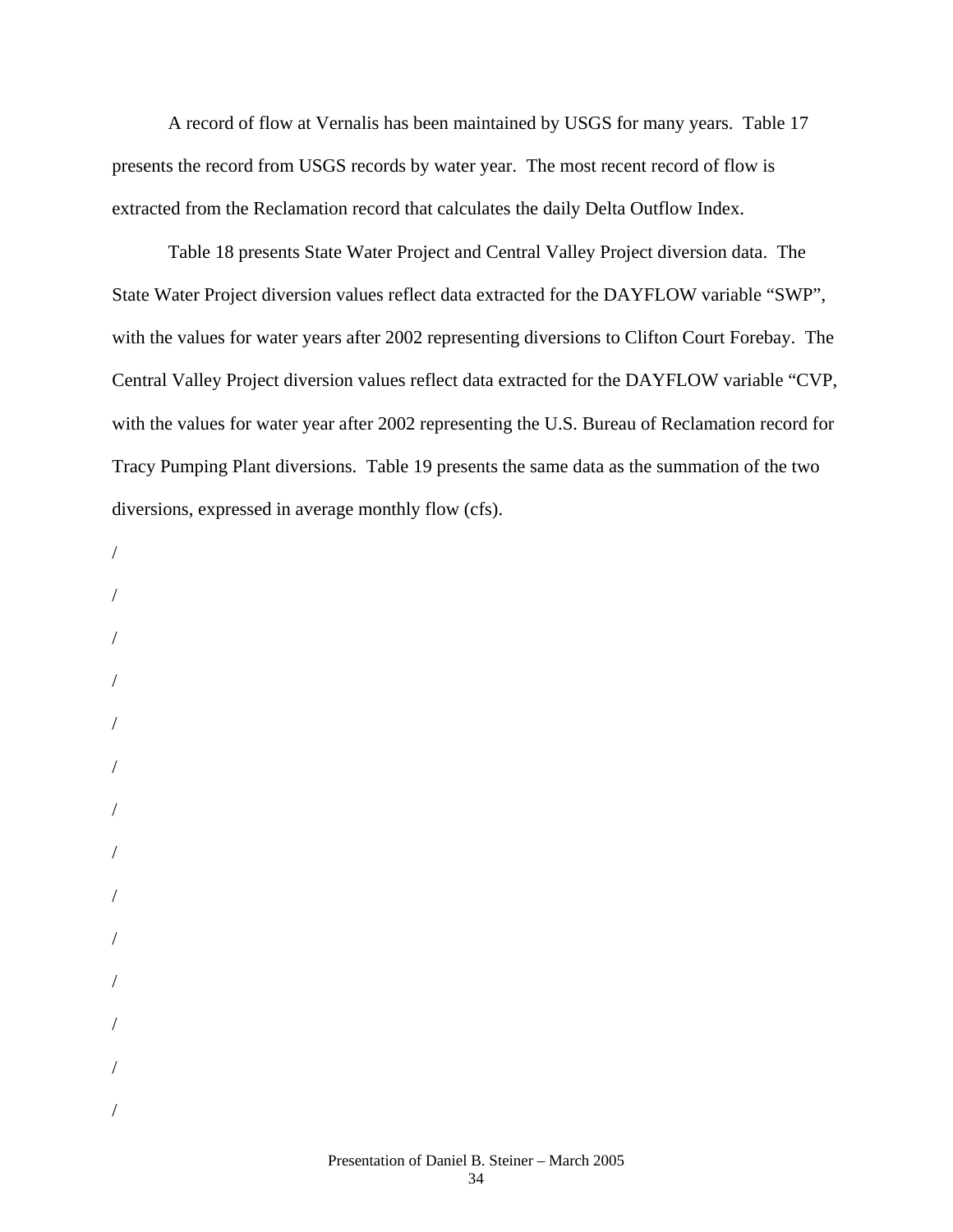A record of flow at Vernalis has been maintained by USGS for many years. Table 17 presents the record from USGS records by water year. The most recent record of flow is extracted from the Reclamation record that calculates the daily Delta Outflow Index.

Table 18 presents State Water Project and Central Valley Project diversion data. The State Water Project diversion values reflect data extracted for the DAYFLOW variable "SWP", with the values for water years after 2002 representing diversions to Clifton Court Forebay. The Central Valley Project diversion values reflect data extracted for the DAYFLOW variable "CVP, with the values for water year after 2002 representing the U.S. Bureau of Reclamation record for Tracy Pumping Plant diversions. Table 19 presents the same data as the summation of the two diversions, expressed in average monthly flow (cfs).

/

/

/

/

/

/

/

/

/

/

/

/

/

/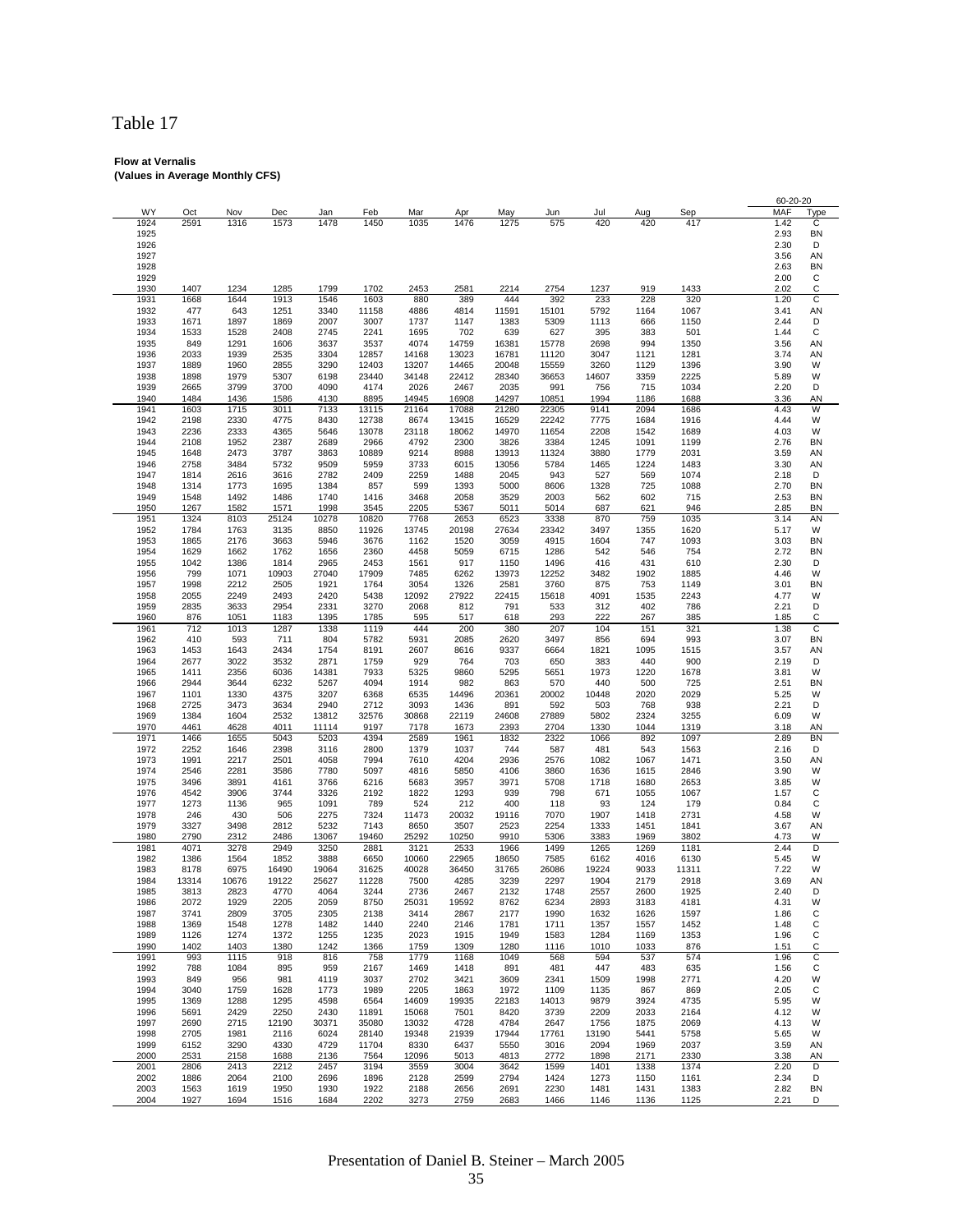# Table 17

**Flow at Vernalis**
**(Values in Average Monthly CFS)**

| WY | Oct | Nov | Dec | Jan | Feb | Mar | Apr | May | Jun | Jul | Aug | Sep | 60-20-20 MAF | 60-20-20 Type |
|---|---|---|---|---|---|---|---|---|---|---|---|---|---|---|
| 1924 | 2591 | 1316 | 1573 | 1478 | 1450 | 1035 | 1476 | 1275 | 575 | 420 | 420 | 417 | 1.42 | C |
| 1925 | | | | | | | | | | | | | 2.93 | BN |
| 1926 | | | | | | | | | | | | | 2.30 | D |
| 1927 | | | | | | | | | | | | | 3.56 | AN |
| 1928 | | | | | | | | | | | | | 2.63 | BN |
| 1929 | | | | | | | | | | | | | 2.00 | C |
| 1930 | 1407 | 1234 | 1285 | 1799 | 1702 | 2453 | 2581 | 2214 | 2754 | 1237 | 919 | 1433 | 2.02 | C |
| 1931 | 1668 | 1644 | 1913 | 1546 | 1603 | 880 | 389 | 444 | 392 | 233 | 228 | 320 | 1.20 | C |
| 1932 | 477 | 643 | 1251 | 3340 | 11158 | 4886 | 4814 | 11591 | 15101 | 5792 | 1164 | 1067 | 3.41 | AN |
| 1933 | 1671 | 1897 | 1869 | 2007 | 3007 | 1737 | 1147 | 1383 | 5309 | 1113 | 666 | 1150 | 2.44 | D |
| 1934 | 1533 | 1528 | 2408 | 2745 | 2241 | 1695 | 702 | 639 | 627 | 395 | 383 | 501 | 1.44 | C |
| 1935 | 849 | 1291 | 1606 | 3637 | 3537 | 4074 | 14759 | 16381 | 15778 | 2698 | 994 | 1350 | 3.56 | AN |
| 1936 | 2033 | 1939 | 2535 | 3304 | 12857 | 14168 | 13023 | 16781 | 11120 | 3047 | 1121 | 1281 | 3.74 | AN |
| 1937 | 1889 | 1960 | 2855 | 3290 | 12403 | 13207 | 14465 | 20048 | 15559 | 3260 | 1129 | 1396 | 3.90 | W |
| 1938 | 1898 | 1979 | 5307 | 6198 | 23440 | 34148 | 22412 | 28340 | 36653 | 14607 | 3359 | 2225 | 5.89 | W |
| 1939 | 2665 | 3799 | 3700 | 4090 | 4174 | 2026 | 2467 | 2035 | 991 | 756 | 715 | 1034 | 2.20 | D |
| 1940 | 1484 | 1436 | 1586 | 4130 | 8895 | 14945 | 16908 | 14297 | 10851 | 1994 | 1186 | 1688 | 3.36 | AN |
| 1941 | 1603 | 1715 | 3011 | 7133 | 13115 | 21164 | 17088 | 21280 | 22305 | 9141 | 2094 | 1686 | 4.43 | W |
| 1942 | 2198 | 2330 | 4775 | 8430 | 12738 | 8674 | 13415 | 16529 | 22242 | 7775 | 1684 | 1916 | 4.44 | W |
| 1943 | 2236 | 2333 | 4365 | 5646 | 13078 | 23118 | 18062 | 14970 | 11654 | 2208 | 1542 | 1689 | 4.03 | W |
| 1944 | 2108 | 1952 | 2387 | 2689 | 2966 | 4792 | 2300 | 3826 | 3384 | 1245 | 1091 | 1199 | 2.76 | BN |
| 1945 | 1648 | 2473 | 3787 | 3863 | 10889 | 9214 | 8988 | 13913 | 11324 | 3880 | 1779 | 2031 | 3.59 | AN |
| 1946 | 2758 | 3484 | 5732 | 9509 | 5959 | 3733 | 6015 | 13056 | 5784 | 1465 | 1224 | 1483 | 3.30 | AN |
| 1947 | 1814 | 2616 | 3616 | 2782 | 2409 | 2259 | 1488 | 2045 | 943 | 527 | 569 | 1074 | 2.18 | D |
| 1948 | 1314 | 1773 | 1695 | 1384 | 857 | 599 | 1393 | 5000 | 8606 | 1328 | 725 | 1088 | 2.70 | BN |
| 1949 | 1548 | 1492 | 1486 | 1740 | 1416 | 3468 | 2058 | 3529 | 2003 | 562 | 602 | 715 | 2.53 | BN |
| 1950 | 1267 | 1582 | 1571 | 1998 | 3545 | 2205 | 5367 | 5011 | 5014 | 687 | 621 | 946 | 2.85 | BN |
| 1951 | 1324 | 8103 | 25124 | 10278 | 10820 | 7768 | 2653 | 6523 | 3338 | 870 | 759 | 1035 | 3.14 | AN |
| 1952 | 1784 | 1763 | 3135 | 8850 | 11926 | 13745 | 20198 | 27634 | 23342 | 3497 | 1355 | 1620 | 5.17 | W |
| 1953 | 1865 | 2176 | 3663 | 5946 | 3676 | 1162 | 1520 | 3059 | 4915 | 1604 | 747 | 1093 | 3.03 | BN |
| 1954 | 1629 | 1662 | 1762 | 1656 | 2360 | 4458 | 5059 | 6715 | 1286 | 542 | 546 | 754 | 2.72 | BN |
| 1955 | 1042 | 1386 | 1814 | 2965 | 2453 | 1561 | 917 | 1150 | 1496 | 416 | 431 | 610 | 2.30 | D |
| 1956 | 799 | 1071 | 10903 | 27040 | 17909 | 7485 | 6262 | 13973 | 12252 | 3482 | 1902 | 1885 | 4.46 | W |
| 1957 | 1998 | 2212 | 2505 | 1921 | 1764 | 3054 | 1326 | 2581 | 3760 | 875 | 753 | 1149 | 3.01 | BN |
| 1958 | 2055 | 2249 | 2493 | 2420 | 5438 | 12092 | 27922 | 22415 | 15618 | 4091 | 1535 | 2243 | 4.77 | W |
| 1959 | 2835 | 3633 | 2954 | 2331 | 3270 | 2068 | 812 | 791 | 533 | 312 | 402 | 786 | 2.21 | D |
| 1960 | 876 | 1051 | 1183 | 1395 | 1785 | 595 | 517 | 618 | 293 | 222 | 267 | 385 | 1.85 | C |
| 1961 | 712 | 1013 | 1287 | 1338 | 1119 | 444 | 200 | 380 | 207 | 104 | 151 | 321 | 1.38 | C |
| 1962 | 410 | 593 | 711 | 804 | 5782 | 5931 | 2085 | 2620 | 3497 | 856 | 694 | 993 | 3.07 | BN |
| 1963 | 1453 | 1643 | 2434 | 1754 | 8191 | 2607 | 8616 | 9337 | 6664 | 1821 | 1095 | 1515 | 3.57 | AN |
| 1964 | 2677 | 3022 | 3532 | 2871 | 1759 | 929 | 764 | 703 | 650 | 383 | 440 | 900 | 2.19 | D |
| 1965 | 1411 | 2356 | 6036 | 14381 | 7933 | 5325 | 9860 | 5295 | 5651 | 1973 | 1220 | 1678 | 3.81 | W |
| 1966 | 2944 | 3644 | 6232 | 5267 | 4094 | 1914 | 982 | 863 | 570 | 440 | 500 | 725 | 2.51 | BN |
| 1967 | 1101 | 1330 | 4375 | 3207 | 6368 | 6535 | 14496 | 20361 | 20002 | 10448 | 2020 | 2029 | 5.25 | W |
| 1968 | 2725 | 3473 | 3634 | 2940 | 2712 | 3093 | 1436 | 891 | 592 | 503 | 768 | 938 | 2.21 | D |
| 1969 | 1384 | 1604 | 2532 | 13812 | 32576 | 30868 | 22119 | 24608 | 27889 | 5802 | 2324 | 3255 | 6.09 | W |
| 1970 | 4461 | 4628 | 4011 | 11114 | 9197 | 7178 | 1673 | 2393 | 2704 | 1330 | 1044 | 1319 | 3.18 | AN |
| 1971 | 1466 | 1655 | 5043 | 5203 | 4394 | 2589 | 1961 | 1832 | 2322 | 1066 | 892 | 1097 | 2.89 | BN |
| 1972 | 2252 | 1646 | 2398 | 3116 | 2800 | 1379 | 1037 | 744 | 587 | 481 | 543 | 1563 | 2.16 | D |
| 1973 | 1991 | 2217 | 2501 | 4058 | 7994 | 7610 | 4204 | 2936 | 2576 | 1082 | 1067 | 1471 | 3.50 | AN |
| 1974 | 2546 | 2281 | 3586 | 7780 | 5097 | 4816 | 5850 | 4106 | 3860 | 1636 | 1615 | 2846 | 3.90 | W |
| 1975 | 3496 | 3891 | 4161 | 3766 | 6216 | 5683 | 3957 | 3971 | 5708 | 1718 | 1680 | 2653 | 3.85 | W |
| 1976 | 4542 | 3906 | 3744 | 3326 | 2192 | 1822 | 1293 | 939 | 798 | 671 | 1055 | 1067 | 1.57 | C |
| 1977 | 1273 | 1136 | 965 | 1091 | 789 | 524 | 212 | 400 | 118 | 93 | 124 | 179 | 0.84 | C |
| 1978 | 246 | 430 | 506 | 2275 | 7324 | 11473 | 20032 | 19116 | 7070 | 1907 | 1418 | 2731 | 4.58 | W |
| 1979 | 3327 | 3498 | 2812 | 5232 | 7143 | 8650 | 3507 | 2523 | 2254 | 1333 | 1451 | 1841 | 3.67 | AN |
| 1980 | 2790 | 2312 | 2486 | 13067 | 19460 | 25292 | 10250 | 9910 | 5306 | 3383 | 1969 | 3802 | 4.73 | W |
| 1981 | 4071 | 3278 | 2949 | 3250 | 2881 | 3121 | 2533 | 1966 | 1499 | 1265 | 1269 | 1181 | 2.44 | D |
| 1982 | 1386 | 1564 | 1852 | 3888 | 6650 | 10060 | 22965 | 18650 | 7585 | 6162 | 4016 | 6130 | 5.45 | W |
| 1983 | 8178 | 6975 | 16490 | 19064 | 31625 | 40028 | 36450 | 31765 | 26086 | 19224 | 9033 | 11311 | 7.22 | W |
| 1984 | 13314 | 10676 | 19122 | 25627 | 11228 | 7500 | 4285 | 3239 | 2297 | 1904 | 2179 | 2918 | 3.69 | AN |
| 1985 | 3813 | 2823 | 4770 | 4064 | 3244 | 2736 | 2467 | 2132 | 1748 | 2557 | 2600 | 1925 | 2.40 | D |
| 1986 | 2072 | 1929 | 2205 | 2059 | 8750 | 25031 | 19592 | 8762 | 6234 | 2893 | 3183 | 4181 | 4.31 | W |
| 1987 | 3741 | 2809 | 3705 | 2305 | 2138 | 3414 | 2867 | 2177 | 1990 | 1632 | 1626 | 1597 | 1.86 | C |
| 1988 | 1369 | 1548 | 1278 | 1482 | 1440 | 2240 | 2146 | 1781 | 1711 | 1357 | 1557 | 1452 | 1.48 | C |
| 1989 | 1126 | 1274 | 1372 | 1255 | 1235 | 2023 | 1915 | 1949 | 1583 | 1284 | 1169 | 1353 | 1.96 | C |
| 1990 | 1402 | 1403 | 1380 | 1242 | 1366 | 1759 | 1309 | 1280 | 1116 | 1010 | 1033 | 876 | 1.51 | C |
| 1991 | 993 | 1115 | 918 | 816 | 758 | 1779 | 1168 | 1049 | 568 | 594 | 537 | 574 | 1.96 | C |
| 1992 | 788 | 1084 | 895 | 959 | 2167 | 1469 | 1418 | 891 | 481 | 447 | 483 | 635 | 1.56 | C |
| 1993 | 849 | 956 | 981 | 4119 | 3037 | 2702 | 3421 | 3609 | 2341 | 1509 | 1998 | 2771 | 4.20 | W |
| 1994 | 3040 | 1759 | 1628 | 1773 | 1989 | 2205 | 1863 | 1972 | 1109 | 1135 | 867 | 869 | 2.05 | C |
| 1995 | 1369 | 1288 | 1295 | 4598 | 6564 | 14609 | 19935 | 22183 | 14013 | 9879 | 3924 | 4735 | 5.95 | W |
| 1996 | 5691 | 2429 | 2250 | 2430 | 11891 | 15068 | 7501 | 8420 | 3739 | 2209 | 2033 | 2164 | 4.12 | W |
| 1997 | 2690 | 2715 | 12190 | 30371 | 35080 | 13032 | 4728 | 4784 | 2647 | 1756 | 1875 | 2069 | 4.13 | W |
| 1998 | 2705 | 1981 | 2116 | 6024 | 28140 | 19348 | 21939 | 17944 | 17761 | 13190 | 5441 | 5758 | 5.65 | W |
| 1999 | 6152 | 3290 | 4330 | 4729 | 11704 | 8330 | 6437 | 5550 | 3016 | 2094 | 1969 | 2037 | 3.59 | AN |
| 2000 | 2531 | 2158 | 1688 | 2136 | 7564 | 12096 | 5013 | 4813 | 2772 | 1898 | 2171 | 2330 | 3.38 | AN |
| 2001 | 2806 | 2413 | 2212 | 2457 | 3194 | 3559 | 3004 | 3642 | 1599 | 1401 | 1338 | 1374 | 2.20 | D |
| 2002 | 1886 | 2064 | 2100 | 2696 | 1896 | 2128 | 2599 | 2794 | 1424 | 1273 | 1150 | 1161 | 2.34 | D |
| 2003 | 1563 | 1619 | 1950 | 1930 | 1922 | 2188 | 2656 | 2691 | 2230 | 1481 | 1431 | 1383 | 2.82 | BN |
| 2004 | 1927 | 1694 | 1516 | 1684 | 2202 | 3273 | 2759 | 2683 | 1466 | 1146 | 1136 | 1125 | 2.21 | D |

Presentation of Daniel B. Steiner – March 2005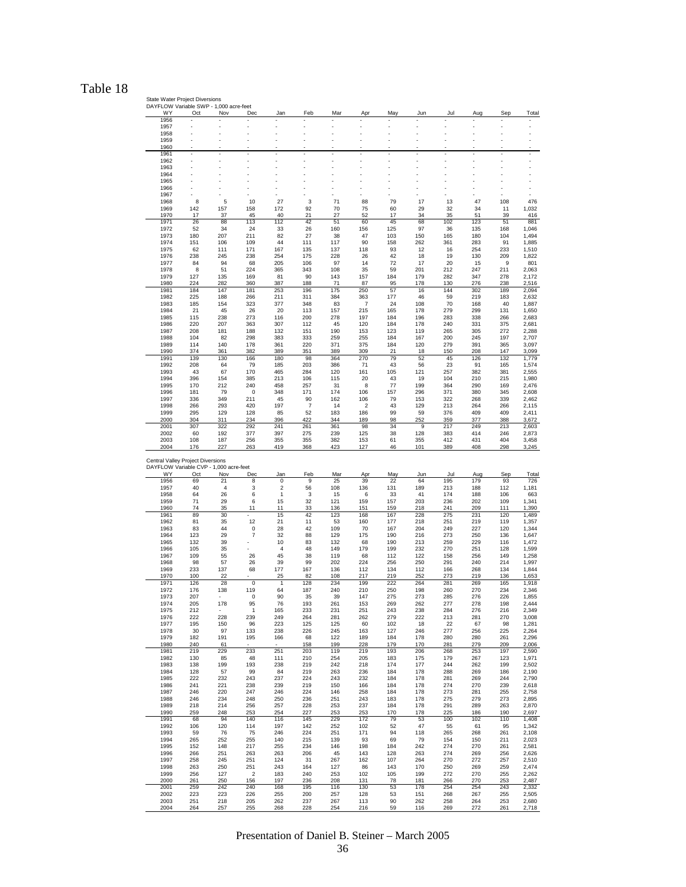# Table 18

State Water Project Diversions
DAYFLOW Variable SWP - 1,000 acre-feet

| WY | Oct | Nov | Dec | Jan | Feb | Mar | Apr | May | Jun | Jul | Aug | Sep | Total |
|---|---|---|---|---|---|---|---|---|---|---|---|---|---|
| 1956 | - | - | - | - | - | - | - | - | - | - | - | - | - |
| 1957 | - | - | - | - | - | - | - | - | - | - | - | - | - |
| 1958 | - | - | - | - | - | - | - | - | - | - | - | - | - |
| 1959 | - | - | - | - | - | - | - | - | - | - | - | - | - |
| 1960 | - | - | - | - | - | - | - | - | - | - | - | - | - |
| 1961 | - | - | - | - | - | - | - | - | - | - | - | - | - |
| 1962 | - | - | - | - | - | - | - | - | - | - | - | - | - |
| 1963 | - | - | - | - | - | - | - | - | - | - | - | - | - |
| 1964 | - | - | - | - | - | - | - | - | - | - | - | - | - |
| 1965 | - | - | - | - | - | - | - | - | - | - | - | - | - |
| 1966 | - | - | - | - | - | - | - | - | - | - | - | - | - |
| 1967 | - | - | - | - | - | - | - | - | - | - | - | - | - |
| 1968 | 8 | 5 | 10 | 27 | 3 | 71 | 88 | 79 | 17 | 13 | 47 | 108 | 476 |
| 1969 | 142 | 157 | 158 | 172 | 92 | 70 | 75 | 60 | 29 | 32 | 34 | 11 | 1,032 |
| 1970 | 17 | 37 | 45 | 40 | 21 | 27 | 52 | 17 | 34 | 35 | 51 | 39 | 416 |
| 1971 | 26 | 88 | 113 | 112 | 42 | 51 | 60 | 45 | 68 | 102 | 123 | 51 | 881 |
| 1972 | 52 | 34 | 24 | 33 | 26 | 160 | 156 | 125 | 97 | 36 | 135 | 168 | 1,046 |
| 1973 | 180 | 207 | 211 | 82 | 27 | 38 | 47 | 103 | 150 | 165 | 180 | 104 | 1,494 |
| 1974 | 151 | 106 | 109 | 44 | 111 | 117 | 90 | 158 | 262 | 361 | 283 | 91 | 1,885 |
| 1975 | 62 | 111 | 171 | 167 | 135 | 137 | 118 | 93 | 12 | 16 | 254 | 233 | 1,510 |
| 1976 | 238 | 245 | 238 | 254 | 175 | 228 | 26 | 42 | 18 | 19 | 130 | 209 | 1,822 |
| 1977 | 84 | 94 | 68 | 205 | 106 | 97 | 14 | 72 | 17 | 20 | 15 | 9 | 801 |
| 1978 | 8 | 51 | 224 | 365 | 343 | 108 | 35 | 59 | 201 | 212 | 247 | 211 | 2,063 |
| 1979 | 127 | 135 | 169 | 81 | 90 | 143 | 157 | 184 | 179 | 282 | 347 | 278 | 2,172 |
| 1980 | 224 | 282 | 360 | 387 | 188 | 71 | 87 | 95 | 178 | 130 | 276 | 238 | 2,516 |
| 1981 | 184 | 147 | 181 | 253 | 196 | 175 | 250 | 57 | 16 | 144 | 302 | 189 | 2,094 |
| 1982 | 225 | 188 | 266 | 211 | 311 | 384 | 363 | 177 | 46 | 59 | 219 | 183 | 2,632 |
| 1983 | 185 | 154 | 323 | 377 | 348 | 83 | 7 | 24 | 108 | 70 | 168 | 40 | 1,887 |
| 1984 | 21 | 45 | 26 | 20 | 113 | 157 | 215 | 165 | 178 | 279 | 299 | 131 | 1,650 |
| 1985 | 115 | 238 | 273 | 116 | 200 | 278 | 197 | 184 | 196 | 283 | 338 | 266 | 2,683 |
| 1986 | 220 | 207 | 363 | 307 | 112 | 45 | 120 | 184 | 178 | 240 | 331 | 375 | 2,681 |
| 1987 | 208 | 181 | 188 | 132 | 151 | 190 | 153 | 123 | 119 | 265 | 305 | 272 | 2,288 |
| 1988 | 104 | 82 | 298 | 383 | 333 | 259 | 255 | 184 | 167 | 200 | 245 | 197 | 2,707 |
| 1989 | 114 | 140 | 178 | 361 | 220 | 371 | 375 | 184 | 120 | 279 | 391 | 365 | 3,097 |
| 1990 | 374 | 361 | 382 | 389 | 351 | 389 | 309 | 21 | 18 | 150 | 208 | 147 | 3,099 |
| 1991 | 139 | 130 | 166 | 180 | 98 | 364 | 270 | 79 | 52 | 45 | 126 | 132 | 1,779 |
| 1992 | 208 | 64 | 79 | 185 | 203 | 386 | 71 | 43 | 56 | 23 | 91 | 165 | 1,574 |
| 1993 | 43 | 67 | 170 | 465 | 284 | 120 | 161 | 105 | 121 | 257 | 382 | 381 | 2,555 |
| 1994 | 396 | 154 | 385 | 213 | 106 | 115 | 20 | 43 | 19 | 104 | 210 | 215 | 1,980 |
| 1995 | 170 | 212 | 240 | 458 | 257 | 31 | 8 | 77 | 199 | 364 | 290 | 169 | 2,476 |
| 1996 | 181 | 79 | 0 | 348 | 171 | 174 | 106 | 157 | 296 | 371 | 380 | 345 | 2,608 |
| 1997 | 336 | 349 | 211 | 45 | 90 | 162 | 106 | 79 | 153 | 322 | 268 | 339 | 2,462 |
| 1998 | 266 | 293 | 420 | 197 | 7 | 14 | 2 | 43 | 129 | 213 | 264 | 266 | 2,115 |
| 1999 | 295 | 129 | 128 | 85 | 52 | 183 | 186 | 99 | 59 | 376 | 409 | 409 | 2,411 |
| 2000 | 304 | 311 | 234 | 396 | 422 | 344 | 189 | 98 | 252 | 359 | 377 | 388 | 3,672 |
| 2001 | 307 | 322 | 292 | 241 | 261 | 361 | 98 | 34 | 9 | 217 | 249 | 213 | 2,603 |
| 2002 | 60 | 192 | 377 | 397 | 275 | 239 | 125 | 38 | 128 | 383 | 414 | 246 | 2,873 |
| 2003 | 108 | 187 | 256 | 355 | 355 | 382 | 153 | 61 | 355 | 412 | 431 | 404 | 3,458 |
| 2004 | 176 | 227 | 263 | 419 | 368 | 423 | 127 | 46 | 101 | 389 | 408 | 298 | 3,245 |

Central Valley Project Diversions
DAYFLOW Variable CVP - 1,000 acre-feet

| WY | Oct | Nov | Dec | Jan | Feb | Mar | Apr | May | Jun | Jul | Aug | Sep | Total |
|---|---|---|---|---|---|---|---|---|---|---|---|---|---|
| 1956 | 69 | 21 | 8 | 0 | 9 | 25 | 39 | 22 | 64 | 195 | 179 | 93 | 726 |
| 1957 | 40 | 4 | 3 | 2 | 56 | 108 | 136 | 131 | 189 | 213 | 188 | 112 | 1,181 |
| 1958 | 64 | 26 | 6 | 1 | 3 | 15 | 6 | 33 | 41 | 174 | 188 | 106 | 663 |
| 1959 | 71 | 29 | 6 | 15 | 32 | 121 | 159 | 157 | 203 | 236 | 202 | 109 | 1,341 |
| 1960 | 74 | 35 | 11 | 11 | 33 | 136 | 151 | 159 | 218 | 241 | 209 | 111 | 1,390 |
| 1961 | 89 | 30 | - | 15 | 42 | 123 | 168 | 167 | 228 | 275 | 231 | 120 | 1,489 |
| 1962 | 81 | 35 | 12 | 21 | 11 | 53 | 160 | 177 | 218 | 251 | 219 | 119 | 1,357 |
| 1963 | 83 | 44 | 0 | 28 | 42 | 109 | 70 | 167 | 204 | 249 | 227 | 120 | 1,344 |
| 1964 | 123 | 29 | 7 | 32 | 88 | 129 | 175 | 190 | 216 | 273 | 250 | 136 | 1,647 |
| 1965 | 132 | 39 | - | 10 | 83 | 132 | 68 | 190 | 213 | 259 | 229 | 116 | 1,472 |
| 1966 | 105 | 35 | - | 4 | 48 | 149 | 179 | 199 | 232 | 270 | 251 | 128 | 1,599 |
| 1967 | 109 | 55 | 26 | 45 | 38 | 119 | 68 | 112 | 122 | 158 | 256 | 149 | 1,258 |
| 1968 | 98 | 57 | 26 | 39 | 99 | 202 | 224 | 256 | 250 | 291 | 240 | 214 | 1,997 |
| 1969 | 233 | 137 | 68 | 177 | 167 | 136 | 112 | 134 | 112 | 166 | 268 | 134 | 1,844 |
| 1970 | 100 | 22 | - | 25 | 82 | 108 | 217 | 219 | 252 | 273 | 219 | 136 | 1,653 |
| 1971 | 126 | 28 | 0 | 1 | 128 | 234 | 199 | 222 | 264 | 281 | 269 | 165 | 1,918 |
| 1972 | 176 | 138 | 119 | 64 | 187 | 240 | 210 | 250 | 198 | 260 | 270 | 234 | 2,346 |
| 1973 | 207 | - | 0 | 90 | 35 | 39 | 147 | 275 | 273 | 285 | 276 | 226 | 1,855 |
| 1974 | 205 | 178 | 95 | 76 | 193 | 261 | 153 | 269 | 262 | 277 | 278 | 198 | 2,444 |
| 1975 | 212 | - | 1 | 165 | 233 | 231 | 251 | 243 | 238 | 284 | 276 | 216 | 2,349 |
| 1976 | 222 | 228 | 239 | 249 | 264 | 281 | 262 | 279 | 222 | 213 | 281 | 270 | 3,008 |
| 1977 | 195 | 150 | 96 | 223 | 125 | 125 | 60 | 102 | 18 | 22 | 67 | 98 | 1,281 |
| 1978 | 30 | 97 | 133 | 238 | 226 | 245 | 163 | 127 | 246 | 277 | 256 | 225 | 2,264 |
| 1979 | 182 | 191 | 195 | 166 | 68 | 122 | 189 | 184 | 178 | 280 | 280 | 261 | 2,296 |
| 1980 | 240 | 61 | - | - | 158 | 199 | 228 | 179 | 170 | 281 | 279 | 209 | 2,006 |
| 1981 | 219 | 229 | 233 | 251 | 203 | 119 | 219 | 193 | 206 | 268 | 253 | 197 | 2,590 |
| 1982 | 130 | 85 | 48 | 111 | 210 | 254 | 205 | 183 | 175 | 179 | 267 | 123 | 1,971 |
| 1983 | 138 | 199 | 193 | 238 | 219 | 242 | 218 | 174 | 177 | 244 | 262 | 199 | 2,502 |
| 1984 | 128 | 57 | 99 | 84 | 219 | 263 | 236 | 184 | 178 | 288 | 269 | 186 | 2,190 |
| 1985 | 222 | 232 | 243 | 237 | 224 | 243 | 232 | 184 | 178 | 281 | 269 | 244 | 2,790 |
| 1986 | 241 | 221 | 238 | 239 | 219 | 150 | 166 | 184 | 178 | 274 | 270 | 239 | 2,618 |
| 1987 | 246 | 220 | 247 | 246 | 224 | 146 | 258 | 184 | 178 | 273 | 281 | 255 | 2,758 |
| 1988 | 246 | 234 | 248 | 250 | 236 | 251 | 243 | 183 | 178 | 275 | 279 | 273 | 2,895 |
| 1989 | 218 | 214 | 256 | 257 | 228 | 253 | 237 | 184 | 178 | 291 | 289 | 263 | 2,870 |
| 1990 | 259 | 248 | 253 | 254 | 227 | 253 | 253 | 170 | 178 | 225 | 186 | 190 | 2,697 |
| 1991 | 68 | 94 | 140 | 116 | 145 | 229 | 172 | 79 | 53 | 100 | 102 | 110 | 1,408 |
| 1992 | 106 | 120 | 114 | 197 | 142 | 252 | 102 | 52 | 47 | 55 | 61 | 95 | 1,342 |
| 1993 | 59 | 76 | 75 | 246 | 224 | 251 | 171 | 94 | 118 | 265 | 268 | 261 | 2,108 |
| 1994 | 265 | 252 | 255 | 140 | 215 | 139 | 93 | 69 | 79 | 154 | 150 | 211 | 2,023 |
| 1995 | 152 | 148 | 217 | 255 | 234 | 146 | 198 | 184 | 242 | 274 | 270 | 261 | 2,581 |
| 1996 | 266 | 251 | 263 | 263 | 206 | 45 | 143 | 128 | 263 | 274 | 269 | 256 | 2,626 |
| 1997 | 258 | 245 | 251 | 124 | 31 | 267 | 162 | 107 | 264 | 270 | 272 | 257 | 2,510 |
| 1998 | 263 | 250 | 251 | 243 | 164 | 127 | 86 | 143 | 170 | 250 | 269 | 259 | 2,474 |
| 1999 | 256 | 127 | 2 | 183 | 240 | 253 | 102 | 105 | 199 | 272 | 270 | 255 | 2,262 |
| 2000 | 261 | 250 | 156 | 197 | 236 | 208 | 131 | 78 | 181 | 266 | 270 | 253 | 2,487 |
| 2001 | 259 | 242 | 240 | 168 | 195 | 116 | 130 | 53 | 178 | 254 | 254 | 243 | 2,332 |
| 2002 | 223 | 223 | 226 | 255 | 200 | 257 | 128 | 53 | 151 | 268 | 267 | 255 | 2,505 |
| 2003 | 251 | 218 | 205 | 262 | 237 | 267 | 113 | 90 | 262 | 258 | 264 | 253 | 2,680 |
| 2004 | 264 | 257 | 255 | 268 | 228 | 254 | 216 | 59 | 116 | 269 | 272 | 261 | 2,718 |

Presentation of Daniel B. Steiner – March 2005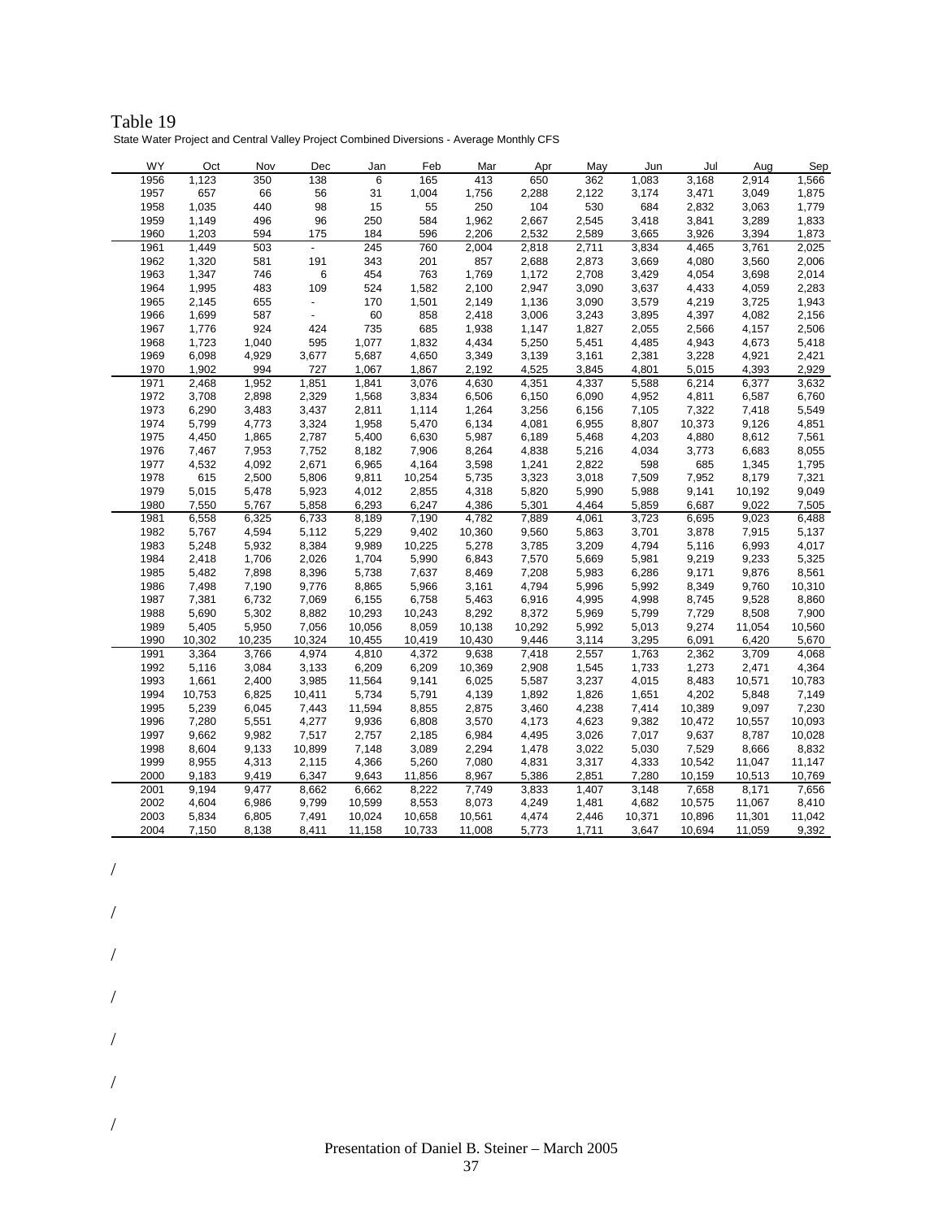Table 19

State Water Project and Central Valley Project Combined Diversions - Average Monthly CFS

| WY | Oct | Nov | Dec | Jan | Feb | Mar | Apr | May | Jun | Jul | Aug | Sep |
|---|---|---|---|---|---|---|---|---|---|---|---|---|
| 1956 | 1,123 | 350 | 138 | 6 | 165 | 413 | 650 | 362 | 1,083 | 3,168 | 2,914 | 1,566 |
| 1957 | 657 | 66 | 56 | 31 | 1,004 | 1,756 | 2,288 | 2,122 | 3,174 | 3,471 | 3,049 | 1,875 |
| 1958 | 1,035 | 440 | 98 | 15 | 55 | 250 | 104 | 530 | 684 | 2,832 | 3,063 | 1,779 |
| 1959 | 1,149 | 496 | 96 | 250 | 584 | 1,962 | 2,667 | 2,545 | 3,418 | 3,841 | 3,289 | 1,833 |
| 1960 | 1,203 | 594 | 175 | 184 | 596 | 2,206 | 2,532 | 2,589 | 3,665 | 3,926 | 3,394 | 1,873 |
| 1961 | 1,449 | 503 | - | 245 | 760 | 2,004 | 2,818 | 2,711 | 3,834 | 4,465 | 3,761 | 2,025 |
| 1962 | 1,320 | 581 | 191 | 343 | 201 | 857 | 2,688 | 2,873 | 3,669 | 4,080 | 3,560 | 2,006 |
| 1963 | 1,347 | 746 | 6 | 454 | 763 | 1,769 | 1,172 | 2,708 | 3,429 | 4,054 | 3,698 | 2,014 |
| 1964 | 1,995 | 483 | 109 | 524 | 1,582 | 2,100 | 2,947 | 3,090 | 3,637 | 4,433 | 4,059 | 2,283 |
| 1965 | 2,145 | 655 | - | 170 | 1,501 | 2,149 | 1,136 | 3,090 | 3,579 | 4,219 | 3,725 | 1,943 |
| 1966 | 1,699 | 587 | - | 60 | 858 | 2,418 | 3,006 | 3,243 | 3,895 | 4,397 | 4,082 | 2,156 |
| 1967 | 1,776 | 924 | 424 | 735 | 685 | 1,938 | 1,147 | 1,827 | 2,055 | 2,566 | 4,157 | 2,506 |
| 1968 | 1,723 | 1,040 | 595 | 1,077 | 1,832 | 4,434 | 5,250 | 5,451 | 4,485 | 4,943 | 4,673 | 5,418 |
| 1969 | 6,098 | 4,929 | 3,677 | 5,687 | 4,650 | 3,349 | 3,139 | 3,161 | 2,381 | 3,228 | 4,921 | 2,421 |
| 1970 | 1,902 | 994 | 727 | 1,067 | 1,867 | 2,192 | 4,525 | 3,845 | 4,801 | 5,015 | 4,393 | 2,929 |
| 1971 | 2,468 | 1,952 | 1,851 | 1,841 | 3,076 | 4,630 | 4,351 | 4,337 | 5,588 | 6,214 | 6,377 | 3,632 |
| 1972 | 3,708 | 2,898 | 2,329 | 1,568 | 3,834 | 6,506 | 6,150 | 6,090 | 4,952 | 4,811 | 6,587 | 6,760 |
| 1973 | 6,290 | 3,483 | 3,437 | 2,811 | 1,114 | 1,264 | 3,256 | 6,156 | 7,105 | 7,322 | 7,418 | 5,549 |
| 1974 | 5,799 | 4,773 | 3,324 | 1,958 | 5,470 | 6,134 | 4,081 | 6,955 | 8,807 | 10,373 | 9,126 | 4,851 |
| 1975 | 4,450 | 1,865 | 2,787 | 5,400 | 6,630 | 5,987 | 6,189 | 5,468 | 4,203 | 4,880 | 8,612 | 7,561 |
| 1976 | 7,467 | 7,953 | 7,752 | 8,182 | 7,906 | 8,264 | 4,838 | 5,216 | 4,034 | 3,773 | 6,683 | 8,055 |
| 1977 | 4,532 | 4,092 | 2,671 | 6,965 | 4,164 | 3,598 | 1,241 | 2,822 | 598 | 685 | 1,345 | 1,795 |
| 1978 | 615 | 2,500 | 5,806 | 9,811 | 10,254 | 5,735 | 3,323 | 3,018 | 7,509 | 7,952 | 8,179 | 7,321 |
| 1979 | 5,015 | 5,478 | 5,923 | 4,012 | 2,855 | 4,318 | 5,820 | 5,990 | 5,988 | 9,141 | 10,192 | 9,049 |
| 1980 | 7,550 | 5,767 | 5,858 | 6,293 | 6,247 | 4,386 | 5,301 | 4,464 | 5,859 | 6,687 | 9,022 | 7,505 |
| 1981 | 6,558 | 6,325 | 6,733 | 8,189 | 7,190 | 4,782 | 7,889 | 4,061 | 3,723 | 6,695 | 9,023 | 6,488 |
| 1982 | 5,767 | 4,594 | 5,112 | 5,229 | 9,402 | 10,360 | 9,560 | 5,863 | 3,701 | 3,878 | 7,915 | 5,137 |
| 1983 | 5,248 | 5,932 | 8,384 | 9,989 | 10,225 | 5,278 | 3,785 | 3,209 | 4,794 | 5,116 | 6,993 | 4,017 |
| 1984 | 2,418 | 1,706 | 2,026 | 1,704 | 5,990 | 6,843 | 7,570 | 5,669 | 5,981 | 9,219 | 9,233 | 5,325 |
| 1985 | 5,482 | 7,898 | 8,396 | 5,738 | 7,637 | 8,469 | 7,208 | 5,983 | 6,286 | 9,171 | 9,876 | 8,561 |
| 1986 | 7,498 | 7,190 | 9,776 | 8,865 | 5,966 | 3,161 | 4,794 | 5,996 | 5,992 | 8,349 | 9,760 | 10,310 |
| 1987 | 7,381 | 6,732 | 7,069 | 6,155 | 6,758 | 5,463 | 6,916 | 4,995 | 4,998 | 8,745 | 9,528 | 8,860 |
| 1988 | 5,690 | 5,302 | 8,882 | 10,293 | 10,243 | 8,292 | 8,372 | 5,969 | 5,799 | 7,729 | 8,508 | 7,900 |
| 1989 | 5,405 | 5,950 | 7,056 | 10,056 | 8,059 | 10,138 | 10,292 | 5,992 | 5,013 | 9,274 | 11,054 | 10,560 |
| 1990 | 10,302 | 10,235 | 10,324 | 10,455 | 10,419 | 10,430 | 9,446 | 3,114 | 3,295 | 6,091 | 6,420 | 5,670 |
| 1991 | 3,364 | 3,766 | 4,974 | 4,810 | 4,372 | 9,638 | 7,418 | 2,557 | 1,763 | 2,362 | 3,709 | 4,068 |
| 1992 | 5,116 | 3,084 | 3,133 | 6,209 | 6,209 | 10,369 | 2,908 | 1,545 | 1,733 | 1,273 | 2,471 | 4,364 |
| 1993 | 1,661 | 2,400 | 3,985 | 11,564 | 9,141 | 6,025 | 5,587 | 3,237 | 4,015 | 8,483 | 10,571 | 10,783 |
| 1994 | 10,753 | 6,825 | 10,411 | 5,734 | 5,791 | 4,139 | 1,892 | 1,826 | 1,651 | 4,202 | 5,848 | 7,149 |
| 1995 | 5,239 | 6,045 | 7,443 | 11,594 | 8,855 | 2,875 | 3,460 | 4,238 | 7,414 | 10,389 | 9,097 | 7,230 |
| 1996 | 7,280 | 5,551 | 4,277 | 9,936 | 6,808 | 3,570 | 4,173 | 4,623 | 9,382 | 10,472 | 10,557 | 10,093 |
| 1997 | 9,662 | 9,982 | 7,517 | 2,757 | 2,185 | 6,984 | 4,495 | 3,026 | 7,017 | 9,637 | 8,787 | 10,028 |
| 1998 | 8,604 | 9,133 | 10,899 | 7,148 | 3,089 | 2,294 | 1,478 | 3,022 | 5,030 | 7,529 | 8,666 | 8,832 |
| 1999 | 8,955 | 4,313 | 2,115 | 4,366 | 5,260 | 7,080 | 4,831 | 3,317 | 4,333 | 10,542 | 11,047 | 11,147 |
| 2000 | 9,183 | 9,419 | 6,347 | 9,643 | 11,856 | 8,967 | 5,386 | 2,851 | 7,280 | 10,159 | 10,513 | 10,769 |
| 2001 | 9,194 | 9,477 | 8,662 | 6,662 | 8,222 | 7,749 | 3,833 | 1,407 | 3,148 | 7,658 | 8,171 | 7,656 |
| 2002 | 4,604 | 6,986 | 9,799 | 10,599 | 8,553 | 8,073 | 4,249 | 1,481 | 4,682 | 10,575 | 11,067 | 8,410 |
| 2003 | 5,834 | 6,805 | 7,491 | 10,024 | 10,658 | 10,561 | 4,474 | 2,446 | 10,371 | 10,896 | 11,301 | 11,042 |
| 2004 | 7,150 | 8,138 | 8,411 | 11,158 | 10,733 | 11,008 | 5,773 | 1,711 | 3,647 | 10,694 | 11,059 | 9,392 |

/

/

/

/

/

/

/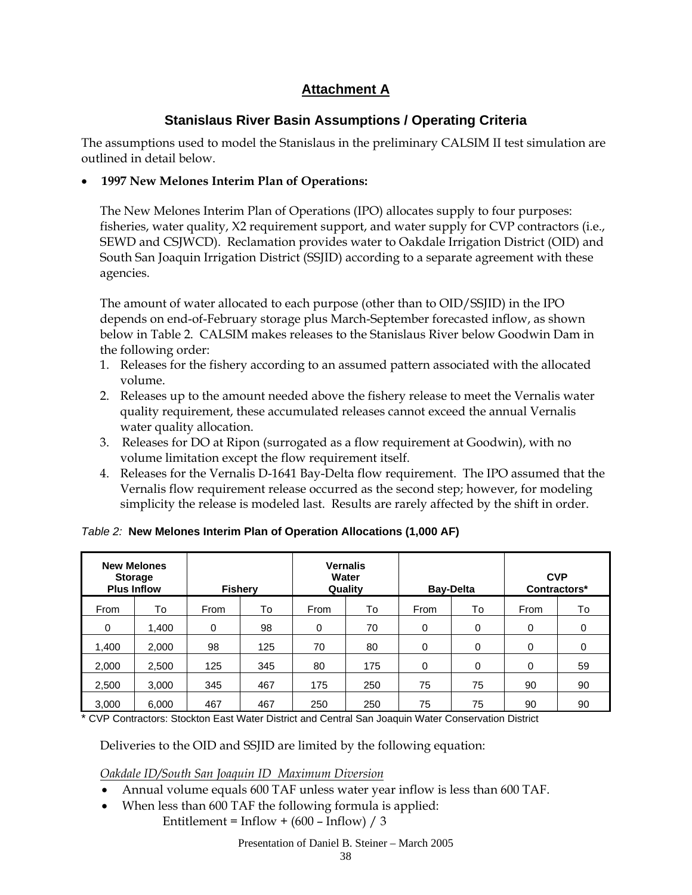# Attachment A

## Stanislaus River Basin Assumptions / Operating Criteria

The assumptions used to model the Stanislaus in the preliminary CALSIM II test simulation are outlined in detail below.

- **1997 New Melones Interim Plan of Operations:**

  The New Melones Interim Plan of Operations (IPO) allocates supply to four purposes: fisheries, water quality, X2 requirement support, and water supply for CVP contractors (i.e., SEWD and CSJWCD). Reclamation provides water to Oakdale Irrigation District (OID) and South San Joaquin Irrigation District (SSJID) according to a separate agreement with these agencies.

  The amount of water allocated to each purpose (other than to OID/SSJID) in the IPO depends on end-of-February storage plus March-September forecasted inflow, as shown below in Table 2. CALSIM makes releases to the Stanislaus River below Goodwin Dam in the following order:

  1. Releases for the fishery according to an assumed pattern associated with the allocated volume.
  2. Releases up to the amount needed above the fishery release to meet the Vernalis water quality requirement, these accumulated releases cannot exceed the annual Vernalis water quality allocation.
  3. Releases for DO at Ripon (surrogated as a flow requirement at Goodwin), with no volume limitation except the flow requirement itself.
  4. Releases for the Vernalis D-1641 Bay-Delta flow requirement. The IPO assumed that the Vernalis flow requirement release occurred as the second step; however, for modeling simplicity the release is modeled last. Results are rarely affected by the shift in order.

*Table 2:* **New Melones Interim Plan of Operation Allocations (1,000 AF)**

| New Melones Storage Plus Inflow | | Fishery | | Vernalis Water Quality | | Bay-Delta | | CVP Contractors* | |
|---|---|---|---|---|---|---|---|---|---|
| From | To | From | To | From | To | From | To | From | To |
| 0 | 1,400 | 0 | 98 | 0 | 70 | 0 | 0 | 0 | 0 |
| 1,400 | 2,000 | 98 | 125 | 70 | 80 | 0 | 0 | 0 | 0 |
| 2,000 | 2,500 | 125 | 345 | 80 | 175 | 0 | 0 | 0 | 59 |
| 2,500 | 3,000 | 345 | 467 | 175 | 250 | 75 | 75 | 90 | 90 |
| 3,000 | 6,000 | 467 | 467 | 250 | 250 | 75 | 75 | 90 | 90 |

\* CVP Contractors: Stockton East Water District and Central San Joaquin Water Conservation District

Deliveries to the OID and SSJID are limited by the following equation:

*Oakdale ID/South San Joaquin ID Maximum Diversion*

- Annual volume equals 600 TAF unless water year inflow is less than 600 TAF.
- When less than 600 TAF the following formula is applied:

  Entitlement = Inflow + (600 – Inflow) / 3

Presentation of Daniel B. Steiner – March 2005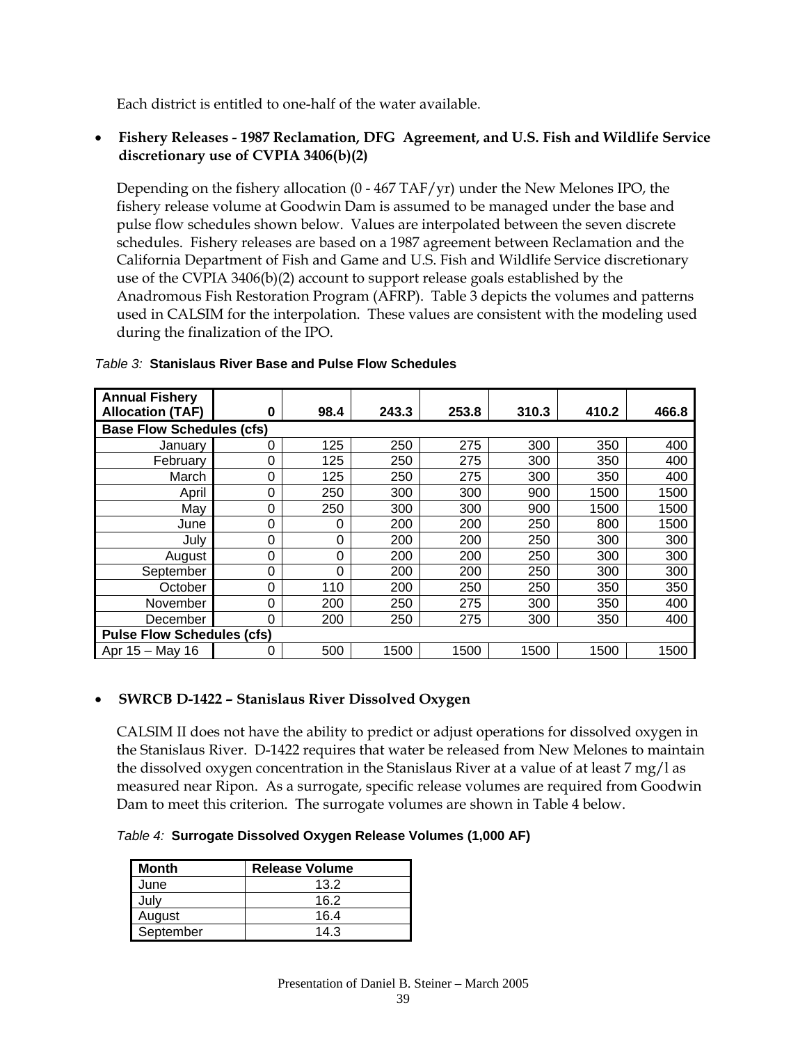Each district is entitled to one-half of the water available.

- **Fishery Releases - 1987 Reclamation, DFG Agreement, and U.S. Fish and Wildlife Service discretionary use of CVPIA 3406(b)(2)**

  Depending on the fishery allocation (0 - 467 TAF/yr) under the New Melones IPO, the fishery release volume at Goodwin Dam is assumed to be managed under the base and pulse flow schedules shown below. Values are interpolated between the seven discrete schedules. Fishery releases are based on a 1987 agreement between Reclamation and the California Department of Fish and Game and U.S. Fish and Wildlife Service discretionary use of the CVPIA 3406(b)(2) account to support release goals established by the Anadromous Fish Restoration Program (AFRP). Table 3 depicts the volumes and patterns used in CALSIM for the interpolation. These values are consistent with the modeling used during the finalization of the IPO.

*Table 3:* **Stanislaus River Base and Pulse Flow Schedules**

| Annual Fishery Allocation (TAF) | 0 | 98.4 | 243.3 | 253.8 | 310.3 | 410.2 | 466.8 |
|---|---|---|---|---|---|---|---|
| **Base Flow Schedules (cfs)** | | | | | | | |
| January | 0 | 125 | 250 | 275 | 300 | 350 | 400 |
| February | 0 | 125 | 250 | 275 | 300 | 350 | 400 |
| March | 0 | 125 | 250 | 275 | 300 | 350 | 400 |
| April | 0 | 250 | 300 | 300 | 900 | 1500 | 1500 |
| May | 0 | 250 | 300 | 300 | 900 | 1500 | 1500 |
| June | 0 | 0 | 200 | 200 | 250 | 800 | 1500 |
| July | 0 | 0 | 200 | 200 | 250 | 300 | 300 |
| August | 0 | 0 | 200 | 200 | 250 | 300 | 300 |
| September | 0 | 0 | 200 | 200 | 250 | 300 | 300 |
| October | 0 | 110 | 200 | 250 | 250 | 350 | 350 |
| November | 0 | 200 | 250 | 275 | 300 | 350 | 400 |
| December | 0 | 200 | 250 | 275 | 300 | 350 | 400 |
| **Pulse Flow Schedules (cfs)** | | | | | | | |
| Apr 15 – May 16 | 0 | 500 | 1500 | 1500 | 1500 | 1500 | 1500 |

- **SWRCB D-1422 – Stanislaus River Dissolved Oxygen**

  CALSIM II does not have the ability to predict or adjust operations for dissolved oxygen in the Stanislaus River. D-1422 requires that water be released from New Melones to maintain the dissolved oxygen concentration in the Stanislaus River at a value of at least 7 mg/l as measured near Ripon. As a surrogate, specific release volumes are required from Goodwin Dam to meet this criterion. The surrogate volumes are shown in Table 4 below.

*Table 4:* **Surrogate Dissolved Oxygen Release Volumes (1,000 AF)**

| Month | Release Volume |
|---|---|
| June | 13.2 |
| July | 16.2 |
| August | 16.4 |
| September | 14.3 |

Presentation of Daniel B. Steiner – March 2005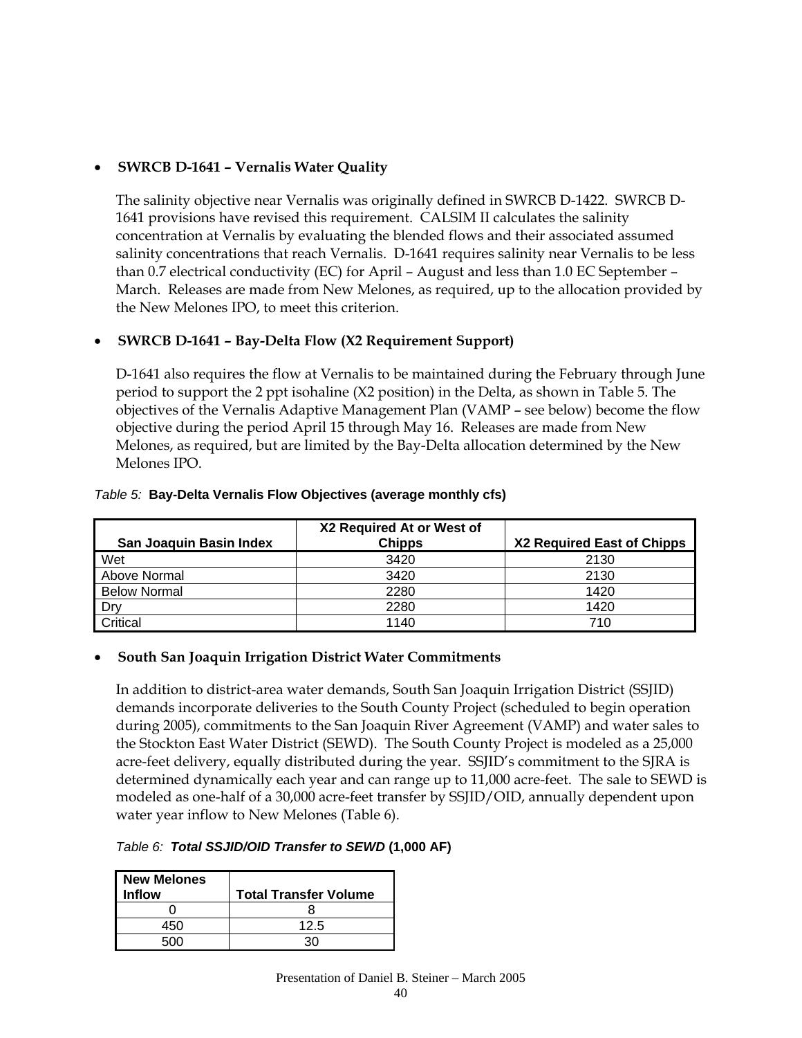- **SWRCB D-1641 – Vernalis Water Quality**

  The salinity objective near Vernalis was originally defined in SWRCB D-1422. SWRCB D-1641 provisions have revised this requirement. CALSIM II calculates the salinity concentration at Vernalis by evaluating the blended flows and their associated assumed salinity concentrations that reach Vernalis. D-1641 requires salinity near Vernalis to be less than 0.7 electrical conductivity (EC) for April – August and less than 1.0 EC September – March. Releases are made from New Melones, as required, up to the allocation provided by the New Melones IPO, to meet this criterion.

- **SWRCB D-1641 – Bay-Delta Flow (X2 Requirement Support)**

  D-1641 also requires the flow at Vernalis to be maintained during the February through June period to support the 2 ppt isohaline (X2 position) in the Delta, as shown in Table 5. The objectives of the Vernalis Adaptive Management Plan (VAMP – see below) become the flow objective during the period April 15 through May 16. Releases are made from New Melones, as required, but are limited by the Bay-Delta allocation determined by the New Melones IPO.

*Table 5:* **Bay-Delta Vernalis Flow Objectives (average monthly cfs)**

| San Joaquin Basin Index | X2 Required At or West of Chipps | X2 Required East of Chipps |
|---|---|---|
| Wet | 3420 | 2130 |
| Above Normal | 3420 | 2130 |
| Below Normal | 2280 | 1420 |
| Dry | 2280 | 1420 |
| Critical | 1140 | 710 |

- **South San Joaquin Irrigation District Water Commitments**

  In addition to district-area water demands, South San Joaquin Irrigation District (SSJID) demands incorporate deliveries to the South County Project (scheduled to begin operation during 2005), commitments to the San Joaquin River Agreement (VAMP) and water sales to the Stockton East Water District (SEWD). The South County Project is modeled as a 25,000 acre-feet delivery, equally distributed during the year. SSJID's commitment to the SJRA is determined dynamically each year and can range up to 11,000 acre-feet. The sale to SEWD is modeled as one-half of a 30,000 acre-feet transfer by SSJID/OID, annually dependent upon water year inflow to New Melones (Table 6).

*Table 6:* ***Total SSJID/OID Transfer to SEWD* (1,000 AF)**

| New Melones Inflow | Total Transfer Volume |
|---|---|
| 0 | 8 |
| 450 | 12.5 |
| 500 | 30 |

Presentation of Daniel B. Steiner – March 2005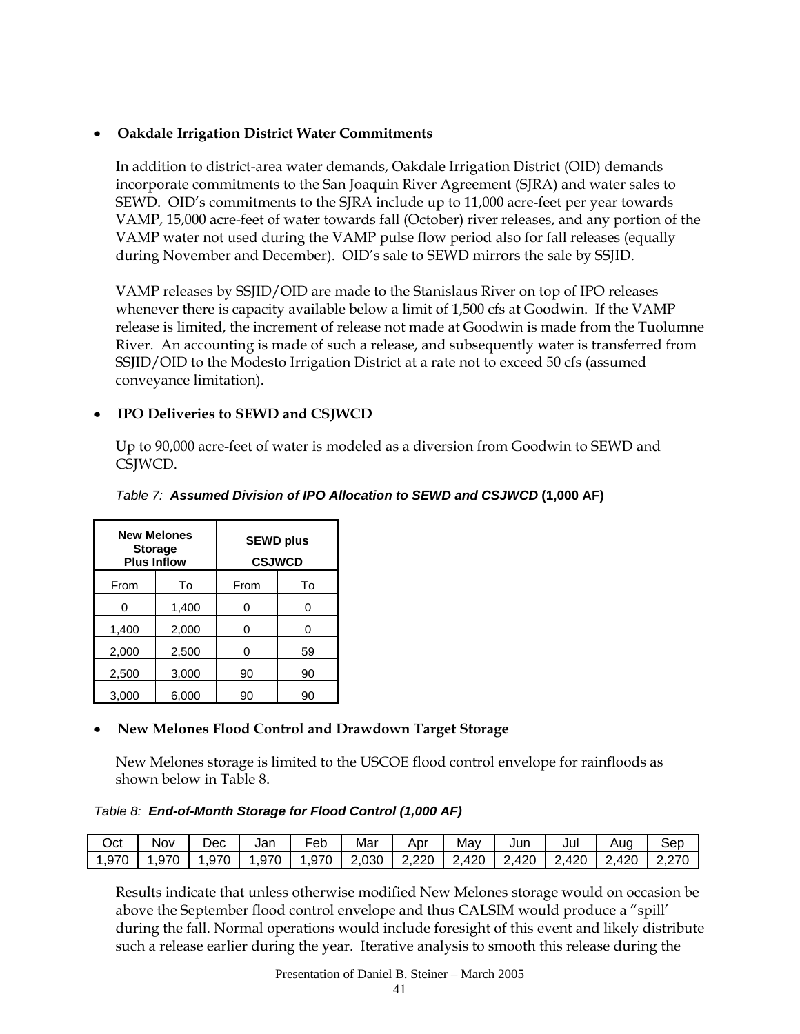- **Oakdale Irrigation District Water Commitments**

  In addition to district-area water demands, Oakdale Irrigation District (OID) demands incorporate commitments to the San Joaquin River Agreement (SJRA) and water sales to SEWD. OID's commitments to the SJRA include up to 11,000 acre-feet per year towards VAMP, 15,000 acre-feet of water towards fall (October) river releases, and any portion of the VAMP water not used during the VAMP pulse flow period also for fall releases (equally during November and December). OID's sale to SEWD mirrors the sale by SSJID.

  VAMP releases by SSJID/OID are made to the Stanislaus River on top of IPO releases whenever there is capacity available below a limit of 1,500 cfs at Goodwin. If the VAMP release is limited, the increment of release not made at Goodwin is made from the Tuolumne River. An accounting is made of such a release, and subsequently water is transferred from SSJID/OID to the Modesto Irrigation District at a rate not to exceed 50 cfs (assumed conveyance limitation).

- **IPO Deliveries to SEWD and CSJWCD**

  Up to 90,000 acre-feet of water is modeled as a diversion from Goodwin to SEWD and CSJWCD.

*Table 7:* ***Assumed Division of IPO Allocation to SEWD and CSJWCD*** **(1,000 AF)**

| New Melones Storage Plus Inflow | | SEWD plus CSJWCD | |
|---|---|---|---|
| From | To | From | To |
| 0 | 1,400 | 0 | 0 |
| 1,400 | 2,000 | 0 | 0 |
| 2,000 | 2,500 | 0 | 59 |
| 2,500 | 3,000 | 90 | 90 |
| 3,000 | 6,000 | 90 | 90 |

- **New Melones Flood Control and Drawdown Target Storage**

  New Melones storage is limited to the USCOE flood control envelope for rainfloods as shown below in Table 8.

*Table 8:* ***End-of-Month Storage for Flood Control (1,000 AF)***

| Oct | Nov | Dec | Jan | Feb | Mar | Apr | May | Jun | Jul | Aug | Sep |
|---|---|---|---|---|---|---|---|---|---|---|---|
| 1,970 | 1,970 | 1,970 | 1,970 | 1,970 | 2,030 | 2,220 | 2,420 | 2,420 | 2,420 | 2,420 | 2,270 |

Results indicate that unless otherwise modified New Melones storage would on occasion be above the September flood control envelope and thus CALSIM would produce a "spill' during the fall. Normal operations would include foresight of this event and likely distribute such a release earlier during the year. Iterative analysis to smooth this release during the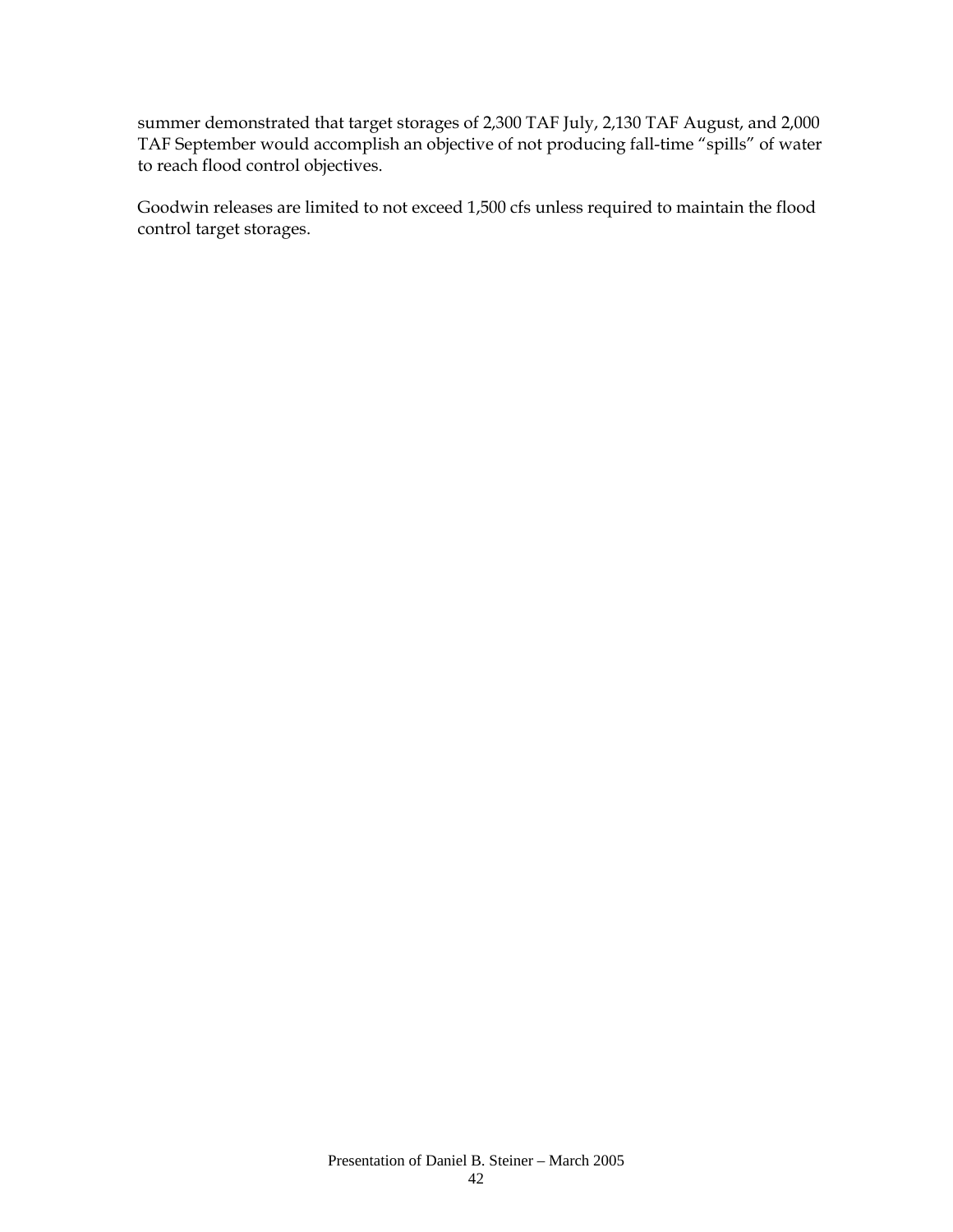summer demonstrated that target storages of 2,300 TAF July, 2,130 TAF August, and 2,000 TAF September would accomplish an objective of not producing fall-time "spills" of water to reach flood control objectives.

Goodwin releases are limited to not exceed 1,500 cfs unless required to maintain the flood control target storages.